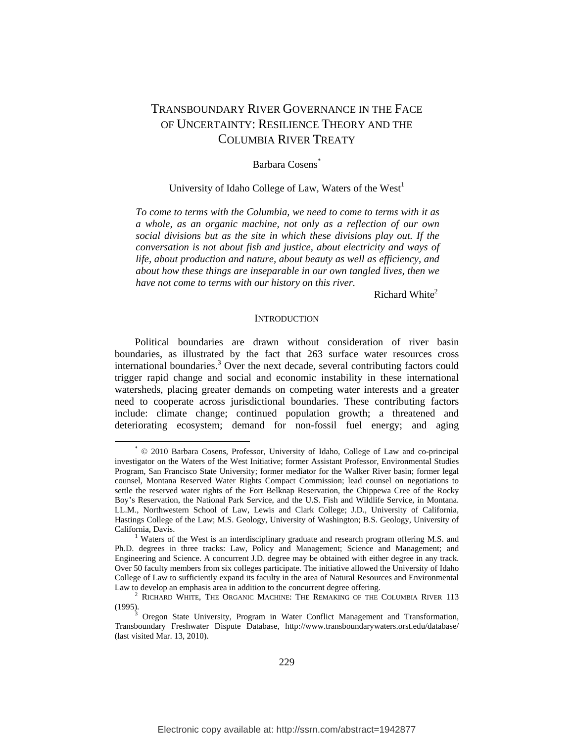# Transboundary River Governance in the Face of Uncertainty: Resilience Theory and the Columbia River Treaty

Barbara Cosens[*]

University of Idaho College of Law, Waters of the West[1]

> *To come to terms with the Columbia, we need to come to terms with it as a whole, as an organic machine, not only as a reflection of our own social divisions but as the site in which these divisions play out. If the conversation is not about fish and justice, about electricity and ways of life, about production and nature, about beauty as well as efficiency, and about how these things are inseparable in our own tangled lives, then we have not come to terms with our history on this river.*
>
> Richard White[2]

## Introduction

Political boundaries are drawn without consideration of river basin boundaries, as illustrated by the fact that 263 surface water resources cross international boundaries.[3] Over the next decade, several contributing factors could trigger rapid change and social and economic instability in these international watersheds, placing greater demands on competing water interests and a greater need to cooperate across jurisdictional boundaries. These contributing factors include: climate change; continued population growth; a threatened and deteriorating ecosystem; demand for non-fossil fuel energy; and aging

---

[*] © 2010 Barbara Cosens, Professor, University of Idaho, College of Law and co-principal investigator on the Waters of the West Initiative; former Assistant Professor, Environmental Studies Program, San Francisco State University; former mediator for the Walker River basin; former legal counsel, Montana Reserved Water Rights Compact Commission; lead counsel on negotiations to settle the reserved water rights of the Fort Belknap Reservation, the Chippewa Cree of the Rocky Boy's Reservation, the National Park Service, and the U.S. Fish and Wildlife Service, in Montana. LL.M., Northwestern School of Law, Lewis and Clark College; J.D., University of California, Hastings College of the Law; M.S. Geology, University of Washington; B.S. Geology, University of California, Davis.

[1] Waters of the West is an interdisciplinary graduate and research program offering M.S. and Ph.D. degrees in three tracks: Law, Policy and Management; Science and Management; and Engineering and Science. A concurrent J.D. degree may be obtained with either degree in any track. Over 50 faculty members from six colleges participate. The initiative allowed the University of Idaho College of Law to sufficiently expand its faculty in the area of Natural Resources and Environmental Law to develop an emphasis area in addition to the concurrent degree offering.

[2] Richard White, The Organic Machine: The Remaking of the Columbia River 113 (1995).

[3] Oregon State University, Program in Water Conflict Management and Transformation, Transboundary Freshwater Dispute Database, http://www.transboundarywaters.orst.edu/database/ (last visited Mar. 13, 2010).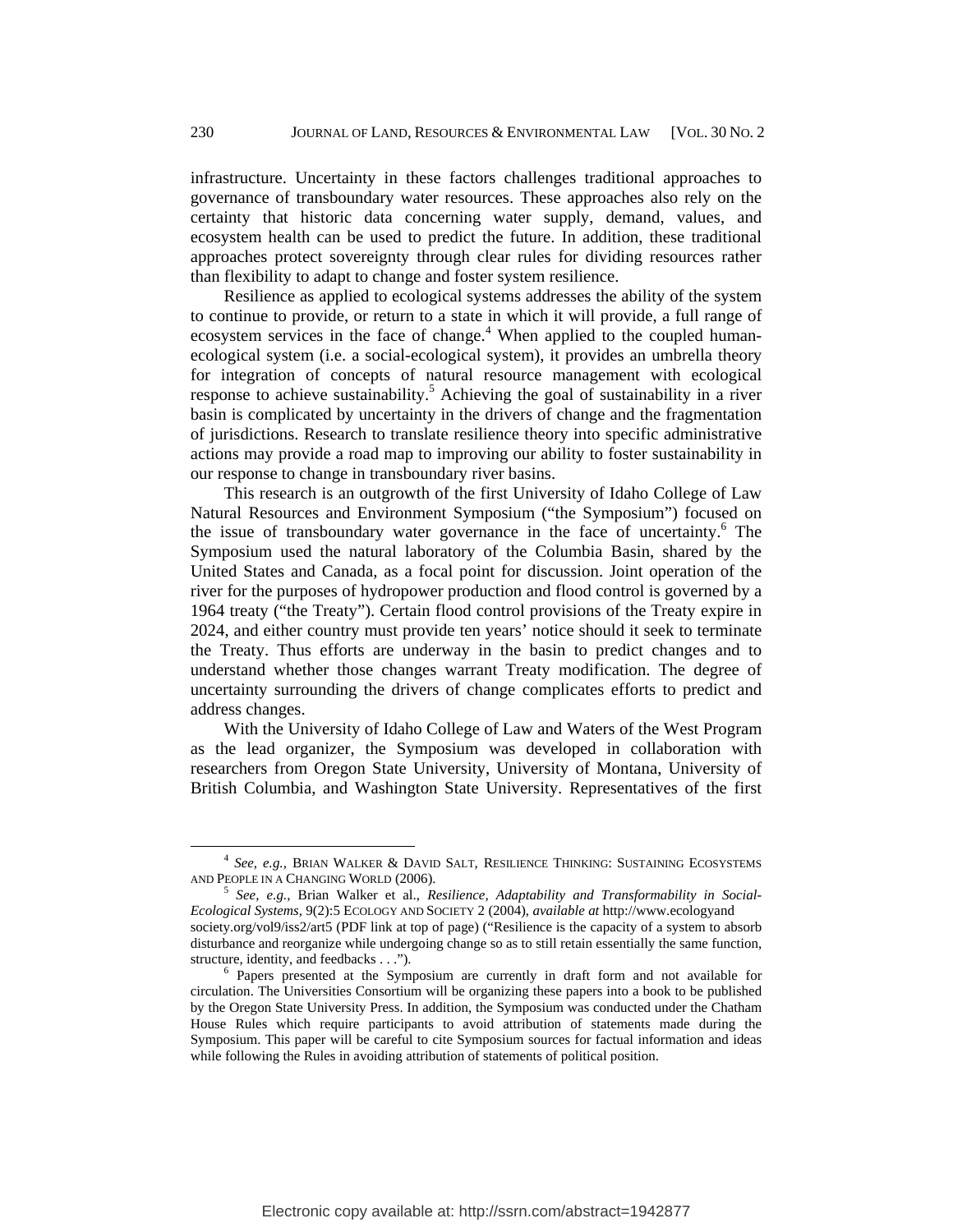infrastructure. Uncertainty in these factors challenges traditional approaches to governance of transboundary water resources. These approaches also rely on the certainty that historic data concerning water supply, demand, values, and ecosystem health can be used to predict the future. In addition, these traditional approaches protect sovereignty through clear rules for dividing resources rather than flexibility to adapt to change and foster system resilience.

Resilience as applied to ecological systems addresses the ability of the system to continue to provide, or return to a state in which it will provide, a full range of ecosystem services in the face of change.[4] When applied to the coupled human-ecological system (i.e. a social-ecological system), it provides an umbrella theory for integration of concepts of natural resource management with ecological response to achieve sustainability.[5] Achieving the goal of sustainability in a river basin is complicated by uncertainty in the drivers of change and the fragmentation of jurisdictions. Research to translate resilience theory into specific administrative actions may provide a road map to improving our ability to foster sustainability in our response to change in transboundary river basins.

This research is an outgrowth of the first University of Idaho College of Law Natural Resources and Environment Symposium ("the Symposium") focused on the issue of transboundary water governance in the face of uncertainty.[6] The Symposium used the natural laboratory of the Columbia Basin, shared by the United States and Canada, as a focal point for discussion. Joint operation of the river for the purposes of hydropower production and flood control is governed by a 1964 treaty ("the Treaty"). Certain flood control provisions of the Treaty expire in 2024, and either country must provide ten years' notice should it seek to terminate the Treaty. Thus efforts are underway in the basin to predict changes and to understand whether those changes warrant Treaty modification. The degree of uncertainty surrounding the drivers of change complicates efforts to predict and address changes.

With the University of Idaho College of Law and Waters of the West Program as the lead organizer, the Symposium was developed in collaboration with researchers from Oregon State University, University of Montana, University of British Columbia, and Washington State University. Representatives of the first

---

[4] *See, e.g.*, BRIAN WALKER & DAVID SALT, RESILIENCE THINKING: SUSTAINING ECOSYSTEMS AND PEOPLE IN A CHANGING WORLD (2006).

[5] *See, e.g.*, Brian Walker et al., *Resilience, Adaptability and Transformability in Social-Ecological Systems*, 9(2):5 ECOLOGY AND SOCIETY 2 (2004), *available at* http://www.ecologyandsociety.org/vol9/iss2/art5 (PDF link at top of page) ("Resilience is the capacity of a system to absorb disturbance and reorganize while undergoing change so as to still retain essentially the same function, structure, identity, and feedbacks . . .").

[6] Papers presented at the Symposium are currently in draft form and not available for circulation. The Universities Consortium will be organizing these papers into a book to be published by the Oregon State University Press. In addition, the Symposium was conducted under the Chatham House Rules which require participants to avoid attribution of statements made during the Symposium. This paper will be careful to cite Symposium sources for factual information and ideas while following the Rules in avoiding attribution of statements of political position.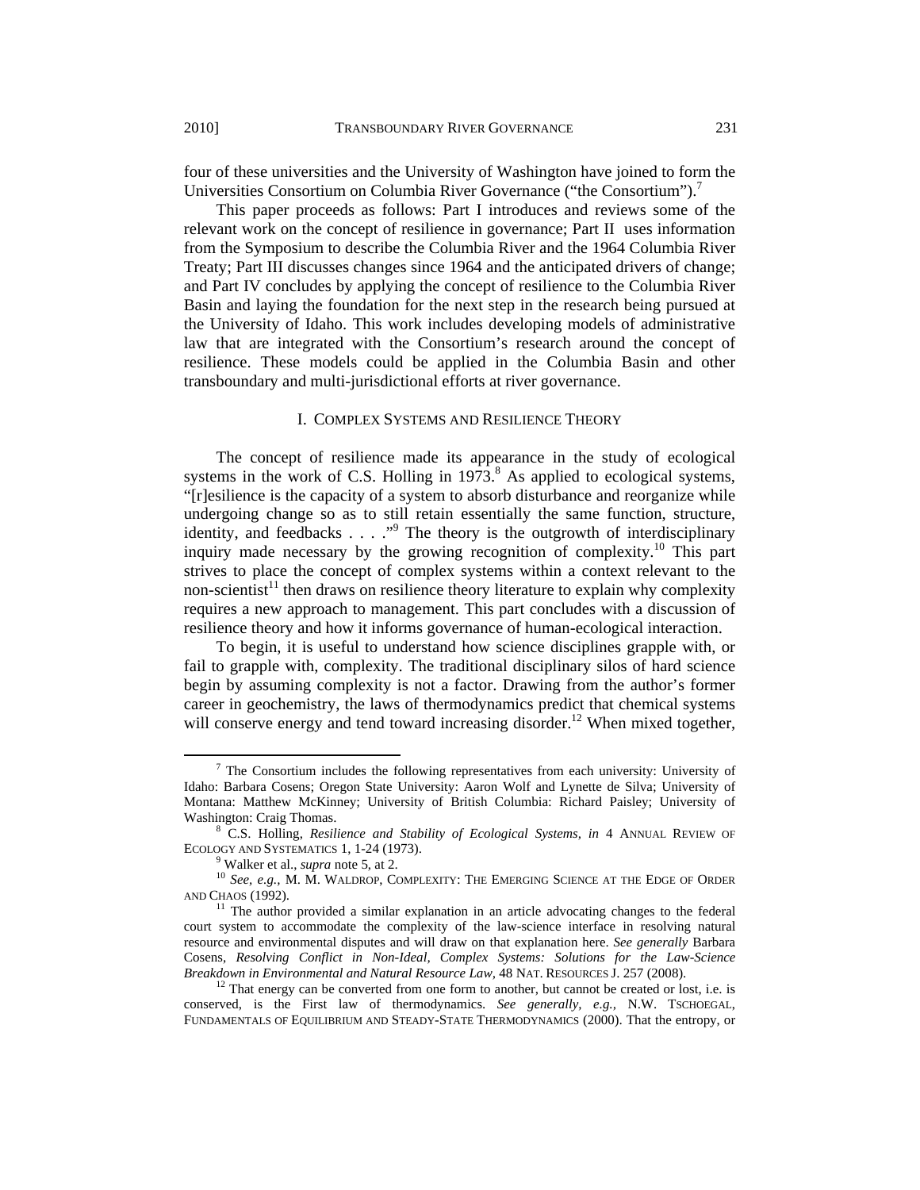four of these universities and the University of Washington have joined to form the Universities Consortium on Columbia River Governance ("the Consortium").[7]

This paper proceeds as follows: Part I introduces and reviews some of the relevant work on the concept of resilience in governance; Part II uses information from the Symposium to describe the Columbia River and the 1964 Columbia River Treaty; Part III discusses changes since 1964 and the anticipated drivers of change; and Part IV concludes by applying the concept of resilience to the Columbia River Basin and laying the foundation for the next step in the research being pursued at the University of Idaho. This work includes developing models of administrative law that are integrated with the Consortium's research around the concept of resilience. These models could be applied in the Columbia Basin and other transboundary and multi-jurisdictional efforts at river governance.

## I. COMPLEX SYSTEMS AND RESILIENCE THEORY

The concept of resilience made its appearance in the study of ecological systems in the work of C.S. Holling in 1973.[8] As applied to ecological systems, "[r]esilience is the capacity of a system to absorb disturbance and reorganize while undergoing change so as to still retain essentially the same function, structure, identity, and feedbacks . . . ."[9] The theory is the outgrowth of interdisciplinary inquiry made necessary by the growing recognition of complexity.[10] This part strives to place the concept of complex systems within a context relevant to the non-scientist[11] then draws on resilience theory literature to explain why complexity requires a new approach to management. This part concludes with a discussion of resilience theory and how it informs governance of human-ecological interaction.

To begin, it is useful to understand how science disciplines grapple with, or fail to grapple with, complexity. The traditional disciplinary silos of hard science begin by assuming complexity is not a factor. Drawing from the author's former career in geochemistry, the laws of thermodynamics predict that chemical systems will conserve energy and tend toward increasing disorder.[12] When mixed together,

---

[7] The Consortium includes the following representatives from each university: University of Idaho: Barbara Cosens; Oregon State University: Aaron Wolf and Lynette de Silva; University of Montana: Matthew McKinney; University of British Columbia: Richard Paisley; University of Washington: Craig Thomas.

[8] C.S. Holling, *Resilience and Stability of Ecological Systems, in* 4 ANNUAL REVIEW OF ECOLOGY AND SYSTEMATICS 1, 1-24 (1973).

[9] Walker et al., *supra* note 5, at 2.

[10] *See, e.g.,* M. M. WALDROP, COMPLEXITY: THE EMERGING SCIENCE AT THE EDGE OF ORDER AND CHAOS (1992).

[11] The author provided a similar explanation in an article advocating changes to the federal court system to accommodate the complexity of the law-science interface in resolving natural resource and environmental disputes and will draw on that explanation here. *See generally* Barbara Cosens, *Resolving Conflict in Non-Ideal, Complex Systems: Solutions for the Law-Science Breakdown in Environmental and Natural Resource Law,* 48 NAT. RESOURCES J. 257 (2008).

[12] That energy can be converted from one form to another, but cannot be created or lost, i.e. is conserved, is the First law of thermodynamics. *See generally, e.g.,* N.W. TSCHOEGAL, FUNDAMENTALS OF EQUILIBRIUM AND STEADY-STATE THERMODYNAMICS (2000). That the entropy, or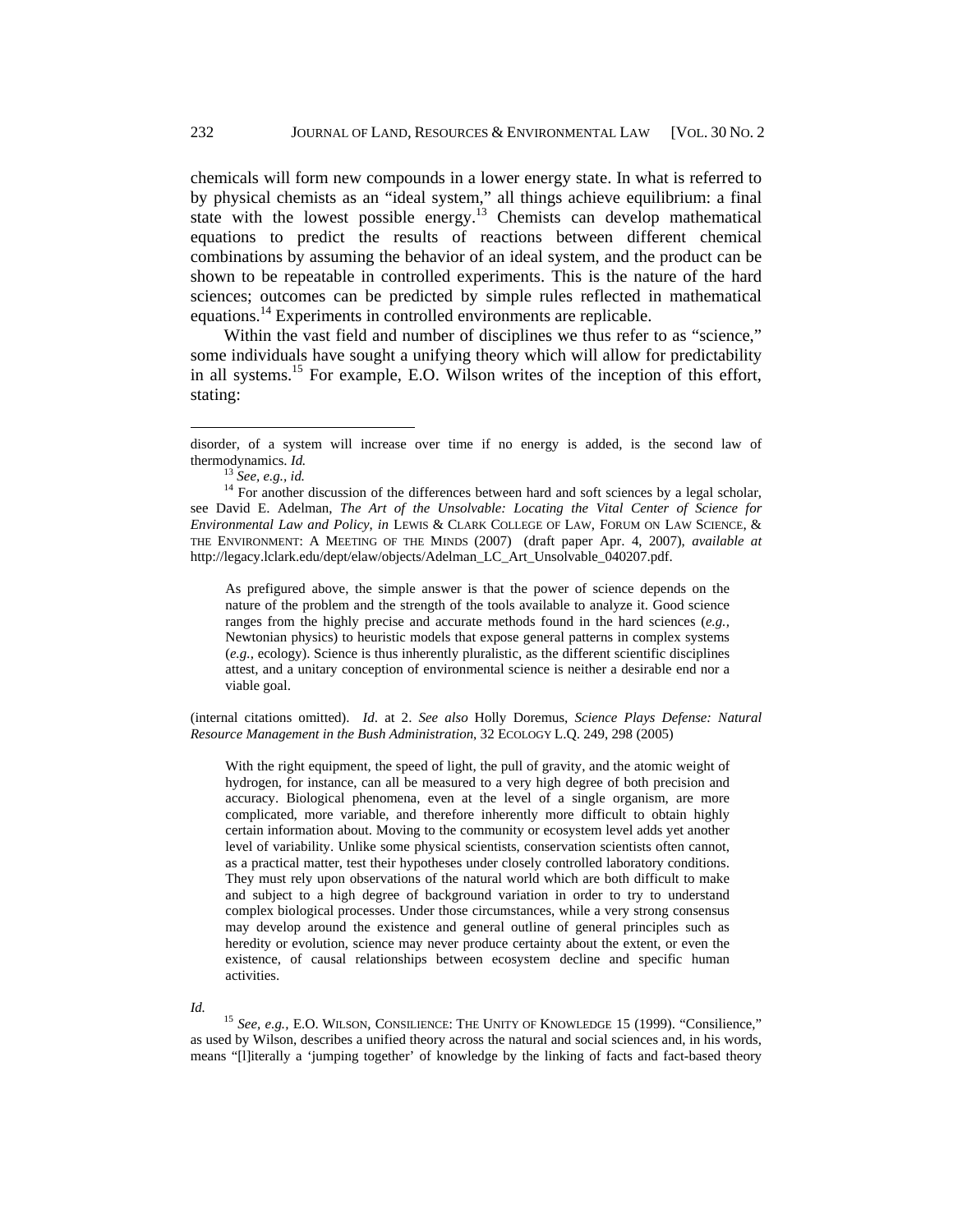chemicals will form new compounds in a lower energy state. In what is referred to by physical chemists as an "ideal system," all things achieve equilibrium: a final state with the lowest possible energy.[13] Chemists can develop mathematical equations to predict the results of reactions between different chemical combinations by assuming the behavior of an ideal system, and the product can be shown to be repeatable in controlled experiments. This is the nature of the hard sciences; outcomes can be predicted by simple rules reflected in mathematical equations.[14] Experiments in controlled environments are replicable.

Within the vast field and number of disciplines we thus refer to as "science," some individuals have sought a unifying theory which will allow for predictability in all systems.[15] For example, E.O. Wilson writes of the inception of this effort, stating:

---

disorder, of a system will increase over time if no energy is added, is the second law of thermodynamics. *Id.*

[13] *See, e.g.*, *id.*

[14] For another discussion of the differences between hard and soft sciences by a legal scholar, see David E. Adelman, *The Art of the Unsolvable: Locating the Vital Center of Science for Environmental Law and Policy*, *in* LEWIS & CLARK COLLEGE OF LAW, FORUM ON LAW SCIENCE, & THE ENVIRONMENT: A MEETING OF THE MINDS (2007) (draft paper Apr. 4, 2007), *available at* http://legacy.lclark.edu/dept/elaw/objects/Adelman_LC_Art_Unsolvable_040207.pdf.

> As prefigured above, the simple answer is that the power of science depends on the nature of the problem and the strength of the tools available to analyze it. Good science ranges from the highly precise and accurate methods found in the hard sciences (*e.g.*, Newtonian physics) to heuristic models that expose general patterns in complex systems (*e.g.*, ecology). Science is thus inherently pluralistic, as the different scientific disciplines attest, and a unitary conception of environmental science is neither a desirable end nor a viable goal.

(internal citations omitted). *Id*. at 2. *See also* Holly Doremus, *Science Plays Defense: Natural Resource Management in the Bush Administration*, 32 ECOLOGY L.Q. 249, 298 (2005)

> With the right equipment, the speed of light, the pull of gravity, and the atomic weight of hydrogen, for instance, can all be measured to a very high degree of both precision and accuracy. Biological phenomena, even at the level of a single organism, are more complicated, more variable, and therefore inherently more difficult to obtain highly certain information about. Moving to the community or ecosystem level adds yet another level of variability. Unlike some physical scientists, conservation scientists often cannot, as a practical matter, test their hypotheses under closely controlled laboratory conditions. They must rely upon observations of the natural world which are both difficult to make and subject to a high degree of background variation in order to try to understand complex biological processes. Under those circumstances, while a very strong consensus may develop around the existence and general outline of general principles such as heredity or evolution, science may never produce certainty about the extent, or even the existence, of causal relationships between ecosystem decline and specific human activities.

*Id.*

[15] *See, e.g.*, E.O. WILSON, CONSILIENCE: THE UNITY OF KNOWLEDGE 15 (1999). "Consilience," as used by Wilson, describes a unified theory across the natural and social sciences and, in his words, means "[l]iterally a 'jumping together' of knowledge by the linking of facts and fact-based theory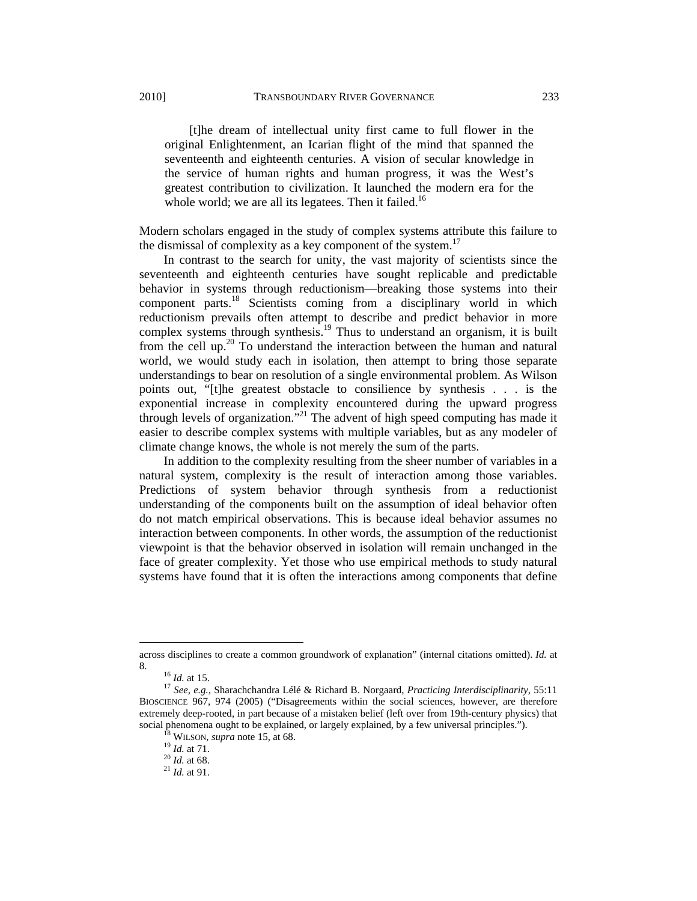> [t]he dream of intellectual unity first came to full flower in the original Enlightenment, an Icarian flight of the mind that spanned the seventeenth and eighteenth centuries. A vision of secular knowledge in the service of human rights and human progress, it was the West's greatest contribution to civilization. It launched the modern era for the whole world; we are all its legatees. Then it failed.[16]

Modern scholars engaged in the study of complex systems attribute this failure to the dismissal of complexity as a key component of the system.[17]

In contrast to the search for unity, the vast majority of scientists since the seventeenth and eighteenth centuries have sought replicable and predictable behavior in systems through reductionism—breaking those systems into their component parts.[18] Scientists coming from a disciplinary world in which reductionism prevails often attempt to describe and predict behavior in more complex systems through synthesis.[19] Thus to understand an organism, it is built from the cell up.[20] To understand the interaction between the human and natural world, we would study each in isolation, then attempt to bring those separate understandings to bear on resolution of a single environmental problem. As Wilson points out, "[t]he greatest obstacle to consilience by synthesis . . . is the exponential increase in complexity encountered during the upward progress through levels of organization."[21] The advent of high speed computing has made it easier to describe complex systems with multiple variables, but as any modeler of climate change knows, the whole is not merely the sum of the parts.

In addition to the complexity resulting from the sheer number of variables in a natural system, complexity is the result of interaction among those variables. Predictions of system behavior through synthesis from a reductionist understanding of the components built on the assumption of ideal behavior often do not match empirical observations. This is because ideal behavior assumes no interaction between components. In other words, the assumption of the reductionist viewpoint is that the behavior observed in isolation will remain unchanged in the face of greater complexity. Yet those who use empirical methods to study natural systems have found that it is often the interactions among components that define

---

across disciplines to create a common groundwork of explanation" (internal citations omitted). *Id.* at 8.

[16] *Id.* at 15.

[17] *See, e.g.*, Sharachchandra Lélé & Richard B. Norgaard, *Practicing Interdisciplinarity*, 55:11 BIOSCIENCE 967, 974 (2005) ("Disagreements within the social sciences, however, are therefore extremely deep-rooted, in part because of a mistaken belief (left over from 19th-century physics) that social phenomena ought to be explained, or largely explained, by a few universal principles.").

[18] WILSON, *supra* note 15, at 68.

[19] *Id.* at 71.

[20] *Id.* at 68.

[21] *Id.* at 91.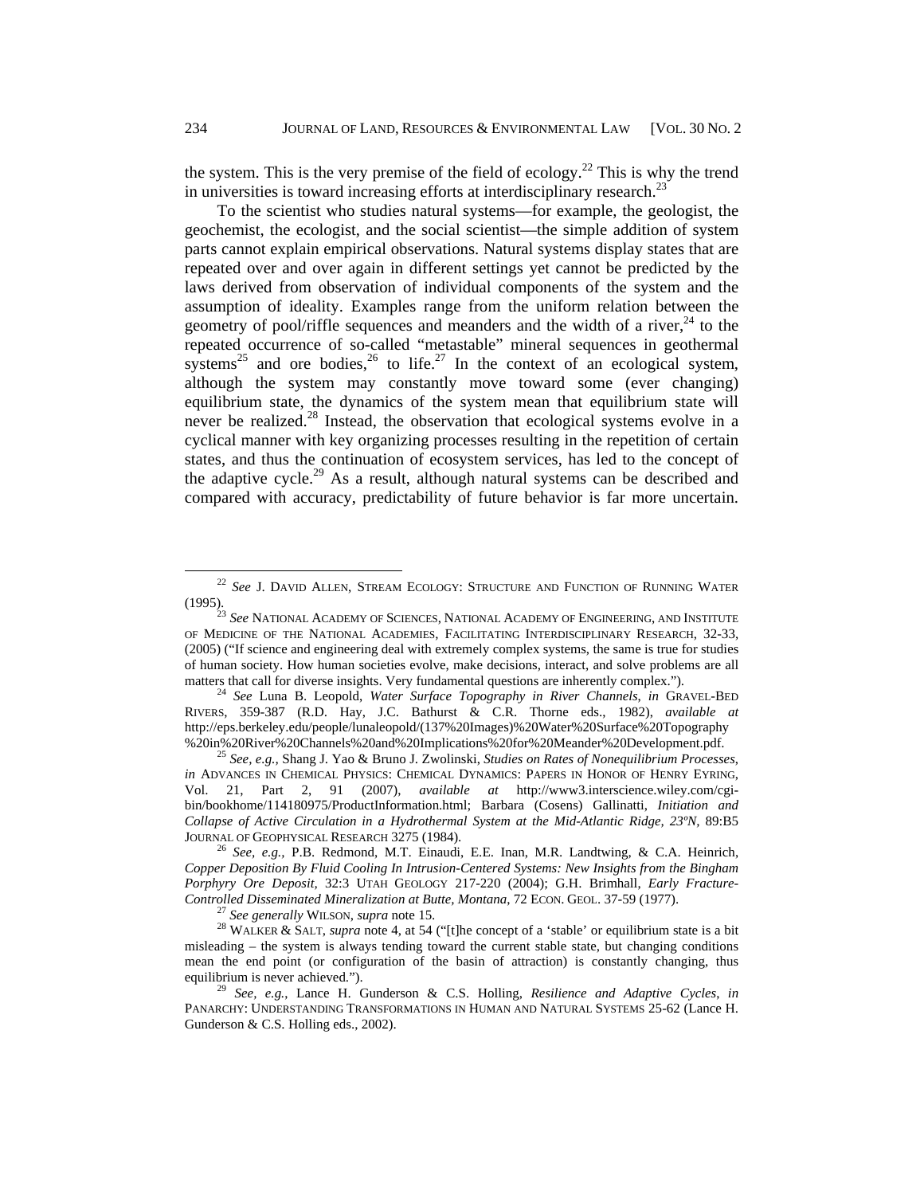the system. This is the very premise of the field of ecology.[22] This is why the trend in universities is toward increasing efforts at interdisciplinary research.[23]

To the scientist who studies natural systems—for example, the geologist, the geochemist, the ecologist, and the social scientist—the simple addition of system parts cannot explain empirical observations. Natural systems display states that are repeated over and over again in different settings yet cannot be predicted by the laws derived from observation of individual components of the system and the assumption of ideality. Examples range from the uniform relation between the geometry of pool/riffle sequences and meanders and the width of a river,[24] to the repeated occurrence of so-called "metastable" mineral sequences in geothermal systems[25] and ore bodies,[26] to life.[27] In the context of an ecological system, although the system may constantly move toward some (ever changing) equilibrium state, the dynamics of the system mean that equilibrium state will never be realized.[28] Instead, the observation that ecological systems evolve in a cyclical manner with key organizing processes resulting in the repetition of certain states, and thus the continuation of ecosystem services, has led to the concept of the adaptive cycle.[29] As a result, although natural systems can be described and compared with accuracy, predictability of future behavior is far more uncertain.

---

[22] *See* J. DAVID ALLEN, STREAM ECOLOGY: STRUCTURE AND FUNCTION OF RUNNING WATER (1995).

[23] *See* NATIONAL ACADEMY OF SCIENCES, NATIONAL ACADEMY OF ENGINEERING, AND INSTITUTE OF MEDICINE OF THE NATIONAL ACADEMIES, FACILITATING INTERDISCIPLINARY RESEARCH, 32-33, (2005) ("If science and engineering deal with extremely complex systems, the same is true for studies of human society. How human societies evolve, make decisions, interact, and solve problems are all matters that call for diverse insights. Very fundamental questions are inherently complex.").

[24] *See* Luna B. Leopold, *Water Surface Topography in River Channels*, *in* GRAVEL-BED RIVERS, 359-387 (R.D. Hay, J.C. Bathurst & C.R. Thorne eds., 1982), *available at* http://eps.berkeley.edu/people/lunaleopold/(137%20Images)%20Water%20Surface%20Topography%20in%20River%20Channels%20and%20Implications%20for%20Meander%20Development.pdf.

[25] *See, e.g.*, Shang J. Yao & Bruno J. Zwolinski, *Studies on Rates of Nonequilibrium Processes*, *in* ADVANCES IN CHEMICAL PHYSICS: CHEMICAL DYNAMICS: PAPERS IN HONOR OF HENRY EYRING, Vol. 21, Part 2, 91 (2007), *available at* http://www3.interscience.wiley.com/cgi-bin/bookhome/114180975/ProductInformation.html; Barbara (Cosens) Gallinatti, *Initiation and Collapse of Active Circulation in a Hydrothermal System at the Mid-Atlantic Ridge, 23ºN*, 89:B5 JOURNAL OF GEOPHYSICAL RESEARCH 3275 (1984).

[26] *See, e.g.*, P.B. Redmond, M.T. Einaudi, E.E. Inan, M.R. Landtwing, & C.A. Heinrich, *Copper Deposition By Fluid Cooling In Intrusion-Centered Systems: New Insights from the Bingham Porphyry Ore Deposit*, 32:3 UTAH GEOLOGY 217-220 (2004); G.H. Brimhall, *Early Fracture-Controlled Disseminated Mineralization at Butte, Montana*, 72 ECON. GEOL. 37-59 (1977).

[27] *See generally* WILSON, *supra* note 15.

[28] WALKER & SALT, *supra* note 4, at 54 ("[t]he concept of a 'stable' or equilibrium state is a bit misleading – the system is always tending toward the current stable state, but changing conditions mean the end point (or configuration of the basin of attraction) is constantly changing, thus equilibrium is never achieved.").

[29] *See, e.g.*, Lance H. Gunderson & C.S. Holling, *Resilience and Adaptive Cycles*, *in* PANARCHY: UNDERSTANDING TRANSFORMATIONS IN HUMAN AND NATURAL SYSTEMS 25-62 (Lance H. Gunderson & C.S. Holling eds., 2002).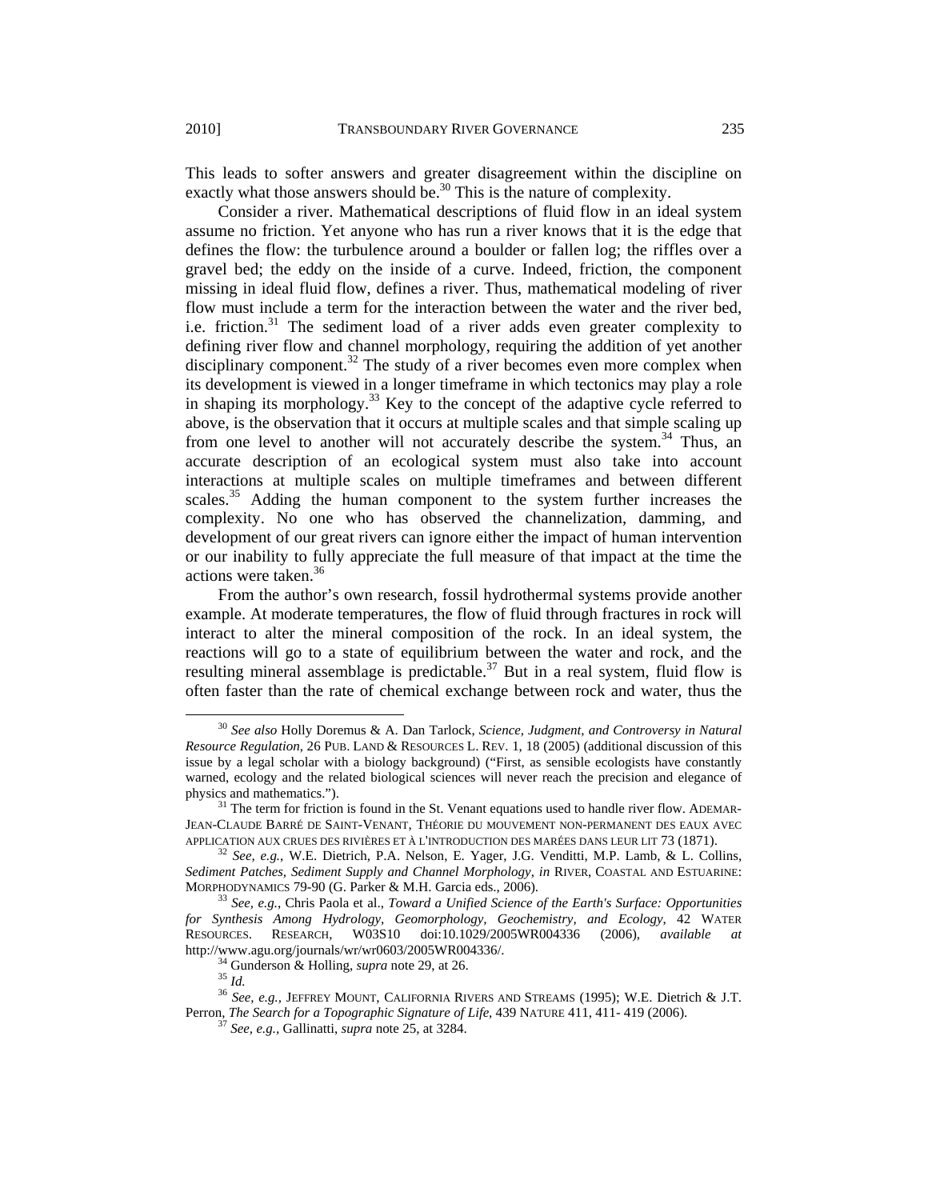This leads to softer answers and greater disagreement within the discipline on exactly what those answers should be.[30] This is the nature of complexity.

Consider a river. Mathematical descriptions of fluid flow in an ideal system assume no friction. Yet anyone who has run a river knows that it is the edge that defines the flow: the turbulence around a boulder or fallen log; the riffles over a gravel bed; the eddy on the inside of a curve. Indeed, friction, the component missing in ideal fluid flow, defines a river. Thus, mathematical modeling of river flow must include a term for the interaction between the water and the river bed, i.e. friction.[31] The sediment load of a river adds even greater complexity to defining river flow and channel morphology, requiring the addition of yet another disciplinary component.[32] The study of a river becomes even more complex when its development is viewed in a longer timeframe in which tectonics may play a role in shaping its morphology.[33] Key to the concept of the adaptive cycle referred to above, is the observation that it occurs at multiple scales and that simple scaling up from one level to another will not accurately describe the system.[34] Thus, an accurate description of an ecological system must also take into account interactions at multiple scales on multiple timeframes and between different scales.[35] Adding the human component to the system further increases the complexity. No one who has observed the channelization, damming, and development of our great rivers can ignore either the impact of human intervention or our inability to fully appreciate the full measure of that impact at the time the actions were taken.[36]

From the author's own research, fossil hydrothermal systems provide another example. At moderate temperatures, the flow of fluid through fractures in rock will interact to alter the mineral composition of the rock. In an ideal system, the reactions will go to a state of equilibrium between the water and rock, and the resulting mineral assemblage is predictable.[37] But in a real system, fluid flow is often faster than the rate of chemical exchange between rock and water, thus the

---

[30] *See also* Holly Doremus & A. Dan Tarlock, *Science, Judgment, and Controversy in Natural Resource Regulation*, 26 PUB. LAND & RESOURCES L. REV. 1, 18 (2005) (additional discussion of this issue by a legal scholar with a biology background) ("First, as sensible ecologists have constantly warned, ecology and the related biological sciences will never reach the precision and elegance of physics and mathematics.").

[31] The term for friction is found in the St. Venant equations used to handle river flow. ADEMAR-JEAN-CLAUDE BARRÉ DE SAINT-VENANT, THÉORIE DU MOUVEMENT NON-PERMANENT DES EAUX AVEC APPLICATION AUX CRUES DES RIVIÈRES ET À L'INTRODUCTION DES MARÉES DANS LEUR LIT 73 (1871).

[32] *See, e.g.*, W.E. Dietrich, P.A. Nelson, E. Yager, J.G. Venditti, M.P. Lamb, & L. Collins, *Sediment Patches, Sediment Supply and Channel Morphology*, *in* RIVER, COASTAL AND ESTUARINE: MORPHODYNAMICS 79-90 (G. Parker & M.H. Garcia eds., 2006).

[33] *See, e.g.*, Chris Paola et al., *Toward a Unified Science of the Earth's Surface: Opportunities for Synthesis Among Hydrology, Geomorphology, Geochemistry, and Ecology*, 42 WATER RESOURCES. RESEARCH, W03S10 doi:10.1029/2005WR004336 (2006), *available at* http://www.agu.org/journals/wr/wr0603/2005WR004336/.

[34] Gunderson & Holling, *supra* note 29, at 26.

[35] *Id.*

[36] *See, e.g.*, JEFFREY MOUNT, CALIFORNIA RIVERS AND STREAMS (1995); W.E. Dietrich & J.T. Perron, *The Search for a Topographic Signature of Life*, 439 NATURE 411, 411- 419 (2006).

[37] *See, e.g.*, Gallinatti, *supra* note 25, at 3284.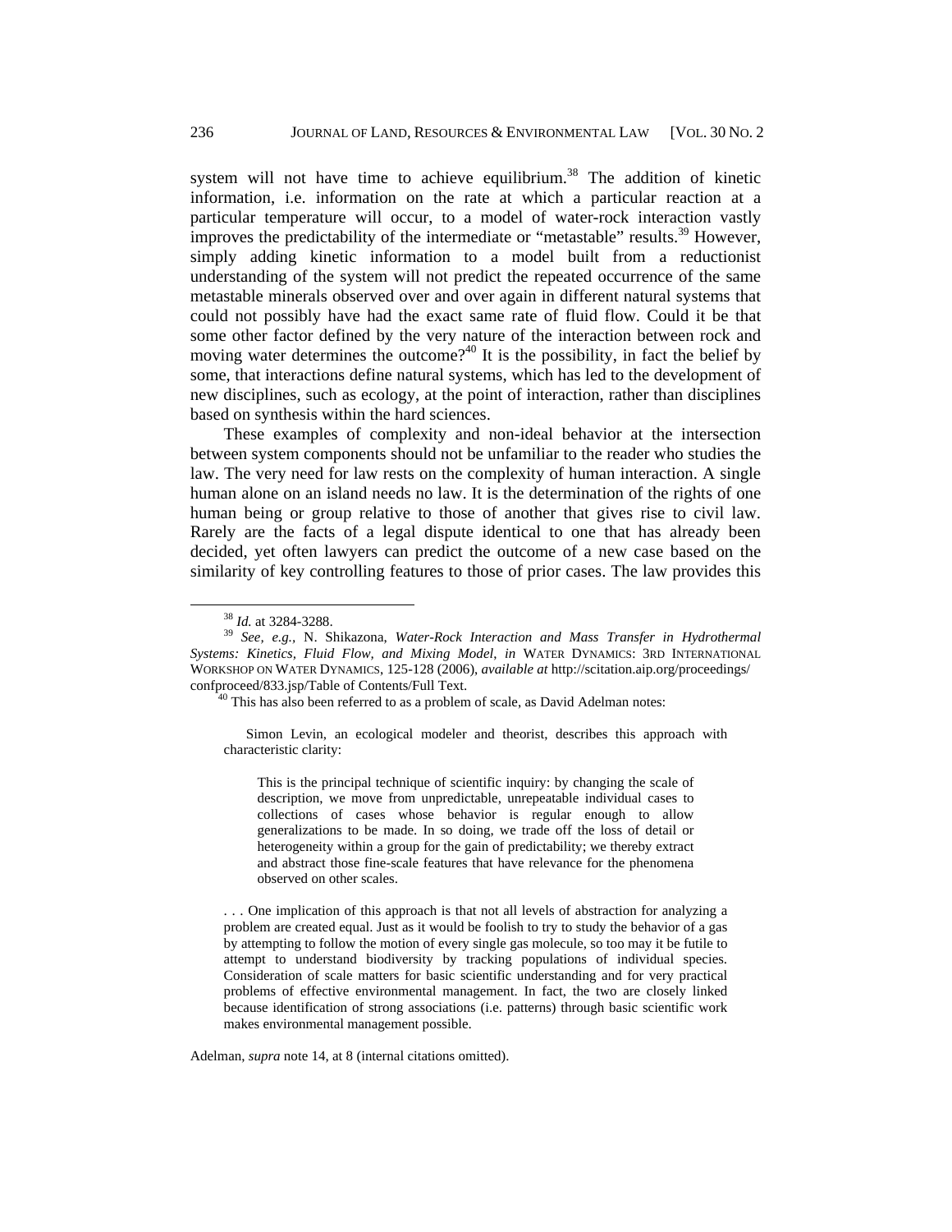system will not have time to achieve equilibrium.[38] The addition of kinetic information, i.e. information on the rate at which a particular reaction at a particular temperature will occur, to a model of water-rock interaction vastly improves the predictability of the intermediate or "metastable" results.[39] However, simply adding kinetic information to a model built from a reductionist understanding of the system will not predict the repeated occurrence of the same metastable minerals observed over and over again in different natural systems that could not possibly have had the exact same rate of fluid flow. Could it be that some other factor defined by the very nature of the interaction between rock and moving water determines the outcome?[40] It is the possibility, in fact the belief by some, that interactions define natural systems, which has led to the development of new disciplines, such as ecology, at the point of interaction, rather than disciplines based on synthesis within the hard sciences.

These examples of complexity and non-ideal behavior at the intersection between system components should not be unfamiliar to the reader who studies the law. The very need for law rests on the complexity of human interaction. A single human alone on an island needs no law. It is the determination of the rights of one human being or group relative to those of another that gives rise to civil law. Rarely are the facts of a legal dispute identical to one that has already been decided, yet often lawyers can predict the outcome of a new case based on the similarity of key controlling features to those of prior cases. The law provides this

---

[38] *Id.* at 3284-3288.

[39] *See, e.g.*, N. Shikazona, *Water-Rock Interaction and Mass Transfer in Hydrothermal Systems: Kinetics, Fluid Flow, and Mixing Model*, *in* WATER DYNAMICS: 3RD INTERNATIONAL WORKSHOP ON WATER DYNAMICS, 125-128 (2006), *available at* http://scitation.aip.org/proceedings/confproceed/833.jsp/Table of Contents/Full Text.

[40] This has also been referred to as a problem of scale, as David Adelman notes:

> Simon Levin, an ecological modeler and theorist, describes this approach with characteristic clarity:
>
> > This is the principal technique of scientific inquiry: by changing the scale of description, we move from unpredictable, unrepeatable individual cases to collections of cases whose behavior is regular enough to allow generalizations to be made. In so doing, we trade off the loss of detail or heterogeneity within a group for the gain of predictability; we thereby extract and abstract those fine-scale features that have relevance for the phenomena observed on other scales.
>
> . . . One implication of this approach is that not all levels of abstraction for analyzing a problem are created equal. Just as it would be foolish to try to study the behavior of a gas by attempting to follow the motion of every single gas molecule, so too may it be futile to attempt to understand biodiversity by tracking populations of individual species. Consideration of scale matters for basic scientific understanding and for very practical problems of effective environmental management. In fact, the two are closely linked because identification of strong associations (i.e. patterns) through basic scientific work makes environmental management possible.

Adelman, *supra* note 14, at 8 (internal citations omitted).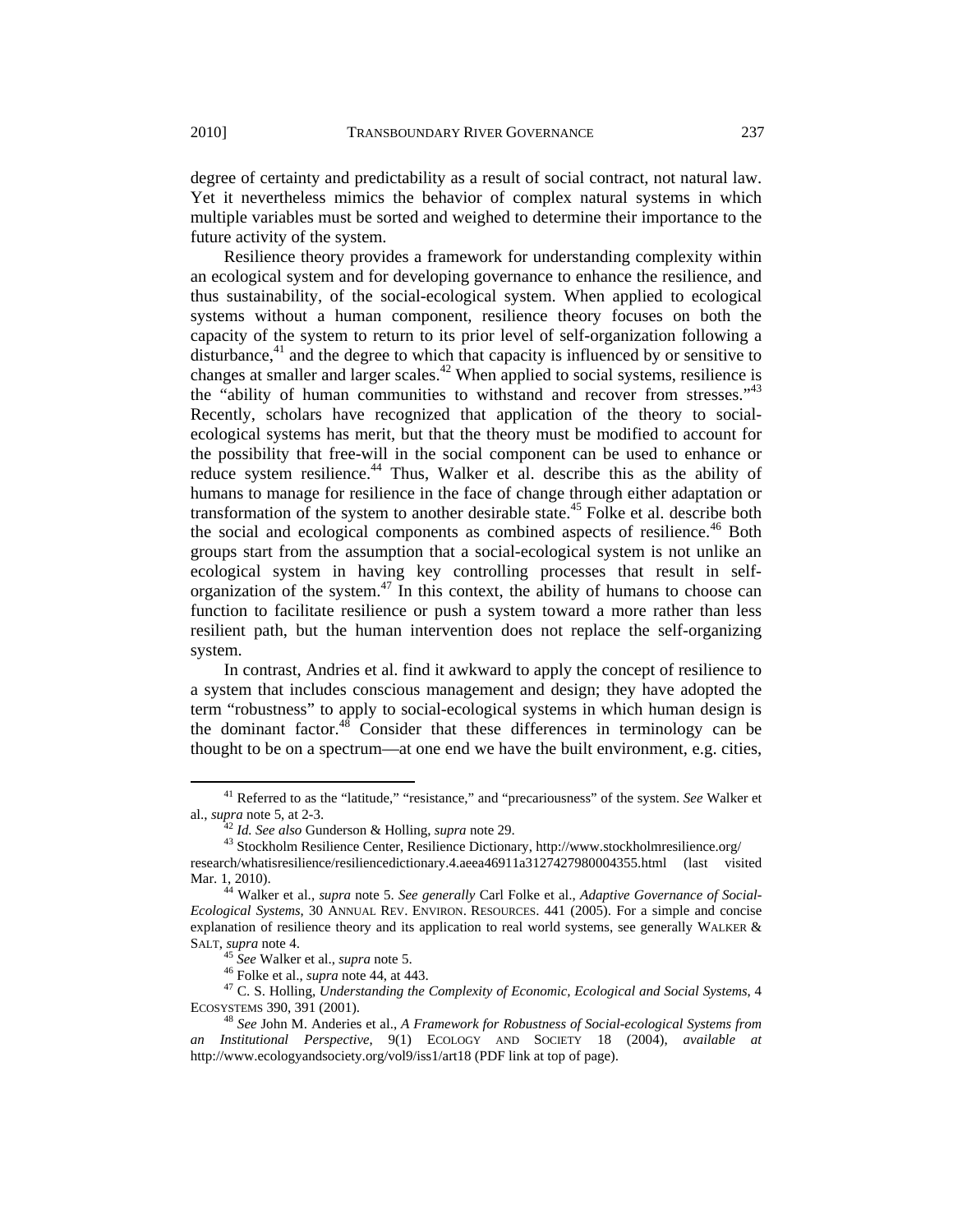degree of certainty and predictability as a result of social contract, not natural law. Yet it nevertheless mimics the behavior of complex natural systems in which multiple variables must be sorted and weighed to determine their importance to the future activity of the system.

Resilience theory provides a framework for understanding complexity within an ecological system and for developing governance to enhance the resilience, and thus sustainability, of the social-ecological system. When applied to ecological systems without a human component, resilience theory focuses on both the capacity of the system to return to its prior level of self-organization following a disturbance,[41] and the degree to which that capacity is influenced by or sensitive to changes at smaller and larger scales.[42] When applied to social systems, resilience is the "ability of human communities to withstand and recover from stresses."[43] Recently, scholars have recognized that application of the theory to social-ecological systems has merit, but that the theory must be modified to account for the possibility that free-will in the social component can be used to enhance or reduce system resilience.[44] Thus, Walker et al. describe this as the ability of humans to manage for resilience in the face of change through either adaptation or transformation of the system to another desirable state.[45] Folke et al. describe both the social and ecological components as combined aspects of resilience.[46] Both groups start from the assumption that a social-ecological system is not unlike an ecological system in having key controlling processes that result in self-organization of the system.[47] In this context, the ability of humans to choose can function to facilitate resilience or push a system toward a more rather than less resilient path, but the human intervention does not replace the self-organizing system.

In contrast, Andries et al. find it awkward to apply the concept of resilience to a system that includes conscious management and design; they have adopted the term "robustness" to apply to social-ecological systems in which human design is the dominant factor.[48] Consider that these differences in terminology can be thought to be on a spectrum—at one end we have the built environment, e.g. cities,

---

[41] Referred to as the "latitude," "resistance," and "precariousness" of the system. *See* Walker et al., *supra* note 5, at 2-3.

[42] *Id. See also* Gunderson & Holling, *supra* note 29.

[43] Stockholm Resilience Center, Resilience Dictionary, http://www.stockholmresilience.org/research/whatisresilience/resiliencedictionary.4.aeea46911a3127427980004355.html (last visited Mar. 1, 2010).

[44] Walker et al., *supra* note 5. *See generally* Carl Folke et al., *Adaptive Governance of Social-Ecological Systems*, 30 ANNUAL REV. ENVIRON. RESOURCES. 441 (2005). For a simple and concise explanation of resilience theory and its application to real world systems, see generally WALKER & SALT, *supra* note 4.

[45] *See* Walker et al., *supra* note 5.

[46] Folke et al., *supra* note 44, at 443.

[47] C. S. Holling, *Understanding the Complexity of Economic, Ecological and Social Systems*, 4 ECOSYSTEMS 390, 391 (2001).

[48] *See* John M. Anderies et al., *A Framework for Robustness of Social-ecological Systems from an Institutional Perspective*, 9(1) ECOLOGY AND SOCIETY 18 (2004), *available at* http://www.ecologyandsociety.org/vol9/iss1/art18 (PDF link at top of page).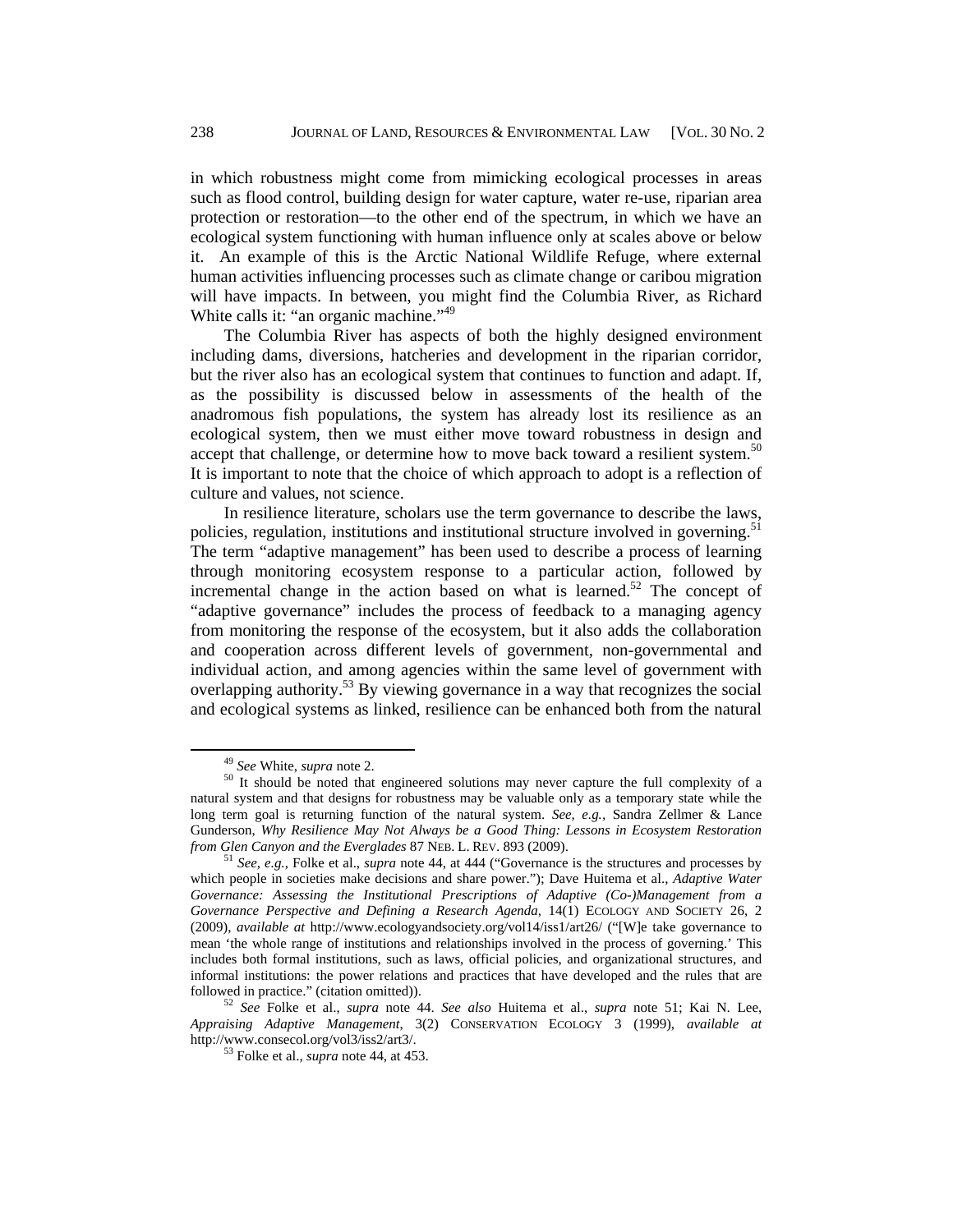in which robustness might come from mimicking ecological processes in areas such as flood control, building design for water capture, water re-use, riparian area protection or restoration—to the other end of the spectrum, in which we have an ecological system functioning with human influence only at scales above or below it. An example of this is the Arctic National Wildlife Refuge, where external human activities influencing processes such as climate change or caribou migration will have impacts. In between, you might find the Columbia River, as Richard White calls it: "an organic machine."[49]

The Columbia River has aspects of both the highly designed environment including dams, diversions, hatcheries and development in the riparian corridor, but the river also has an ecological system that continues to function and adapt. If, as the possibility is discussed below in assessments of the health of the anadromous fish populations, the system has already lost its resilience as an ecological system, then we must either move toward robustness in design and accept that challenge, or determine how to move back toward a resilient system.[50] It is important to note that the choice of which approach to adopt is a reflection of culture and values, not science.

In resilience literature, scholars use the term governance to describe the laws, policies, regulation, institutions and institutional structure involved in governing.[51] The term "adaptive management" has been used to describe a process of learning through monitoring ecosystem response to a particular action, followed by incremental change in the action based on what is learned.[52] The concept of "adaptive governance" includes the process of feedback to a managing agency from monitoring the response of the ecosystem, but it also adds the collaboration and cooperation across different levels of government, non-governmental and individual action, and among agencies within the same level of government with overlapping authority.[53] By viewing governance in a way that recognizes the social and ecological systems as linked, resilience can be enhanced both from the natural

---

[49] *See* White, *supra* note 2.

[50] It should be noted that engineered solutions may never capture the full complexity of a natural system and that designs for robustness may be valuable only as a temporary state while the long term goal is returning function of the natural system. *See, e.g.*, Sandra Zellmer & Lance Gunderson, *Why Resilience May Not Always be a Good Thing: Lessons in Ecosystem Restoration from Glen Canyon and the Everglades* 87 NEB. L. REV. 893 (2009).

[51] *See, e.g.*, Folke et al., *supra* note 44, at 444 ("Governance is the structures and processes by which people in societies make decisions and share power."); Dave Huitema et al., *Adaptive Water Governance: Assessing the Institutional Prescriptions of Adaptive (Co-)Management from a Governance Perspective and Defining a Research Agenda*, 14(1) ECOLOGY AND SOCIETY 26, 2 (2009), *available at* http://www.ecologyandsociety.org/vol14/iss1/art26/ ("[W]e take governance to mean 'the whole range of institutions and relationships involved in the process of governing.' This includes both formal institutions, such as laws, official policies, and organizational structures, and informal institutions: the power relations and practices that have developed and the rules that are followed in practice." (citation omitted)).

[52] *See* Folke et al., *supra* note 44. *See also* Huitema et al., *supra* note 51; Kai N. Lee, *Appraising Adaptive Management*, 3(2) CONSERVATION ECOLOGY 3 (1999), *available at* http://www.consecol.org/vol3/iss2/art3/.

[53] Folke et al., *supra* note 44, at 453.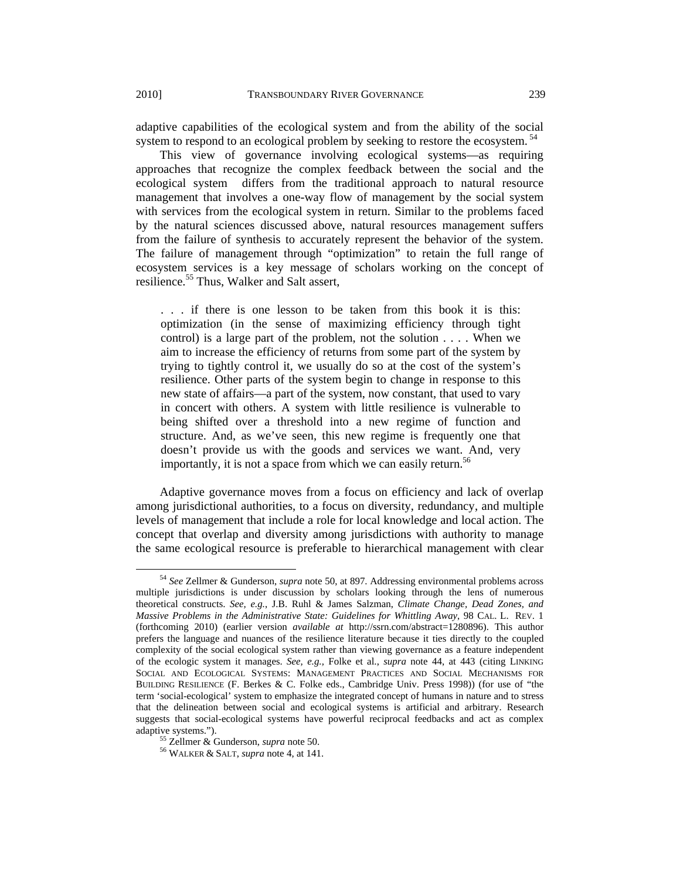adaptive capabilities of the ecological system and from the ability of the social system to respond to an ecological problem by seeking to restore the ecosystem.[54]

This view of governance involving ecological systems—as requiring approaches that recognize the complex feedback between the social and the ecological system differs from the traditional approach to natural resource management that involves a one-way flow of management by the social system with services from the ecological system in return. Similar to the problems faced by the natural sciences discussed above, natural resources management suffers from the failure of synthesis to accurately represent the behavior of the system. The failure of management through "optimization" to retain the full range of ecosystem services is a key message of scholars working on the concept of resilience.[55] Thus, Walker and Salt assert,

> . . . if there is one lesson to be taken from this book it is this: optimization (in the sense of maximizing efficiency through tight control) is a large part of the problem, not the solution . . . . When we aim to increase the efficiency of returns from some part of the system by trying to tightly control it, we usually do so at the cost of the system's resilience. Other parts of the system begin to change in response to this new state of affairs—a part of the system, now constant, that used to vary in concert with others. A system with little resilience is vulnerable to being shifted over a threshold into a new regime of function and structure. And, as we've seen, this new regime is frequently one that doesn't provide us with the goods and services we want. And, very importantly, it is not a space from which we can easily return.[56]

Adaptive governance moves from a focus on efficiency and lack of overlap among jurisdictional authorities, to a focus on diversity, redundancy, and multiple levels of management that include a role for local knowledge and local action. The concept that overlap and diversity among jurisdictions with authority to manage the same ecological resource is preferable to hierarchical management with clear

---

[54] *See* Zellmer & Gunderson, *supra* note 50, at 897. Addressing environmental problems across multiple jurisdictions is under discussion by scholars looking through the lens of numerous theoretical constructs. *See, e.g.*, J.B. Ruhl & James Salzman, *Climate Change, Dead Zones, and Massive Problems in the Administrative State: Guidelines for Whittling Away*, 98 CAL. L. REV. 1 (forthcoming 2010) (earlier version *available at* http://ssrn.com/abstract=1280896). This author prefers the language and nuances of the resilience literature because it ties directly to the coupled complexity of the social ecological system rather than viewing governance as a feature independent of the ecologic system it manages. *See, e.g.*, Folke et al., *supra* note 44, at 443 (citing LINKING SOCIAL AND ECOLOGICAL SYSTEMS: MANAGEMENT PRACTICES AND SOCIAL MECHANISMS FOR BUILDING RESILIENCE (F. Berkes & C. Folke eds., Cambridge Univ. Press 1998)) (for use of "the term 'social-ecological' system to emphasize the integrated concept of humans in nature and to stress that the delineation between social and ecological systems is artificial and arbitrary. Research suggests that social-ecological systems have powerful reciprocal feedbacks and act as complex adaptive systems.").

[55] Zellmer & Gunderson, *supra* note 50.

[56] WALKER & SALT, *supra* note 4, at 141.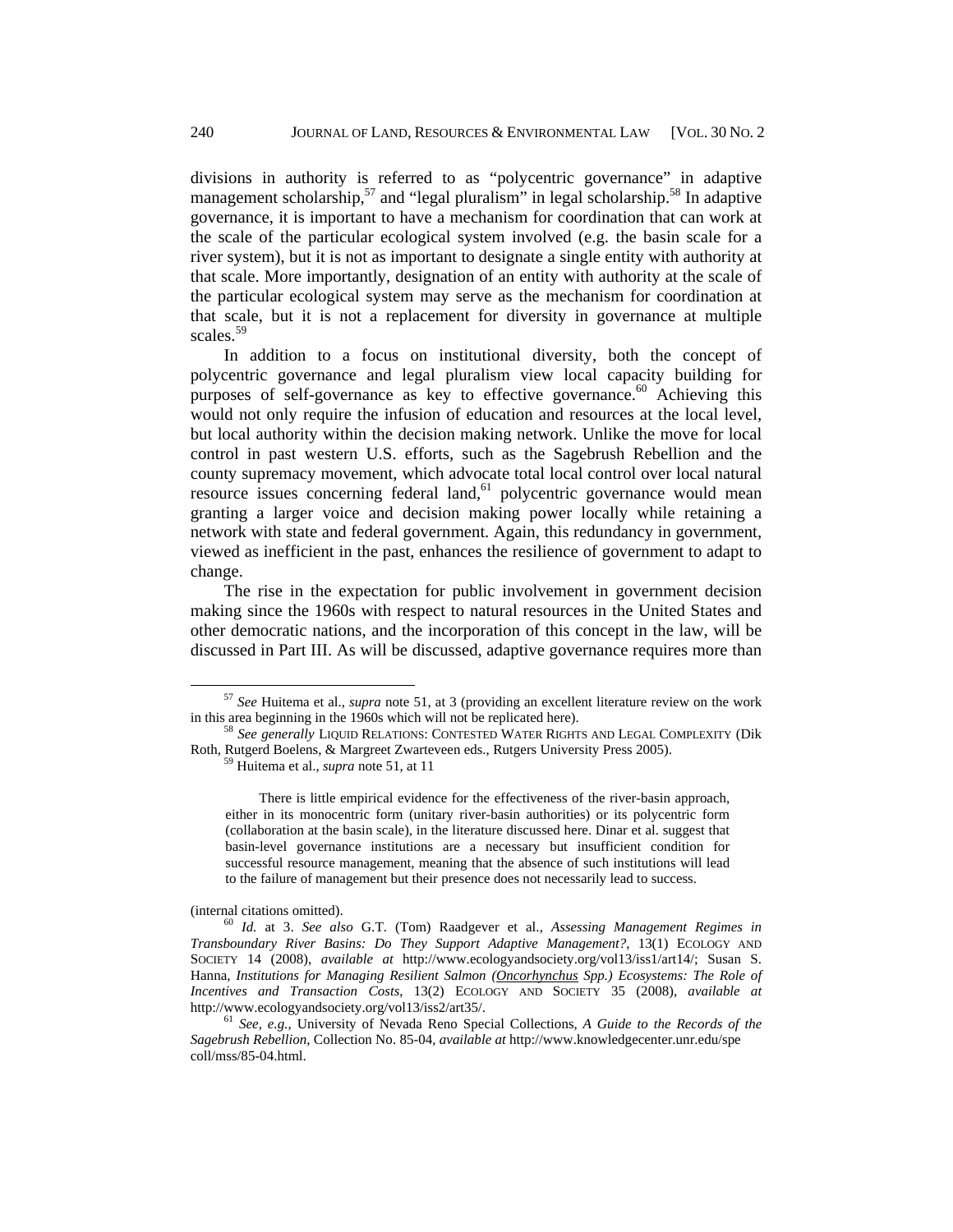divisions in authority is referred to as "polycentric governance" in adaptive management scholarship,[57] and "legal pluralism" in legal scholarship.[58] In adaptive governance, it is important to have a mechanism for coordination that can work at the scale of the particular ecological system involved (e.g. the basin scale for a river system), but it is not as important to designate a single entity with authority at that scale. More importantly, designation of an entity with authority at the scale of the particular ecological system may serve as the mechanism for coordination at that scale, but it is not a replacement for diversity in governance at multiple scales.[59]

In addition to a focus on institutional diversity, both the concept of polycentric governance and legal pluralism view local capacity building for purposes of self-governance as key to effective governance.[60] Achieving this would not only require the infusion of education and resources at the local level, but local authority within the decision making network. Unlike the move for local control in past western U.S. efforts, such as the Sagebrush Rebellion and the county supremacy movement, which advocate total local control over local natural resource issues concerning federal land,[61] polycentric governance would mean granting a larger voice and decision making power locally while retaining a network with state and federal government. Again, this redundancy in government, viewed as inefficient in the past, enhances the resilience of government to adapt to change.

The rise in the expectation for public involvement in government decision making since the 1960s with respect to natural resources in the United States and other democratic nations, and the incorporation of this concept in the law, will be discussed in Part III. As will be discussed, adaptive governance requires more than

---

[57] *See* Huitema et al., *supra* note 51, at 3 (providing an excellent literature review on the work in this area beginning in the 1960s which will not be replicated here).

[58] *See generally* LIQUID RELATIONS: CONTESTED WATER RIGHTS AND LEGAL COMPLEXITY (Dik Roth, Rutgerd Boelens, & Margreet Zwarteveen eds., Rutgers University Press 2005).

[59] Huitema et al., *supra* note 51, at 11

> There is little empirical evidence for the effectiveness of the river-basin approach, either in its monocentric form (unitary river-basin authorities) or its polycentric form (collaboration at the basin scale), in the literature discussed here. Dinar et al. suggest that basin-level governance institutions are a necessary but insufficient condition for successful resource management, meaning that the absence of such institutions will lead to the failure of management but their presence does not necessarily lead to success.

(internal citations omitted).

[60] *Id.* at 3. *See also* G.T. (Tom) Raadgever et al., *Assessing Management Regimes in Transboundary River Basins: Do They Support Adaptive Management?*, 13(1) ECOLOGY AND SOCIETY 14 (2008), *available at* http://www.ecologyandsociety.org/vol13/iss1/art14/; Susan S. Hanna, *Institutions for Managing Resilient Salmon (Oncorhynchus Spp.) Ecosystems: The Role of Incentives and Transaction Costs*, 13(2) ECOLOGY AND SOCIETY 35 (2008), *available at* http://www.ecologyandsociety.org/vol13/iss2/art35/.

[61] *See, e.g.*, University of Nevada Reno Special Collections, *A Guide to the Records of the Sagebrush Rebellion*, Collection No. 85-04, *available at* http://www.knowledgecenter.unr.edu/spe coll/mss/85-04.html.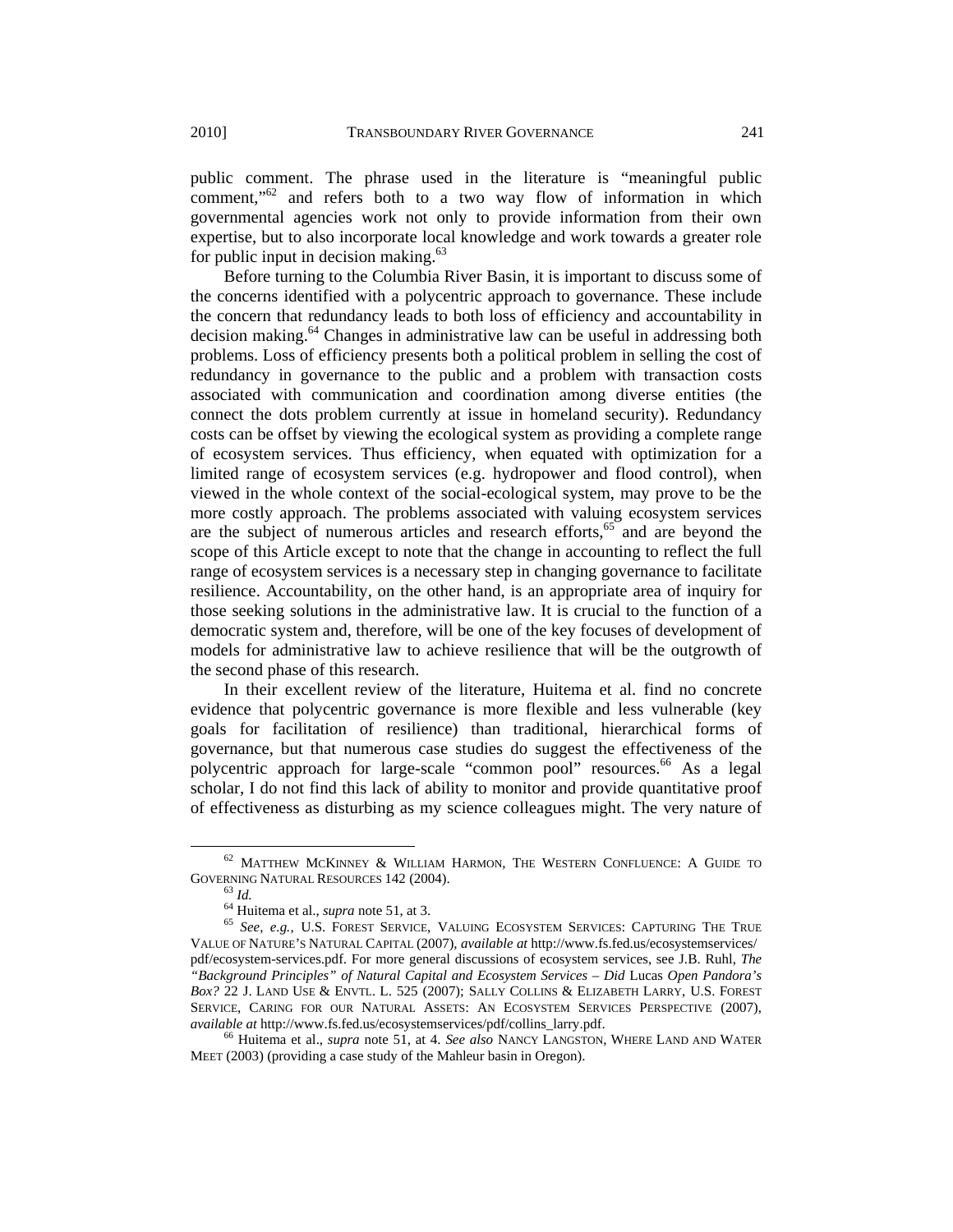public comment. The phrase used in the literature is "meaningful public comment,"[62] and refers both to a two way flow of information in which governmental agencies work not only to provide information from their own expertise, but to also incorporate local knowledge and work towards a greater role for public input in decision making.[63]

Before turning to the Columbia River Basin, it is important to discuss some of the concerns identified with a polycentric approach to governance. These include the concern that redundancy leads to both loss of efficiency and accountability in decision making.[64] Changes in administrative law can be useful in addressing both problems. Loss of efficiency presents both a political problem in selling the cost of redundancy in governance to the public and a problem with transaction costs associated with communication and coordination among diverse entities (the connect the dots problem currently at issue in homeland security). Redundancy costs can be offset by viewing the ecological system as providing a complete range of ecosystem services. Thus efficiency, when equated with optimization for a limited range of ecosystem services (e.g. hydropower and flood control), when viewed in the whole context of the social-ecological system, may prove to be the more costly approach. The problems associated with valuing ecosystem services are the subject of numerous articles and research efforts,[65] and are beyond the scope of this Article except to note that the change in accounting to reflect the full range of ecosystem services is a necessary step in changing governance to facilitate resilience. Accountability, on the other hand, is an appropriate area of inquiry for those seeking solutions in the administrative law. It is crucial to the function of a democratic system and, therefore, will be one of the key focuses of development of models for administrative law to achieve resilience that will be the outgrowth of the second phase of this research.

In their excellent review of the literature, Huitema et al. find no concrete evidence that polycentric governance is more flexible and less vulnerable (key goals for facilitation of resilience) than traditional, hierarchical forms of governance, but that numerous case studies do suggest the effectiveness of the polycentric approach for large-scale "common pool" resources.[66] As a legal scholar, I do not find this lack of ability to monitor and provide quantitative proof of effectiveness as disturbing as my science colleagues might. The very nature of

---

[62] MATTHEW MCKINNEY & WILLIAM HARMON, THE WESTERN CONFLUENCE: A GUIDE TO GOVERNING NATURAL RESOURCES 142 (2004).

[63] *Id.*

[64] Huitema et al., *supra* note 51, at 3.

[65] *See, e.g.,* U.S. FOREST SERVICE, VALUING ECOSYSTEM SERVICES: CAPTURING THE TRUE VALUE OF NATURE'S NATURAL CAPITAL (2007), *available at* http://www.fs.fed.us/ecosystemservices/pdf/ecosystem-services.pdf. For more general discussions of ecosystem services, see J.B. Ruhl, *The "Background Principles" of Natural Capital and Ecosystem Services – Did* Lucas *Open Pandora's Box?* 22 J. LAND USE & ENVTL. L. 525 (2007); SALLY COLLINS & ELIZABETH LARRY, U.S. FOREST SERVICE, CARING FOR OUR NATURAL ASSETS: AN ECOSYSTEM SERVICES PERSPECTIVE (2007), *available at* http://www.fs.fed.us/ecosystemservices/pdf/collins_larry.pdf.

[66] Huitema et al., *supra* note 51, at 4. *See also* NANCY LANGSTON, WHERE LAND AND WATER MEET (2003) (providing a case study of the Mahleur basin in Oregon).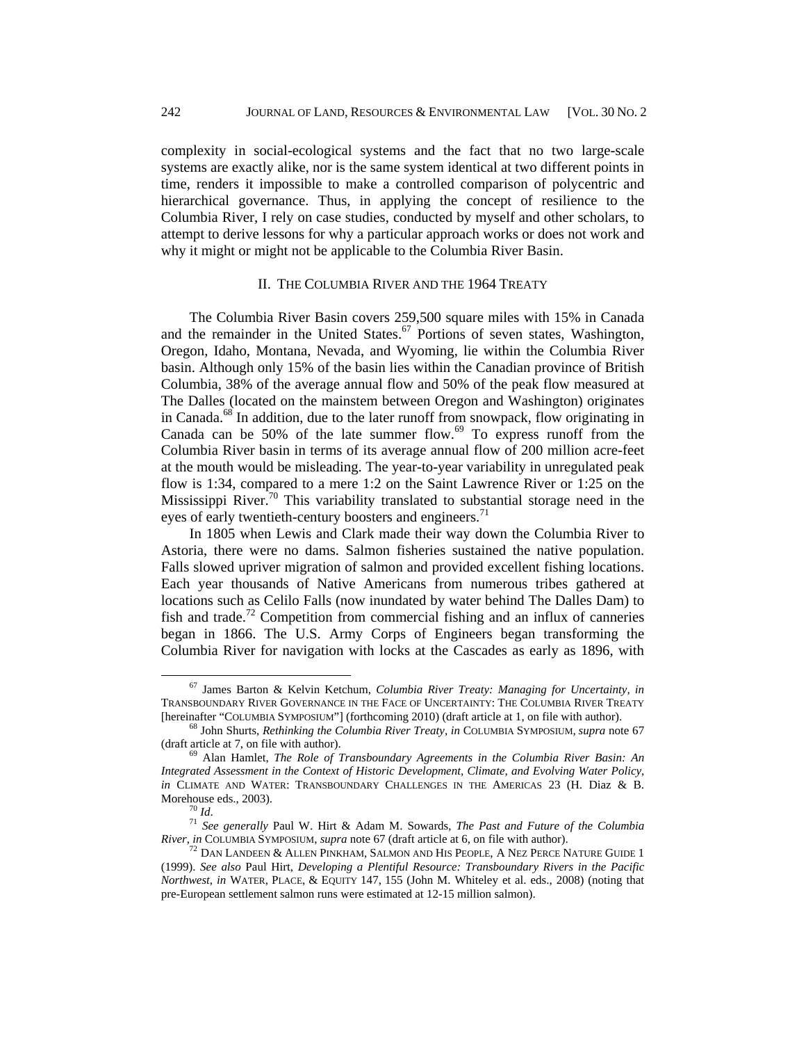complexity in social-ecological systems and the fact that no two large-scale systems are exactly alike, nor is the same system identical at two different points in time, renders it impossible to make a controlled comparison of polycentric and hierarchical governance. Thus, in applying the concept of resilience to the Columbia River, I rely on case studies, conducted by myself and other scholars, to attempt to derive lessons for why a particular approach works or does not work and why it might or might not be applicable to the Columbia River Basin.

## II. THE COLUMBIA RIVER AND THE 1964 TREATY

The Columbia River Basin covers 259,500 square miles with 15% in Canada and the remainder in the United States.[67] Portions of seven states, Washington, Oregon, Idaho, Montana, Nevada, and Wyoming, lie within the Columbia River basin. Although only 15% of the basin lies within the Canadian province of British Columbia, 38% of the average annual flow and 50% of the peak flow measured at The Dalles (located on the mainstem between Oregon and Washington) originates in Canada.[68] In addition, due to the later runoff from snowpack, flow originating in Canada can be 50% of the late summer flow.[69] To express runoff from the Columbia River basin in terms of its average annual flow of 200 million acre-feet at the mouth would be misleading. The year-to-year variability in unregulated peak flow is 1:34, compared to a mere 1:2 on the Saint Lawrence River or 1:25 on the Mississippi River.[70] This variability translated to substantial storage need in the eyes of early twentieth-century boosters and engineers.[71]

In 1805 when Lewis and Clark made their way down the Columbia River to Astoria, there were no dams. Salmon fisheries sustained the native population. Falls slowed upriver migration of salmon and provided excellent fishing locations. Each year thousands of Native Americans from numerous tribes gathered at locations such as Celilo Falls (now inundated by water behind The Dalles Dam) to fish and trade.[72] Competition from commercial fishing and an influx of canneries began in 1866. The U.S. Army Corps of Engineers began transforming the Columbia River for navigation with locks at the Cascades as early as 1896, with

---

[67] James Barton & Kelvin Ketchum, *Columbia River Treaty: Managing for Uncertainty*, *in* TRANSBOUNDARY RIVER GOVERNANCE IN THE FACE OF UNCERTAINTY: THE COLUMBIA RIVER TREATY [hereinafter "COLUMBIA SYMPOSIUM"] (forthcoming 2010) (draft article at 1, on file with author).

[68] John Shurts, *Rethinking the Columbia River Treaty*, *in* COLUMBIA SYMPOSIUM, *supra* note 67 (draft article at 7, on file with author).

[69] Alan Hamlet, *The Role of Transboundary Agreements in the Columbia River Basin: An Integrated Assessment in the Context of Historic Development, Climate, and Evolving Water Policy*, *in* CLIMATE AND WATER: TRANSBOUNDARY CHALLENGES IN THE AMERICAS 23 (H. Diaz & B. Morehouse eds., 2003).

[70] *Id*.

[71] *See generally* Paul W. Hirt & Adam M. Sowards, *The Past and Future of the Columbia River*, *in* COLUMBIA SYMPOSIUM, *supra* note 67 (draft article at 6, on file with author).

[72] DAN LANDEEN & ALLEN PINKHAM, SALMON AND HIS PEOPLE, A NEZ PERCE NATURE GUIDE 1 (1999). *See also* Paul Hirt, *Developing a Plentiful Resource: Transboundary Rivers in the Pacific Northwest*, *in* WATER, PLACE, & EQUITY 147, 155 (John M. Whiteley et al. eds., 2008) (noting that pre-European settlement salmon runs were estimated at 12-15 million salmon).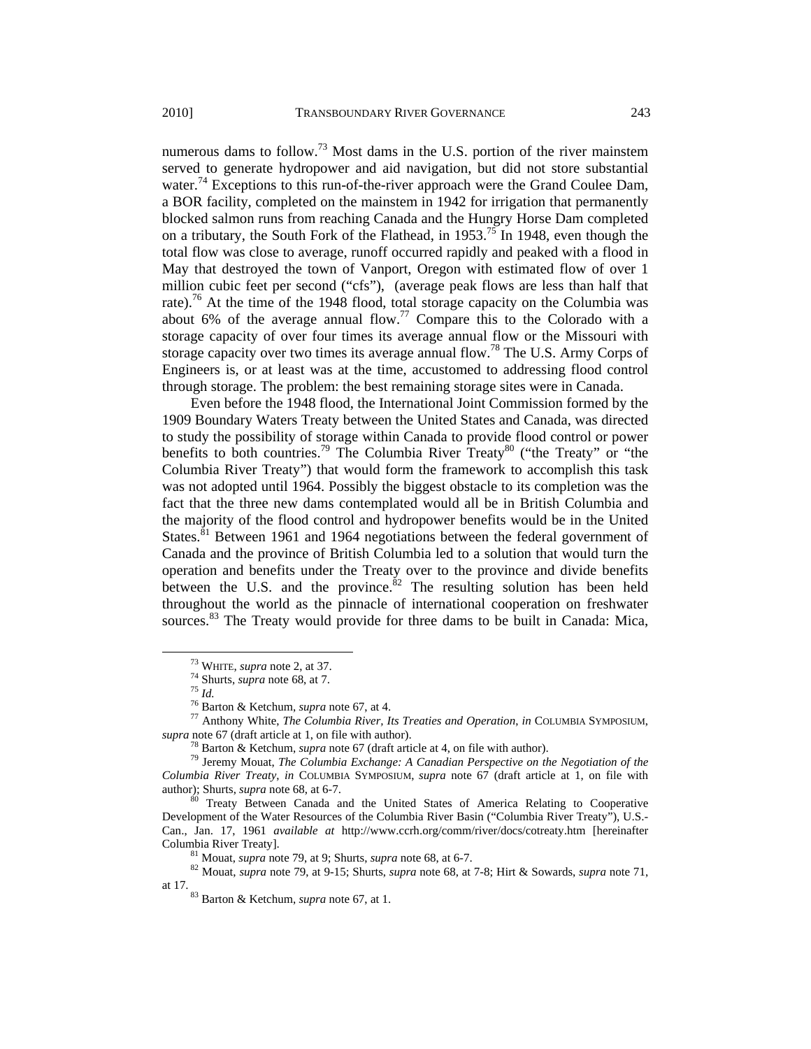numerous dams to follow.[73] Most dams in the U.S. portion of the river mainstem served to generate hydropower and aid navigation, but did not store substantial water.[74] Exceptions to this run-of-the-river approach were the Grand Coulee Dam, a BOR facility, completed on the mainstem in 1942 for irrigation that permanently blocked salmon runs from reaching Canada and the Hungry Horse Dam completed on a tributary, the South Fork of the Flathead, in 1953.[75] In 1948, even though the total flow was close to average, runoff occurred rapidly and peaked with a flood in May that destroyed the town of Vanport, Oregon with estimated flow of over 1 million cubic feet per second ("cfs"), (average peak flows are less than half that rate).[76] At the time of the 1948 flood, total storage capacity on the Columbia was about 6% of the average annual flow.[77] Compare this to the Colorado with a storage capacity of over four times its average annual flow or the Missouri with storage capacity over two times its average annual flow.[78] The U.S. Army Corps of Engineers is, or at least was at the time, accustomed to addressing flood control through storage. The problem: the best remaining storage sites were in Canada.

Even before the 1948 flood, the International Joint Commission formed by the 1909 Boundary Waters Treaty between the United States and Canada, was directed to study the possibility of storage within Canada to provide flood control or power benefits to both countries.[79] The Columbia River Treaty[80] ("the Treaty" or "the Columbia River Treaty") that would form the framework to accomplish this task was not adopted until 1964. Possibly the biggest obstacle to its completion was the fact that the three new dams contemplated would all be in British Columbia and the majority of the flood control and hydropower benefits would be in the United States.[81] Between 1961 and 1964 negotiations between the federal government of Canada and the province of British Columbia led to a solution that would turn the operation and benefits under the Treaty over to the province and divide benefits between the U.S. and the province.[82] The resulting solution has been held throughout the world as the pinnacle of international cooperation on freshwater sources.[83] The Treaty would provide for three dams to be built in Canada: Mica,

---

[73] WHITE, *supra* note 2, at 37.

[74] Shurts, *supra* note 68, at 7.

[75] *Id.*

[76] Barton & Ketchum, *supra* note 67, at 4.

[77] Anthony White, *The Columbia River, Its Treaties and Operation*, *in* COLUMBIA SYMPOSIUM, *supra* note 67 (draft article at 1, on file with author).

[78] Barton & Ketchum, *supra* note 67 (draft article at 4, on file with author).

[79] Jeremy Mouat, *The Columbia Exchange: A Canadian Perspective on the Negotiation of the Columbia River Treaty*, *in* COLUMBIA SYMPOSIUM, *supra* note 67 (draft article at 1, on file with author); Shurts, *supra* note 68, at 6-7.

[80] Treaty Between Canada and the United States of America Relating to Cooperative Development of the Water Resources of the Columbia River Basin ("Columbia River Treaty"), U.S.-Can., Jan. 17, 1961 *available at* http://www.ccrh.org/comm/river/docs/cotreaty.htm [hereinafter Columbia River Treaty].

[81] Mouat, *supra* note 79, at 9; Shurts, *supra* note 68, at 6-7.

[82] Mouat, *supra* note 79, at 9-15; Shurts, *supra* note 68, at 7-8; Hirt & Sowards, *supra* note 71, at 17.

[83] Barton & Ketchum, *supra* note 67, at 1.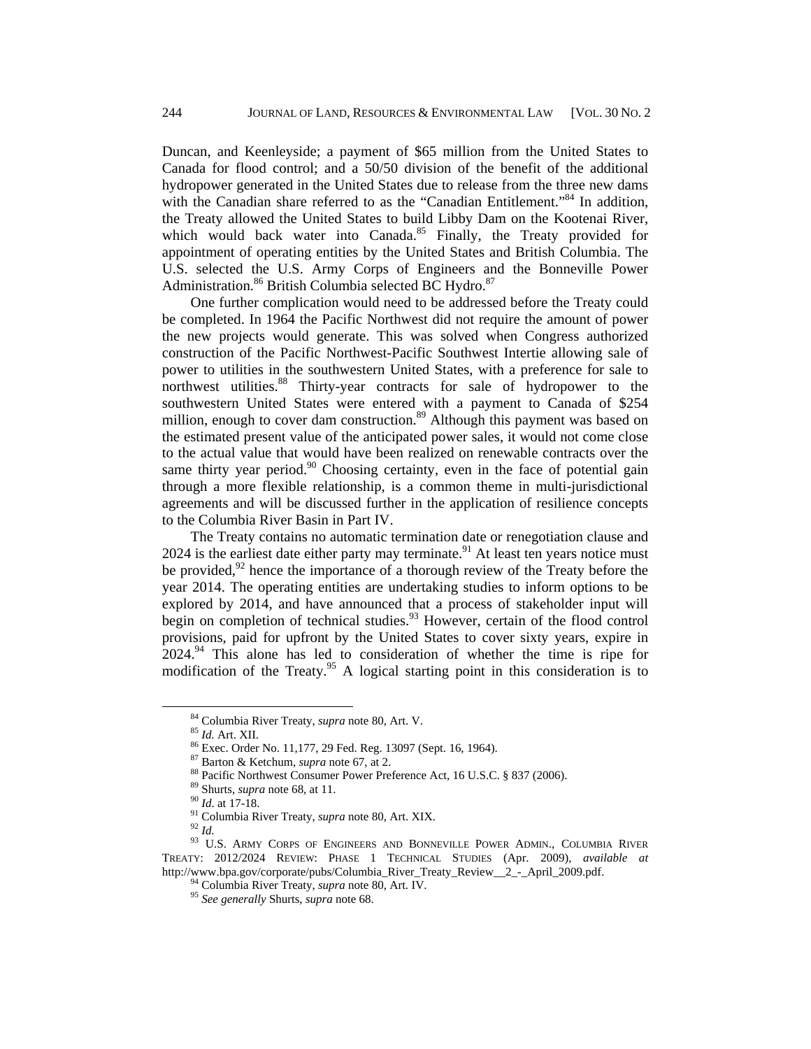Duncan, and Keenleyside; a payment of $65 million from the United States to Canada for flood control; and a 50/50 division of the benefit of the additional hydropower generated in the United States due to release from the three new dams with the Canadian share referred to as the "Canadian Entitlement."[84] In addition, the Treaty allowed the United States to build Libby Dam on the Kootenai River, which would back water into Canada.[85] Finally, the Treaty provided for appointment of operating entities by the United States and British Columbia. The U.S. selected the U.S. Army Corps of Engineers and the Bonneville Power Administration.[86] British Columbia selected BC Hydro.[87]

One further complication would need to be addressed before the Treaty could be completed. In 1964 the Pacific Northwest did not require the amount of power the new projects would generate. This was solved when Congress authorized construction of the Pacific Northwest-Pacific Southwest Intertie allowing sale of power to utilities in the southwestern United States, with a preference for sale to northwest utilities.[88] Thirty-year contracts for sale of hydropower to the southwestern United States were entered with a payment to Canada of $254 million, enough to cover dam construction.[89] Although this payment was based on the estimated present value of the anticipated power sales, it would not come close to the actual value that would have been realized on renewable contracts over the same thirty year period.[90] Choosing certainty, even in the face of potential gain through a more flexible relationship, is a common theme in multi-jurisdictional agreements and will be discussed further in the application of resilience concepts to the Columbia River Basin in Part IV.

The Treaty contains no automatic termination date or renegotiation clause and 2024 is the earliest date either party may terminate.[91] At least ten years notice must be provided,[92] hence the importance of a thorough review of the Treaty before the year 2014. The operating entities are undertaking studies to inform options to be explored by 2014, and have announced that a process of stakeholder input will begin on completion of technical studies.[93] However, certain of the flood control provisions, paid for upfront by the United States to cover sixty years, expire in 2024.[94] This alone has led to consideration of whether the time is ripe for modification of the Treaty.[95] A logical starting point in this consideration is to

---

[84] Columbia River Treaty, *supra* note 80, Art. V.

[85] *Id.* Art. XII.

[86] Exec. Order No. 11,177, 29 Fed. Reg. 13097 (Sept. 16, 1964).

[87] Barton & Ketchum, *supra* note 67, at 2.

[88] Pacific Northwest Consumer Power Preference Act, 16 U.S.C. § 837 (2006).

[89] Shurts, *supra* note 68, at 11.

[90] *Id*. at 17-18.

[91] Columbia River Treaty, *supra* note 80, Art. XIX.

[92] *Id.*

[93] U.S. ARMY CORPS OF ENGINEERS AND BONNEVILLE POWER ADMIN., COLUMBIA RIVER TREATY: 2012/2024 REVIEW: PHASE 1 TECHNICAL STUDIES (Apr. 2009), *available at* http://www.bpa.gov/corporate/pubs/Columbia_River_Treaty_Review__2_-_April_2009.pdf.

[94] Columbia River Treaty, *supra* note 80, Art. IV.

[95] *See generally* Shurts, *supra* note 68.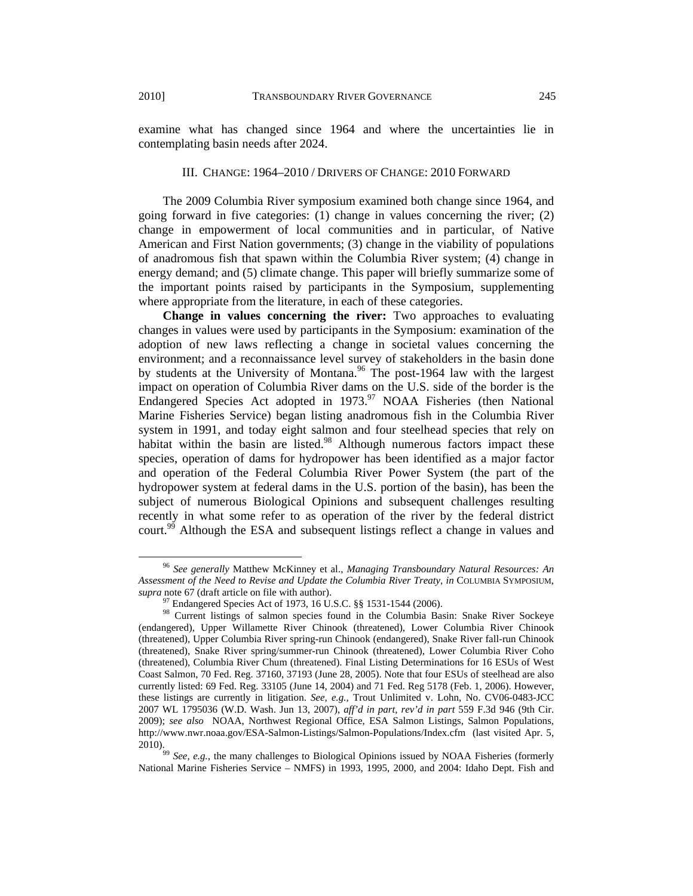examine what has changed since 1964 and where the uncertainties lie in contemplating basin needs after 2024.

### III. CHANGE: 1964–2010 / DRIVERS OF CHANGE: 2010 FORWARD

The 2009 Columbia River symposium examined both change since 1964, and going forward in five categories: (1) change in values concerning the river; (2) change in empowerment of local communities and in particular, of Native American and First Nation governments; (3) change in the viability of populations of anadromous fish that spawn within the Columbia River system; (4) change in energy demand; and (5) climate change. This paper will briefly summarize some of the important points raised by participants in the Symposium, supplementing where appropriate from the literature, in each of these categories.

**Change in values concerning the river:** Two approaches to evaluating changes in values were used by participants in the Symposium: examination of the adoption of new laws reflecting a change in societal values concerning the environment; and a reconnaissance level survey of stakeholders in the basin done by students at the University of Montana.[96] The post-1964 law with the largest impact on operation of Columbia River dams on the U.S. side of the border is the Endangered Species Act adopted in 1973.[97] NOAA Fisheries (then National Marine Fisheries Service) began listing anadromous fish in the Columbia River system in 1991, and today eight salmon and four steelhead species that rely on habitat within the basin are listed.[98] Although numerous factors impact these species, operation of dams for hydropower has been identified as a major factor and operation of the Federal Columbia River Power System (the part of the hydropower system at federal dams in the U.S. portion of the basin), has been the subject of numerous Biological Opinions and subsequent challenges resulting recently in what some refer to as operation of the river by the federal district court.[99] Although the ESA and subsequent listings reflect a change in values and

---

[96] *See generally* Matthew McKinney et al., *Managing Transboundary Natural Resources: An Assessment of the Need to Revise and Update the Columbia River Treaty*, *in* COLUMBIA SYMPOSIUM, *supra* note 67 (draft article on file with author).

[97] Endangered Species Act of 1973, 16 U.S.C. §§ 1531-1544 (2006).

[98] Current listings of salmon species found in the Columbia Basin: Snake River Sockeye (endangered), Upper Willamette River Chinook (threatened), Lower Columbia River Chinook (threatened), Upper Columbia River spring-run Chinook (endangered), Snake River fall-run Chinook (threatened), Snake River spring/summer-run Chinook (threatened), Lower Columbia River Coho (threatened), Columbia River Chum (threatened). Final Listing Determinations for 16 ESUs of West Coast Salmon, 70 Fed. Reg. 37160, 37193 (June 28, 2005). Note that four ESUs of steelhead are also currently listed: 69 Fed. Reg. 33105 (June 14, 2004) and 71 Fed. Reg 5178 (Feb. 1, 2006). However, these listings are currently in litigation. *See, e.g.,* Trout Unlimited v. Lohn, No. CV06-0483-JCC 2007 WL 1795036 (W.D. Wash. Jun 13, 2007), *aff'd in part, rev'd in part* 559 F.3d 946 (9th Cir. 2009); *see also* NOAA, Northwest Regional Office, ESA Salmon Listings, Salmon Populations, http://www.nwr.noaa.gov/ESA-Salmon-Listings/Salmon-Populations/Index.cfm (last visited Apr. 5, 2010).

[99] *See, e.g.*, the many challenges to Biological Opinions issued by NOAA Fisheries (formerly National Marine Fisheries Service – NMFS) in 1993, 1995, 2000, and 2004: Idaho Dept. Fish and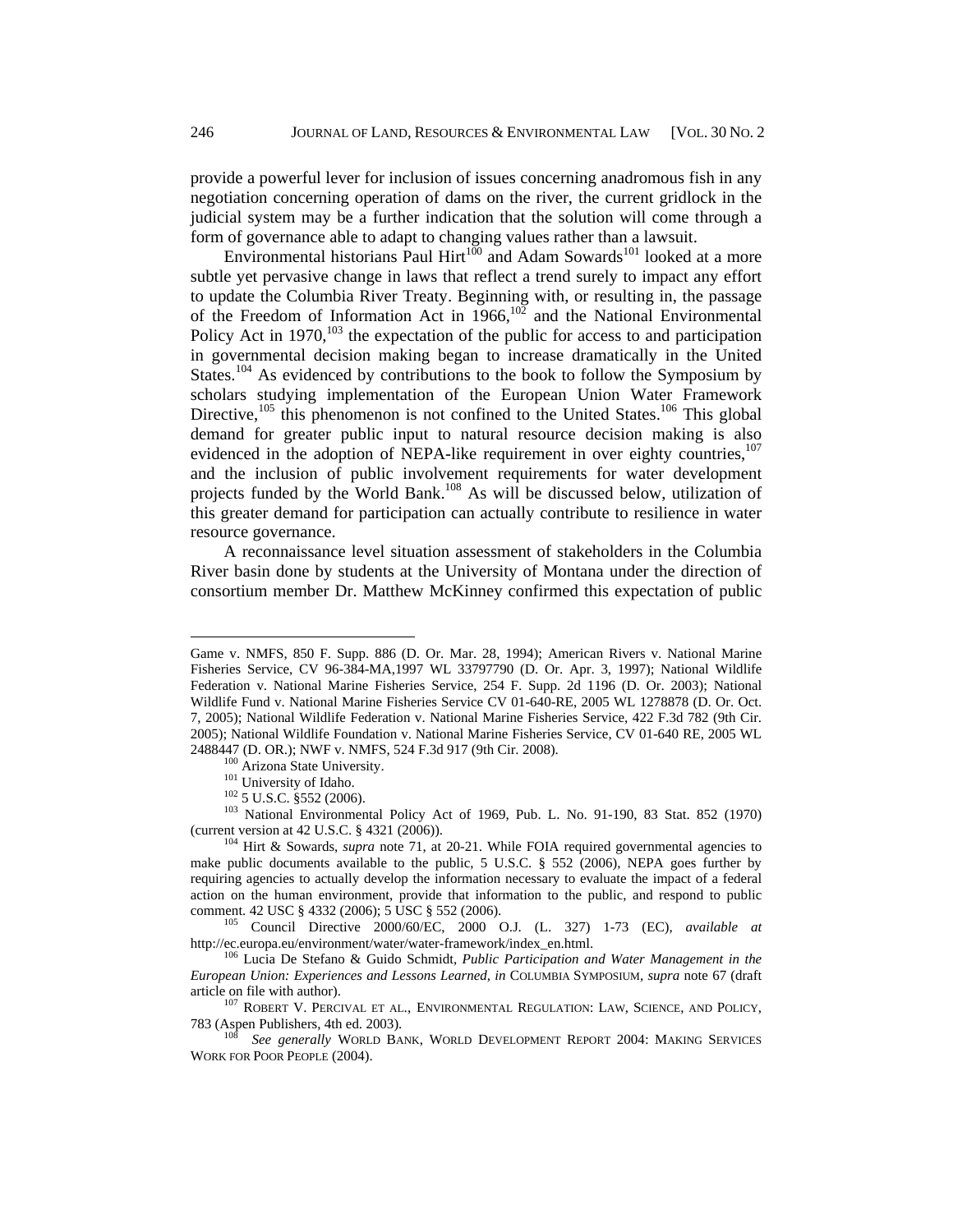provide a powerful lever for inclusion of issues concerning anadromous fish in any negotiation concerning operation of dams on the river, the current gridlock in the judicial system may be a further indication that the solution will come through a form of governance able to adapt to changing values rather than a lawsuit.

Environmental historians Paul Hirt[100] and Adam Sowards[101] looked at a more subtle yet pervasive change in laws that reflect a trend surely to impact any effort to update the Columbia River Treaty. Beginning with, or resulting in, the passage of the Freedom of Information Act in 1966,[102] and the National Environmental Policy Act in 1970,[103] the expectation of the public for access to and participation in governmental decision making began to increase dramatically in the United States.[104] As evidenced by contributions to the book to follow the Symposium by scholars studying implementation of the European Union Water Framework Directive,[105] this phenomenon is not confined to the United States.[106] This global demand for greater public input to natural resource decision making is also evidenced in the adoption of NEPA-like requirement in over eighty countries,[107] and the inclusion of public involvement requirements for water development projects funded by the World Bank.[108] As will be discussed below, utilization of this greater demand for participation can actually contribute to resilience in water resource governance.

A reconnaissance level situation assessment of stakeholders in the Columbia River basin done by students at the University of Montana under the direction of consortium member Dr. Matthew McKinney confirmed this expectation of public

---

Game v. NMFS, 850 F. Supp. 886 (D. Or. Mar. 28, 1994); American Rivers v. National Marine Fisheries Service, CV 96-384-MA,1997 WL 33797790 (D. Or. Apr. 3, 1997); National Wildlife Federation v. National Marine Fisheries Service, 254 F. Supp. 2d 1196 (D. Or. 2003); National Wildlife Fund v. National Marine Fisheries Service CV 01-640-RE, 2005 WL 1278878 (D. Or. Oct. 7, 2005); National Wildlife Federation v. National Marine Fisheries Service, 422 F.3d 782 (9th Cir. 2005); National Wildlife Foundation v. National Marine Fisheries Service, CV 01-640 RE, 2005 WL 2488447 (D. OR.); NWF v. NMFS, 524 F.3d 917 (9th Cir. 2008).

[100] Arizona State University.

[101] University of Idaho.

[102] 5 U.S.C. §552 (2006).

[103] National Environmental Policy Act of 1969, Pub. L. No. 91-190, 83 Stat. 852 (1970) (current version at 42 U.S.C. § 4321 (2006)).

[104] Hirt & Sowards, *supra* note 71, at 20-21. While FOIA required governmental agencies to make public documents available to the public, 5 U.S.C. § 552 (2006), NEPA goes further by requiring agencies to actually develop the information necessary to evaluate the impact of a federal action on the human environment, provide that information to the public, and respond to public comment. 42 USC § 4332 (2006); 5 USC § 552 (2006).

[105] Council Directive 2000/60/EC, 2000 O.J. (L. 327) 1-73 (EC), *available at* http://ec.europa.eu/environment/water/water-framework/index_en.html.

[106] Lucia De Stefano & Guido Schmidt, *Public Participation and Water Management in the European Union: Experiences and Lessons Learned, in* COLUMBIA SYMPOSIUM, *supra* note 67 (draft article on file with author).

[107] ROBERT V. PERCIVAL ET AL., ENVIRONMENTAL REGULATION: LAW, SCIENCE, AND POLICY, 783 (Aspen Publishers, 4th ed. 2003).

[108] *See generally* WORLD BANK, WORLD DEVELOPMENT REPORT 2004: MAKING SERVICES WORK FOR POOR PEOPLE (2004).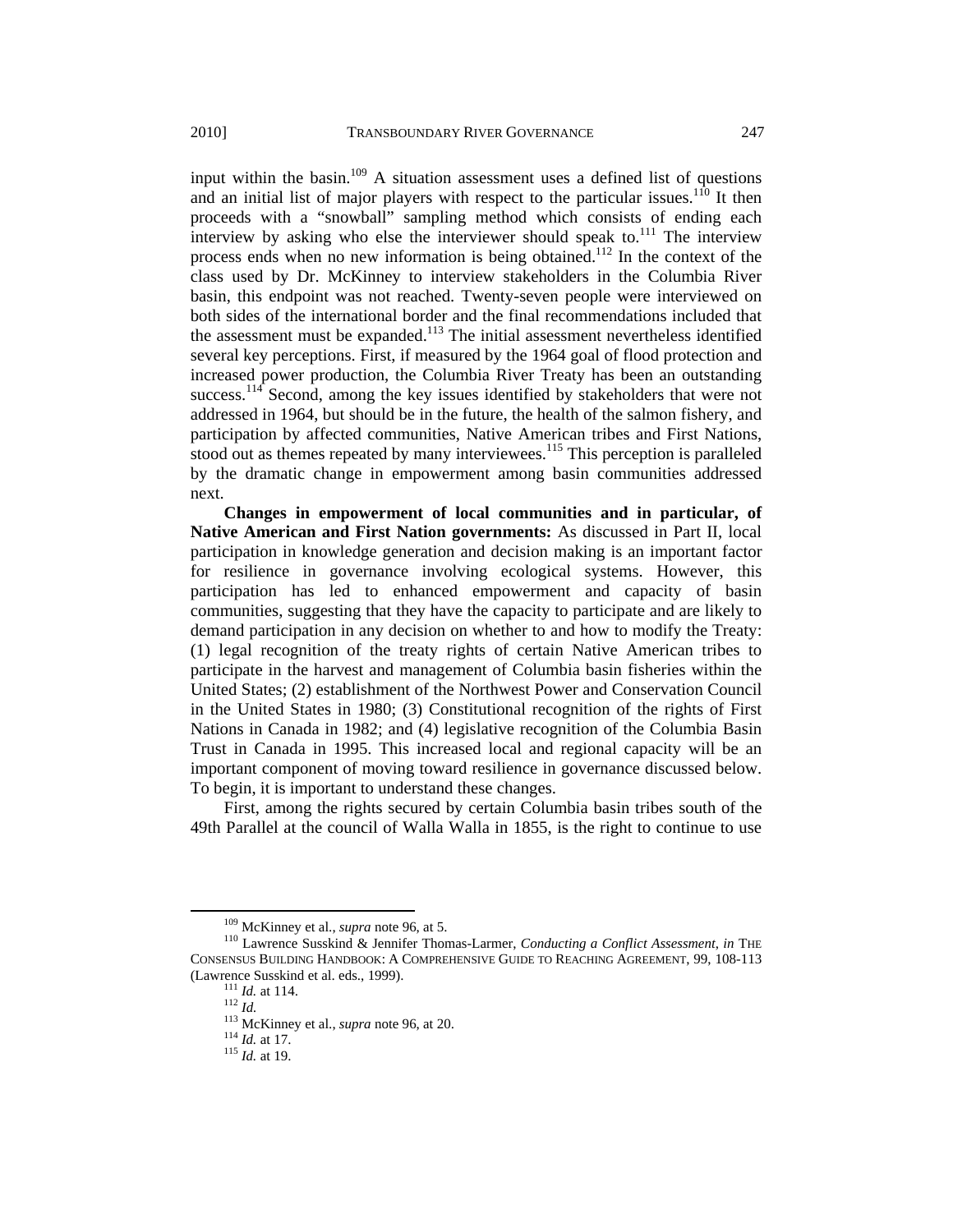input within the basin.[109] A situation assessment uses a defined list of questions and an initial list of major players with respect to the particular issues.[110] It then proceeds with a "snowball" sampling method which consists of ending each interview by asking who else the interviewer should speak to.[111] The interview process ends when no new information is being obtained.[112] In the context of the class used by Dr. McKinney to interview stakeholders in the Columbia River basin, this endpoint was not reached. Twenty-seven people were interviewed on both sides of the international border and the final recommendations included that the assessment must be expanded.[113] The initial assessment nevertheless identified several key perceptions. First, if measured by the 1964 goal of flood protection and increased power production, the Columbia River Treaty has been an outstanding success.[114] Second, among the key issues identified by stakeholders that were not addressed in 1964, but should be in the future, the health of the salmon fishery, and participation by affected communities, Native American tribes and First Nations, stood out as themes repeated by many interviewees.[115] This perception is paralleled by the dramatic change in empowerment among basin communities addressed next.

**Changes in empowerment of local communities and in particular, of Native American and First Nation governments:** As discussed in Part II, local participation in knowledge generation and decision making is an important factor for resilience in governance involving ecological systems. However, this participation has led to enhanced empowerment and capacity of basin communities, suggesting that they have the capacity to participate and are likely to demand participation in any decision on whether to and how to modify the Treaty: (1) legal recognition of the treaty rights of certain Native American tribes to participate in the harvest and management of Columbia basin fisheries within the United States; (2) establishment of the Northwest Power and Conservation Council in the United States in 1980; (3) Constitutional recognition of the rights of First Nations in Canada in 1982; and (4) legislative recognition of the Columbia Basin Trust in Canada in 1995. This increased local and regional capacity will be an important component of moving toward resilience in governance discussed below. To begin, it is important to understand these changes.

First, among the rights secured by certain Columbia basin tribes south of the 49th Parallel at the council of Walla Walla in 1855, is the right to continue to use

---

[109] McKinney et al., *supra* note 96, at 5.

[110] Lawrence Susskind & Jennifer Thomas-Larmer, *Conducting a Conflict Assessment*, *in* THE CONSENSUS BUILDING HANDBOOK: A COMPREHENSIVE GUIDE TO REACHING AGREEMENT, 99, 108-113 (Lawrence Susskind et al. eds., 1999).

[111] *Id.* at 114.

[112] *Id.*

[113] McKinney et al., *supra* note 96, at 20.

[114] *Id.* at 17.

[115] *Id.* at 19.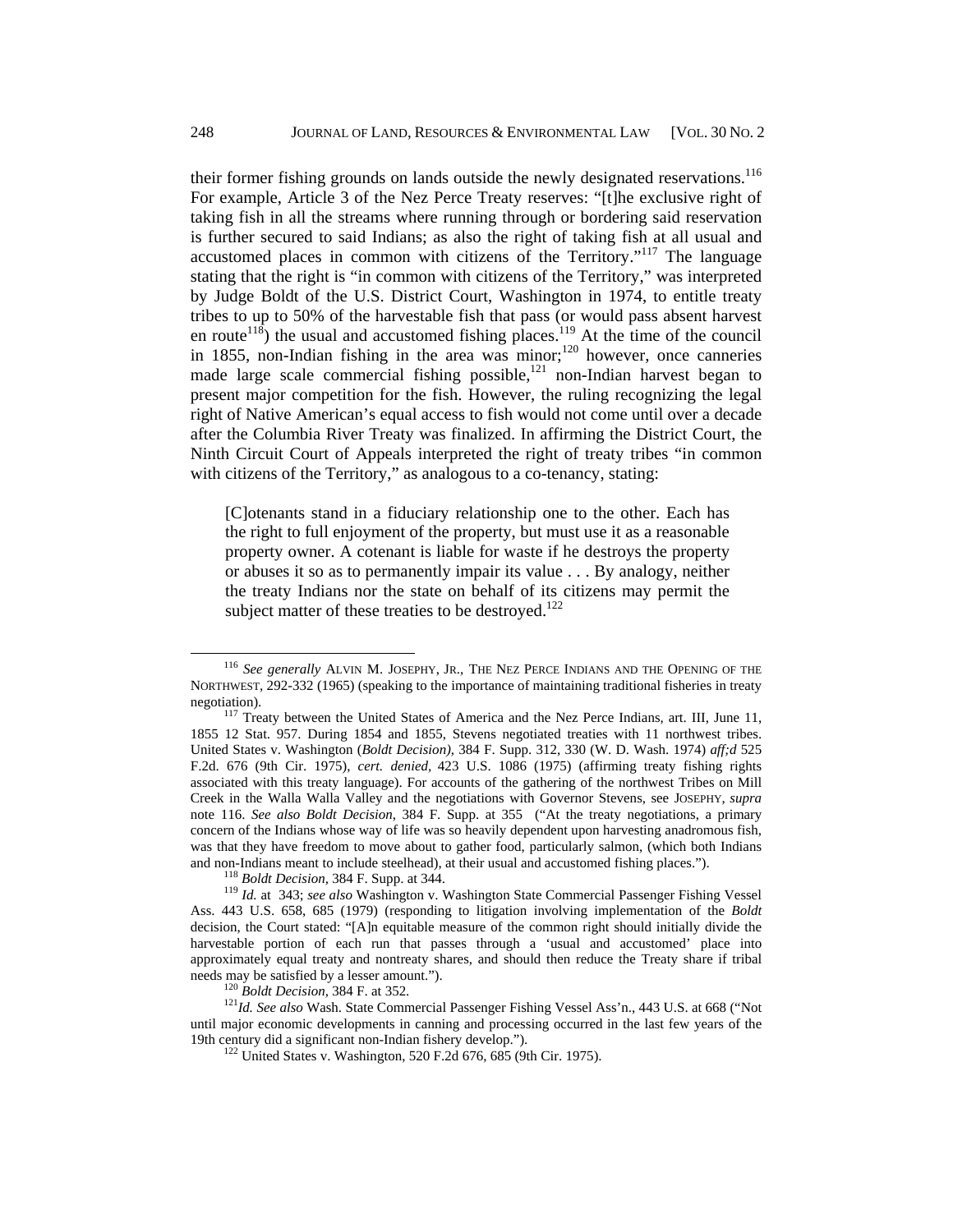their former fishing grounds on lands outside the newly designated reservations.[116] For example, Article 3 of the Nez Perce Treaty reserves: "[t]he exclusive right of taking fish in all the streams where running through or bordering said reservation is further secured to said Indians; as also the right of taking fish at all usual and accustomed places in common with citizens of the Territory."[117] The language stating that the right is "in common with citizens of the Territory," was interpreted by Judge Boldt of the U.S. District Court, Washington in 1974, to entitle treaty tribes to up to 50% of the harvestable fish that pass (or would pass absent harvest en route[118]) the usual and accustomed fishing places.[119] At the time of the council in 1855, non-Indian fishing in the area was minor;[120] however, once canneries made large scale commercial fishing possible,[121] non-Indian harvest began to present major competition for the fish. However, the ruling recognizing the legal right of Native American's equal access to fish would not come until over a decade after the Columbia River Treaty was finalized. In affirming the District Court, the Ninth Circuit Court of Appeals interpreted the right of treaty tribes "in common with citizens of the Territory," as analogous to a co-tenancy, stating:

> [C]otenants stand in a fiduciary relationship one to the other. Each has the right to full enjoyment of the property, but must use it as a reasonable property owner. A cotenant is liable for waste if he destroys the property or abuses it so as to permanently impair its value . . . By analogy, neither the treaty Indians nor the state on behalf of its citizens may permit the subject matter of these treaties to be destroyed.[122]

---

[116] *See generally* ALVIN M. JOSEPHY, JR., THE NEZ PERCE INDIANS AND THE OPENING OF THE NORTHWEST, 292-332 (1965) (speaking to the importance of maintaining traditional fisheries in treaty negotiation).

[117] Treaty between the United States of America and the Nez Perce Indians, art. III, June 11, 1855 12 Stat. 957. During 1854 and 1855, Stevens negotiated treaties with 11 northwest tribes. United States v. Washington (*Boldt Decision),* 384 F. Supp. 312, 330 (W. D. Wash. 1974) *aff;d* 525 F.2d. 676 (9th Cir. 1975), *cert. denied*, 423 U.S. 1086 (1975) (affirming treaty fishing rights associated with this treaty language). For accounts of the gathering of the northwest Tribes on Mill Creek in the Walla Walla Valley and the negotiations with Governor Stevens, see JOSEPHY, *supra* note 116. *See also Boldt Decision*, 384 F. Supp. at 355 ("At the treaty negotiations, a primary concern of the Indians whose way of life was so heavily dependent upon harvesting anadromous fish, was that they have freedom to move about to gather food, particularly salmon, (which both Indians and non-Indians meant to include steelhead), at their usual and accustomed fishing places.").

[118] *Boldt Decision*, 384 F. Supp. at 344.

[119] *Id.* at 343; *see also* Washington v. Washington State Commercial Passenger Fishing Vessel Ass. 443 U.S. 658, 685 (1979) (responding to litigation involving implementation of the *Boldt* decision, the Court stated: "[A]n equitable measure of the common right should initially divide the harvestable portion of each run that passes through a 'usual and accustomed' place into approximately equal treaty and nontreaty shares, and should then reduce the Treaty share if tribal needs may be satisfied by a lesser amount.").

[120] *Boldt Decision*, 384 F. at 352.

[121] *Id. See also* Wash. State Commercial Passenger Fishing Vessel Ass'n., 443 U.S. at 668 ("Not until major economic developments in canning and processing occurred in the last few years of the 19th century did a significant non-Indian fishery develop.").

[122] United States v. Washington, 520 F.2d 676, 685 (9th Cir. 1975).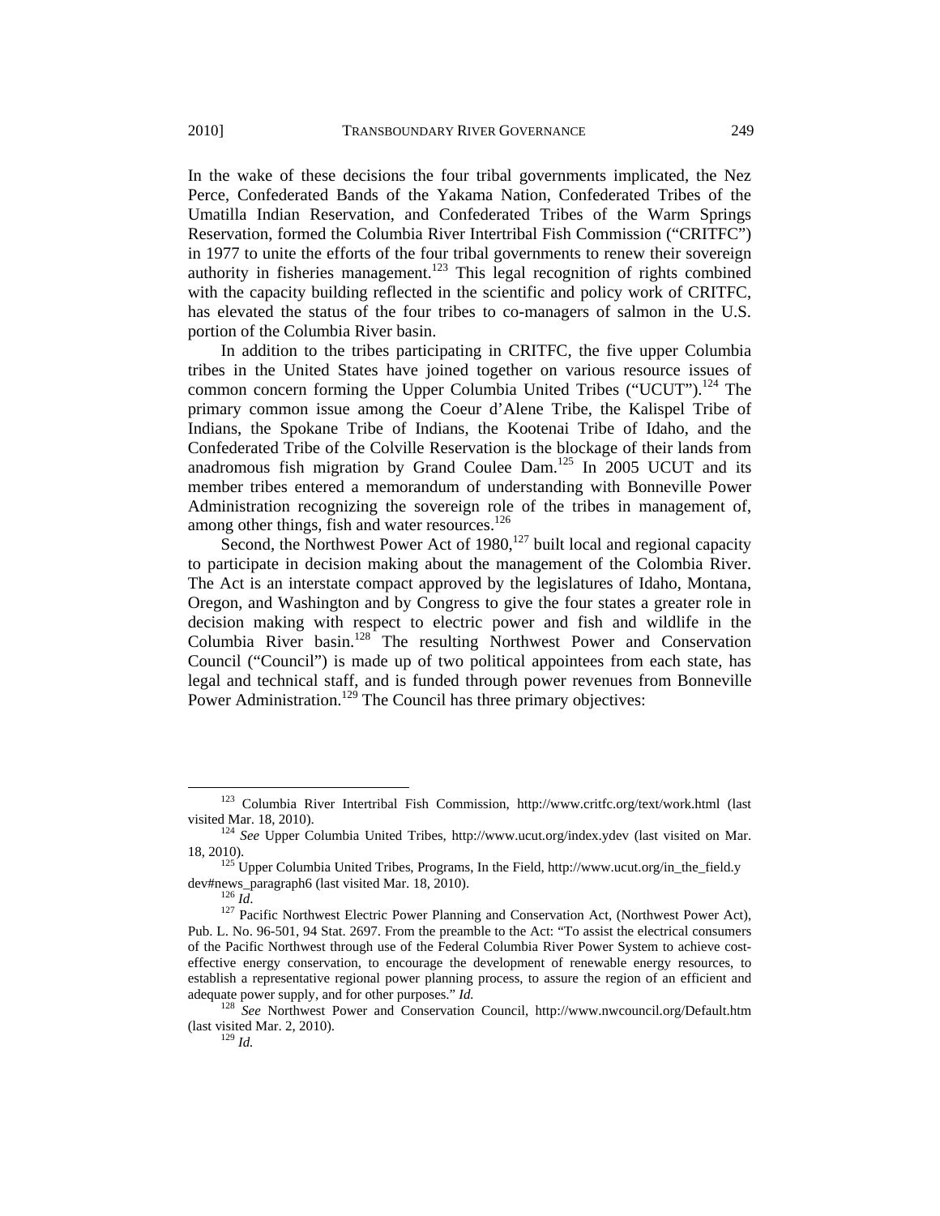In the wake of these decisions the four tribal governments implicated, the Nez Perce, Confederated Bands of the Yakama Nation, Confederated Tribes of the Umatilla Indian Reservation, and Confederated Tribes of the Warm Springs Reservation, formed the Columbia River Intertribal Fish Commission ("CRITFC") in 1977 to unite the efforts of the four tribal governments to renew their sovereign authority in fisheries management.[123] This legal recognition of rights combined with the capacity building reflected in the scientific and policy work of CRITFC, has elevated the status of the four tribes to co-managers of salmon in the U.S. portion of the Columbia River basin.

In addition to the tribes participating in CRITFC, the five upper Columbia tribes in the United States have joined together on various resource issues of common concern forming the Upper Columbia United Tribes ("UCUT").[124] The primary common issue among the Coeur d'Alene Tribe, the Kalispel Tribe of Indians, the Spokane Tribe of Indians, the Kootenai Tribe of Idaho, and the Confederated Tribe of the Colville Reservation is the blockage of their lands from anadromous fish migration by Grand Coulee Dam.[125] In 2005 UCUT and its member tribes entered a memorandum of understanding with Bonneville Power Administration recognizing the sovereign role of the tribes in management of, among other things, fish and water resources.[126]

Second, the Northwest Power Act of 1980,[127] built local and regional capacity to participate in decision making about the management of the Colombia River. The Act is an interstate compact approved by the legislatures of Idaho, Montana, Oregon, and Washington and by Congress to give the four states a greater role in decision making with respect to electric power and fish and wildlife in the Columbia River basin.[128] The resulting Northwest Power and Conservation Council ("Council") is made up of two political appointees from each state, has legal and technical staff, and is funded through power revenues from Bonneville Power Administration.[129] The Council has three primary objectives:

---

[123] Columbia River Intertribal Fish Commission, http://www.critfc.org/text/work.html (last visited Mar. 18, 2010).

[124] *See* Upper Columbia United Tribes, http://www.ucut.org/index.ydev (last visited on Mar. 18, 2010).

[125] Upper Columbia United Tribes, Programs, In the Field, http://www.ucut.org/in_the_field.ydev#news_paragraph6 (last visited Mar. 18, 2010).

[126] *Id*.

[127] Pacific Northwest Electric Power Planning and Conservation Act, (Northwest Power Act), Pub. L. No. 96-501, 94 Stat. 2697. From the preamble to the Act: "To assist the electrical consumers of the Pacific Northwest through use of the Federal Columbia River Power System to achieve cost-effective energy conservation, to encourage the development of renewable energy resources, to establish a representative regional power planning process, to assure the region of an efficient and adequate power supply, and for other purposes." *Id.*

[128] *See* Northwest Power and Conservation Council, http://www.nwcouncil.org/Default.htm (last visited Mar. 2, 2010).

[129] *Id.*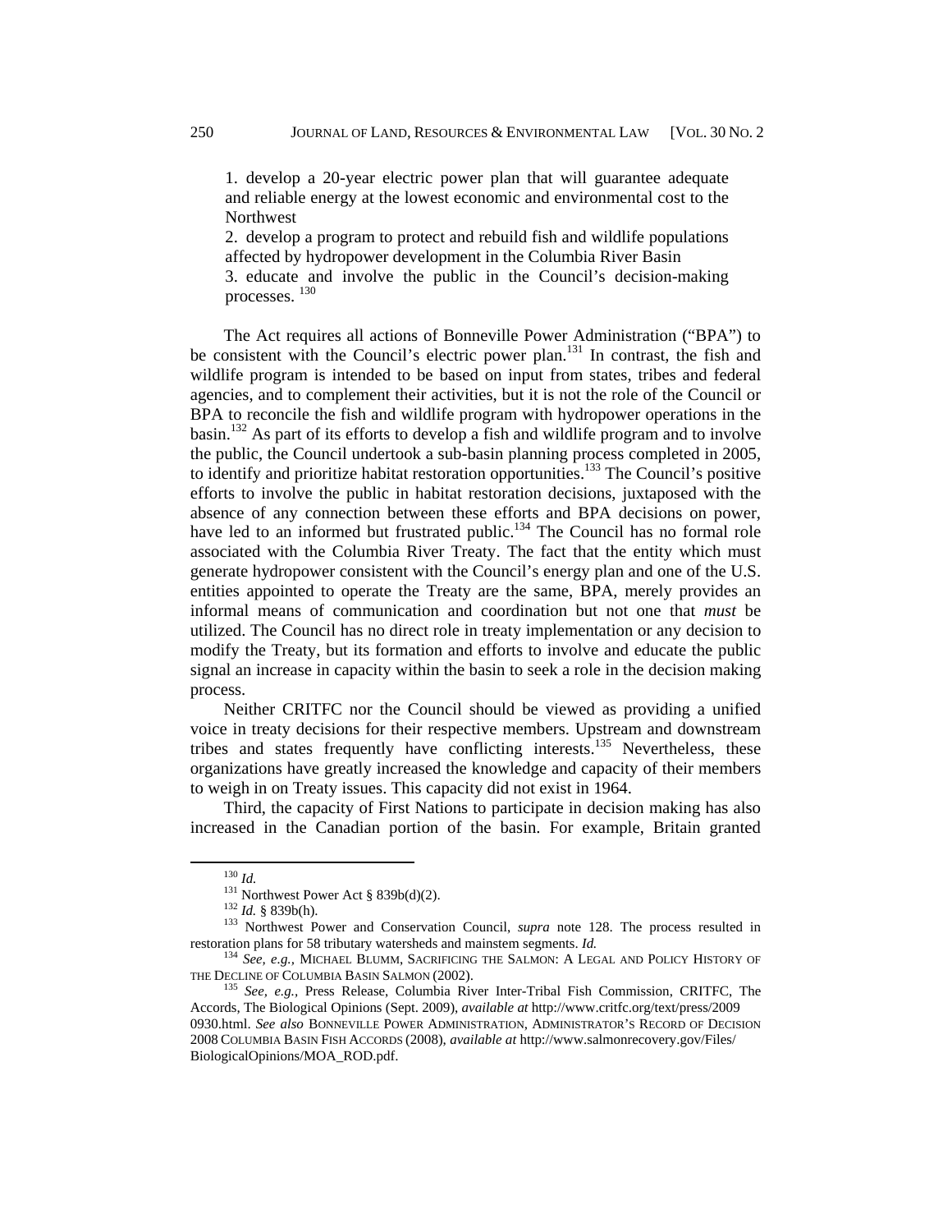1. develop a 20-year electric power plan that will guarantee adequate and reliable energy at the lowest economic and environmental cost to the Northwest

2. develop a program to protect and rebuild fish and wildlife populations affected by hydropower development in the Columbia River Basin

3. educate and involve the public in the Council's decision-making processes. [130]

The Act requires all actions of Bonneville Power Administration ("BPA") to be consistent with the Council's electric power plan.[131] In contrast, the fish and wildlife program is intended to be based on input from states, tribes and federal agencies, and to complement their activities, but it is not the role of the Council or BPA to reconcile the fish and wildlife program with hydropower operations in the basin.[132] As part of its efforts to develop a fish and wildlife program and to involve the public, the Council undertook a sub-basin planning process completed in 2005, to identify and prioritize habitat restoration opportunities.[133] The Council's positive efforts to involve the public in habitat restoration decisions, juxtaposed with the absence of any connection between these efforts and BPA decisions on power, have led to an informed but frustrated public.[134] The Council has no formal role associated with the Columbia River Treaty. The fact that the entity which must generate hydropower consistent with the Council's energy plan and one of the U.S. entities appointed to operate the Treaty are the same, BPA, merely provides an informal means of communication and coordination but not one that *must* be utilized. The Council has no direct role in treaty implementation or any decision to modify the Treaty, but its formation and efforts to involve and educate the public signal an increase in capacity within the basin to seek a role in the decision making process.

Neither CRITFC nor the Council should be viewed as providing a unified voice in treaty decisions for their respective members. Upstream and downstream tribes and states frequently have conflicting interests.[135] Nevertheless, these organizations have greatly increased the knowledge and capacity of their members to weigh in on Treaty issues. This capacity did not exist in 1964.

Third, the capacity of First Nations to participate in decision making has also increased in the Canadian portion of the basin. For example, Britain granted

---

[130] *Id.*

[131] Northwest Power Act § 839b(d)(2).

[132] *Id.* § 839b(h).

[133] Northwest Power and Conservation Council, *supra* note 128. The process resulted in restoration plans for 58 tributary watersheds and mainstem segments. *Id.*

[134] *See, e.g.,* MICHAEL BLUMM, SACRIFICING THE SALMON: A LEGAL AND POLICY HISTORY OF THE DECLINE OF COLUMBIA BASIN SALMON (2002).

[135] *See, e.g.,* Press Release, Columbia River Inter-Tribal Fish Commission, CRITFC, The Accords, The Biological Opinions (Sept. 2009), *available at* http://www.critfc.org/text/press/2009 0930.html. *See also* BONNEVILLE POWER ADMINISTRATION, ADMINISTRATOR'S RECORD OF DECISION 2008 COLUMBIA BASIN FISH ACCORDS (2008), *available at* http://www.salmonrecovery.gov/Files/ BiologicalOpinions/MOA_ROD.pdf.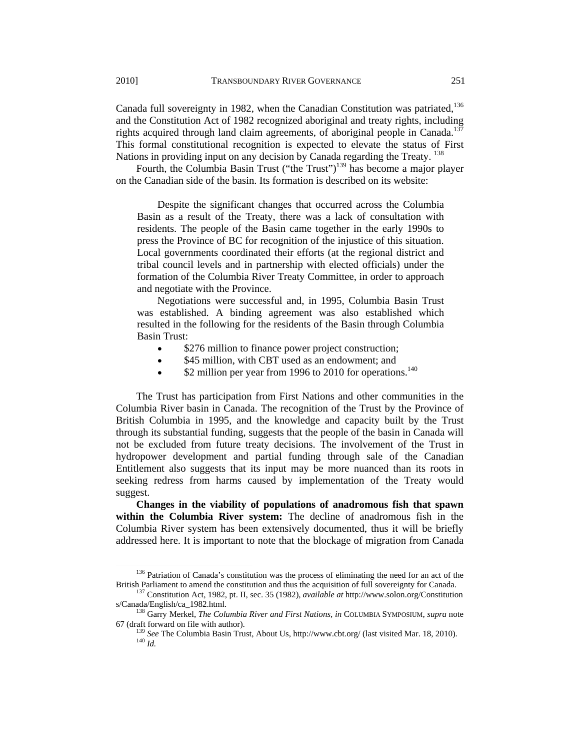Canada full sovereignty in 1982, when the Canadian Constitution was patriated,[136] and the Constitution Act of 1982 recognized aboriginal and treaty rights, including rights acquired through land claim agreements, of aboriginal people in Canada.[137] This formal constitutional recognition is expected to elevate the status of First Nations in providing input on any decision by Canada regarding the Treaty.[138]

Fourth, the Columbia Basin Trust ("the Trust")[139] has become a major player on the Canadian side of the basin. Its formation is described on its website:

> Despite the significant changes that occurred across the Columbia Basin as a result of the Treaty, there was a lack of consultation with residents. The people of the Basin came together in the early 1990s to press the Province of BC for recognition of the injustice of this situation. Local governments coordinated their efforts (at the regional district and tribal council levels and in partnership with elected officials) under the formation of the Columbia River Treaty Committee, in order to approach and negotiate with the Province.
>
> Negotiations were successful and, in 1995, Columbia Basin Trust was established. A binding agreement was also established which resulted in the following for the residents of the Basin through Columbia Basin Trust:
>
> - $276 million to finance power project construction;
> - $45 million, with CBT used as an endowment; and
> - $2 million per year from 1996 to 2010 for operations.[140]

The Trust has participation from First Nations and other communities in the Columbia River basin in Canada. The recognition of the Trust by the Province of British Columbia in 1995, and the knowledge and capacity built by the Trust through its substantial funding, suggests that the people of the basin in Canada will not be excluded from future treaty decisions. The involvement of the Trust in hydropower development and partial funding through sale of the Canadian Entitlement also suggests that its input may be more nuanced than its roots in seeking redress from harms caused by implementation of the Treaty would suggest.

**Changes in the viability of populations of anadromous fish that spawn within the Columbia River system:** The decline of anadromous fish in the Columbia River system has been extensively documented, thus it will be briefly addressed here. It is important to note that the blockage of migration from Canada

---

[136] Patriation of Canada's constitution was the process of eliminating the need for an act of the British Parliament to amend the constitution and thus the acquisition of full sovereignty for Canada.

[137] Constitution Act, 1982, pt. II, sec. 35 (1982), *available at* http://www.solon.org/Constitutions/Canada/English/ca_1982.html.

[138] Garry Merkel, *The Columbia River and First Nations*, *in* COLUMBIA SYMPOSIUM, *supra* note 67 (draft forward on file with author).

[139] *See* The Columbia Basin Trust, About Us, http://www.cbt.org/ (last visited Mar. 18, 2010).

[140] *Id.*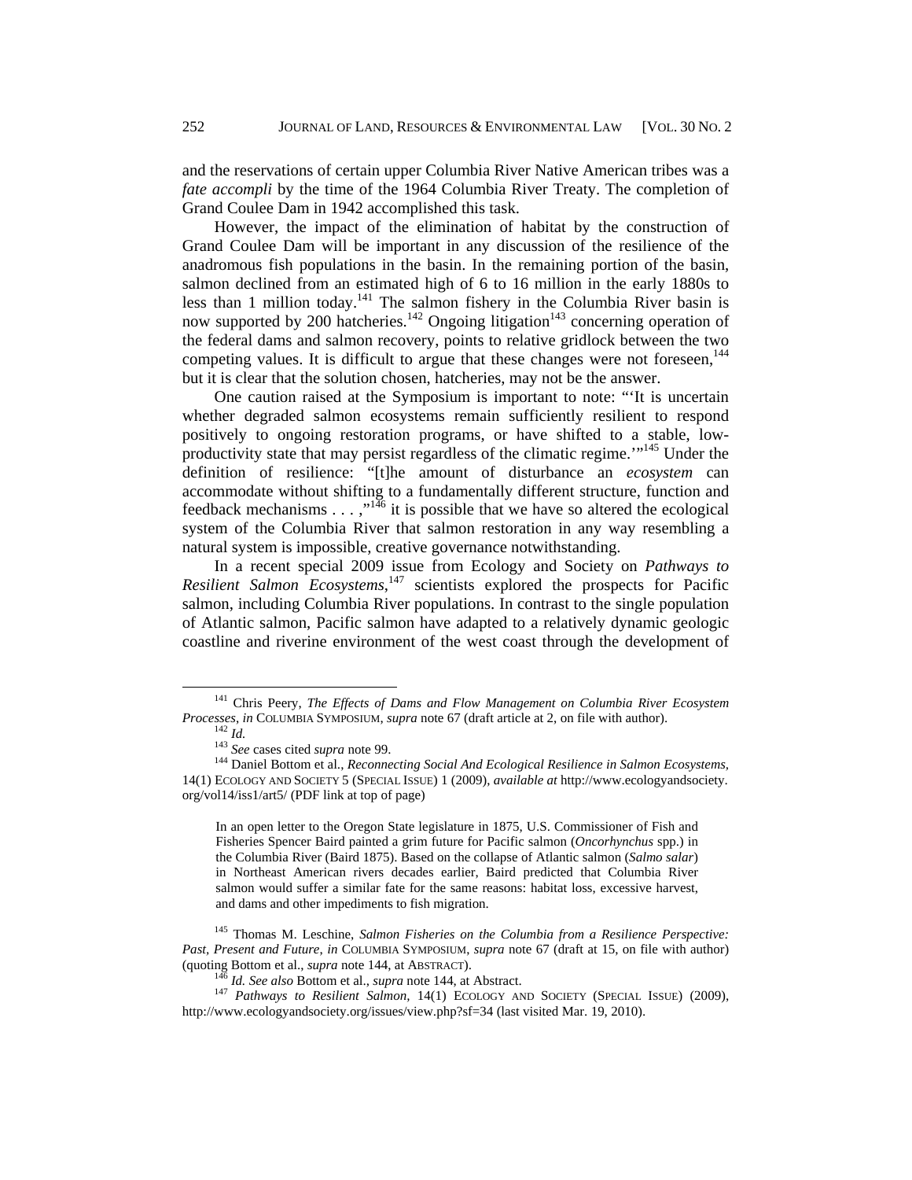and the reservations of certain upper Columbia River Native American tribes was a *fate accompli* by the time of the 1964 Columbia River Treaty. The completion of Grand Coulee Dam in 1942 accomplished this task.

However, the impact of the elimination of habitat by the construction of Grand Coulee Dam will be important in any discussion of the resilience of the anadromous fish populations in the basin. In the remaining portion of the basin, salmon declined from an estimated high of 6 to 16 million in the early 1880s to less than 1 million today.[141] The salmon fishery in the Columbia River basin is now supported by 200 hatcheries.[142] Ongoing litigation[143] concerning operation of the federal dams and salmon recovery, points to relative gridlock between the two competing values. It is difficult to argue that these changes were not foreseen,[144] but it is clear that the solution chosen, hatcheries, may not be the answer.

One caution raised at the Symposium is important to note: "'It is uncertain whether degraded salmon ecosystems remain sufficiently resilient to respond positively to ongoing restoration programs, or have shifted to a stable, low-productivity state that may persist regardless of the climatic regime.'"[145] Under the definition of resilience: "[t]he amount of disturbance an *ecosystem* can accommodate without shifting to a fundamentally different structure, function and feedback mechanisms . . . ,"[146] it is possible that we have so altered the ecological system of the Columbia River that salmon restoration in any way resembling a natural system is impossible, creative governance notwithstanding.

In a recent special 2009 issue from Ecology and Society on *Pathways to Resilient Salmon Ecosystems*,[147] scientists explored the prospects for Pacific salmon, including Columbia River populations. In contrast to the single population of Atlantic salmon, Pacific salmon have adapted to a relatively dynamic geologic coastline and riverine environment of the west coast through the development of

---

[141] Chris Peery, *The Effects of Dams and Flow Management on Columbia River Ecosystem Processes*, *in* COLUMBIA SYMPOSIUM, *supra* note 67 (draft article at 2, on file with author).

[142] *Id.*

[143] *See* cases cited *supra* note 99.

[144] Daniel Bottom et al., *Reconnecting Social And Ecological Resilience in Salmon Ecosystems*, 14(1) ECOLOGY AND SOCIETY 5 (SPECIAL ISSUE) 1 (2009), *available at* http://www.ecologyandsociety.org/vol14/iss1/art5/ (PDF link at top of page)

> In an open letter to the Oregon State legislature in 1875, U.S. Commissioner of Fish and Fisheries Spencer Baird painted a grim future for Pacific salmon (*Oncorhynchus* spp.) in the Columbia River (Baird 1875). Based on the collapse of Atlantic salmon (*Salmo salar*) in Northeast American rivers decades earlier, Baird predicted that Columbia River salmon would suffer a similar fate for the same reasons: habitat loss, excessive harvest, and dams and other impediments to fish migration.

[145] Thomas M. Leschine, *Salmon Fisheries on the Columbia from a Resilience Perspective: Past, Present and Future*, *in* COLUMBIA SYMPOSIUM, *supra* note 67 (draft at 15, on file with author) (quoting Bottom et al., *supra* note 144, at ABSTRACT).

[146] *Id. See also* Bottom et al., *supra* note 144, at Abstract.

[147] *Pathways to Resilient Salmon*, 14(1) ECOLOGY AND SOCIETY (SPECIAL ISSUE) (2009), http://www.ecologyandsociety.org/issues/view.php?sf=34 (last visited Mar. 19, 2010).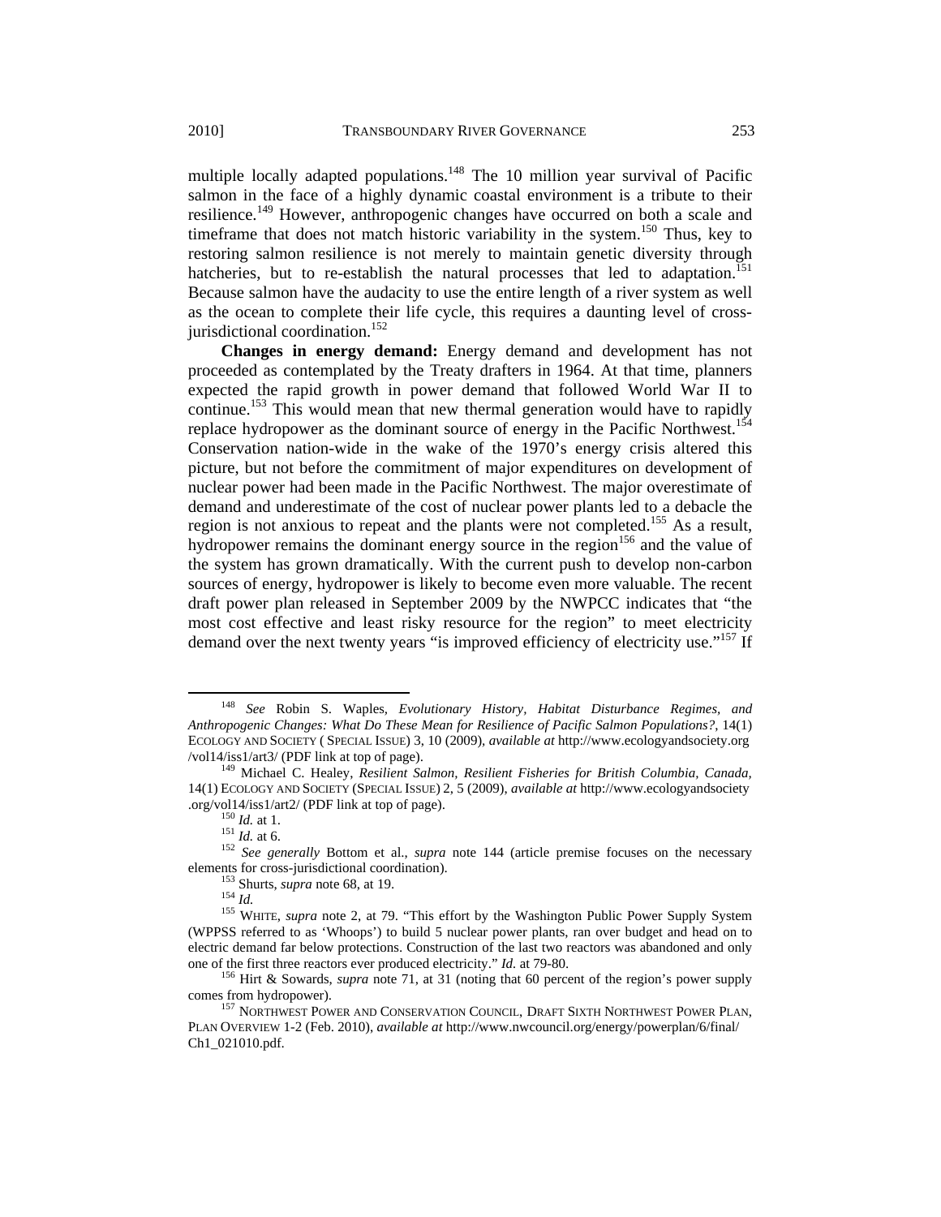multiple locally adapted populations.[148] The 10 million year survival of Pacific salmon in the face of a highly dynamic coastal environment is a tribute to their resilience.[149] However, anthropogenic changes have occurred on both a scale and timeframe that does not match historic variability in the system.[150] Thus, key to restoring salmon resilience is not merely to maintain genetic diversity through hatcheries, but to re-establish the natural processes that led to adaptation.[151] Because salmon have the audacity to use the entire length of a river system as well as the ocean to complete their life cycle, this requires a daunting level of cross-jurisdictional coordination.[152]

**Changes in energy demand:** Energy demand and development has not proceeded as contemplated by the Treaty drafters in 1964. At that time, planners expected the rapid growth in power demand that followed World War II to continue.[153] This would mean that new thermal generation would have to rapidly replace hydropower as the dominant source of energy in the Pacific Northwest.[154] Conservation nation-wide in the wake of the 1970's energy crisis altered this picture, but not before the commitment of major expenditures on development of nuclear power had been made in the Pacific Northwest. The major overestimate of demand and underestimate of the cost of nuclear power plants led to a debacle the region is not anxious to repeat and the plants were not completed.[155] As a result, hydropower remains the dominant energy source in the region[156] and the value of the system has grown dramatically. With the current push to develop non-carbon sources of energy, hydropower is likely to become even more valuable. The recent draft power plan released in September 2009 by the NWPCC indicates that "the most cost effective and least risky resource for the region" to meet electricity demand over the next twenty years "is improved efficiency of electricity use."[157] If

---

[148] *See* Robin S. Waples, *Evolutionary History, Habitat Disturbance Regimes, and Anthropogenic Changes: What Do These Mean for Resilience of Pacific Salmon Populations?*, 14(1) ECOLOGY AND SOCIETY ( SPECIAL ISSUE) 3, 10 (2009), *available at* http://www.ecologyandsociety.org /vol14/iss1/art3/ (PDF link at top of page).

[149] Michael C. Healey, *Resilient Salmon, Resilient Fisheries for British Columbia, Canada*, 14(1) ECOLOGY AND SOCIETY (SPECIAL ISSUE) 2, 5 (2009), *available at* http://www.ecologyandsociety .org/vol14/iss1/art2/ (PDF link at top of page).

[150] *Id.* at 1.

[151] *Id.* at 6.

[152] *See generally* Bottom et al., *supra* note 144 (article premise focuses on the necessary elements for cross-jurisdictional coordination).

[153] Shurts, *supra* note 68, at 19.

[154] *Id.*

[155] WHITE, *supra* note 2, at 79. "This effort by the Washington Public Power Supply System (WPPSS referred to as 'Whoops') to build 5 nuclear power plants, ran over budget and head on to electric demand far below protections. Construction of the last two reactors was abandoned and only one of the first three reactors ever produced electricity." *Id.* at 79-80.

[156] Hirt & Sowards, *supra* note 71, at 31 (noting that 60 percent of the region's power supply comes from hydropower).

[157] NORTHWEST POWER AND CONSERVATION COUNCIL, DRAFT SIXTH NORTHWEST POWER PLAN, PLAN OVERVIEW 1-2 (Feb. 2010), *available at* http://www.nwcouncil.org/energy/powerplan/6/final/ Ch1_021010.pdf.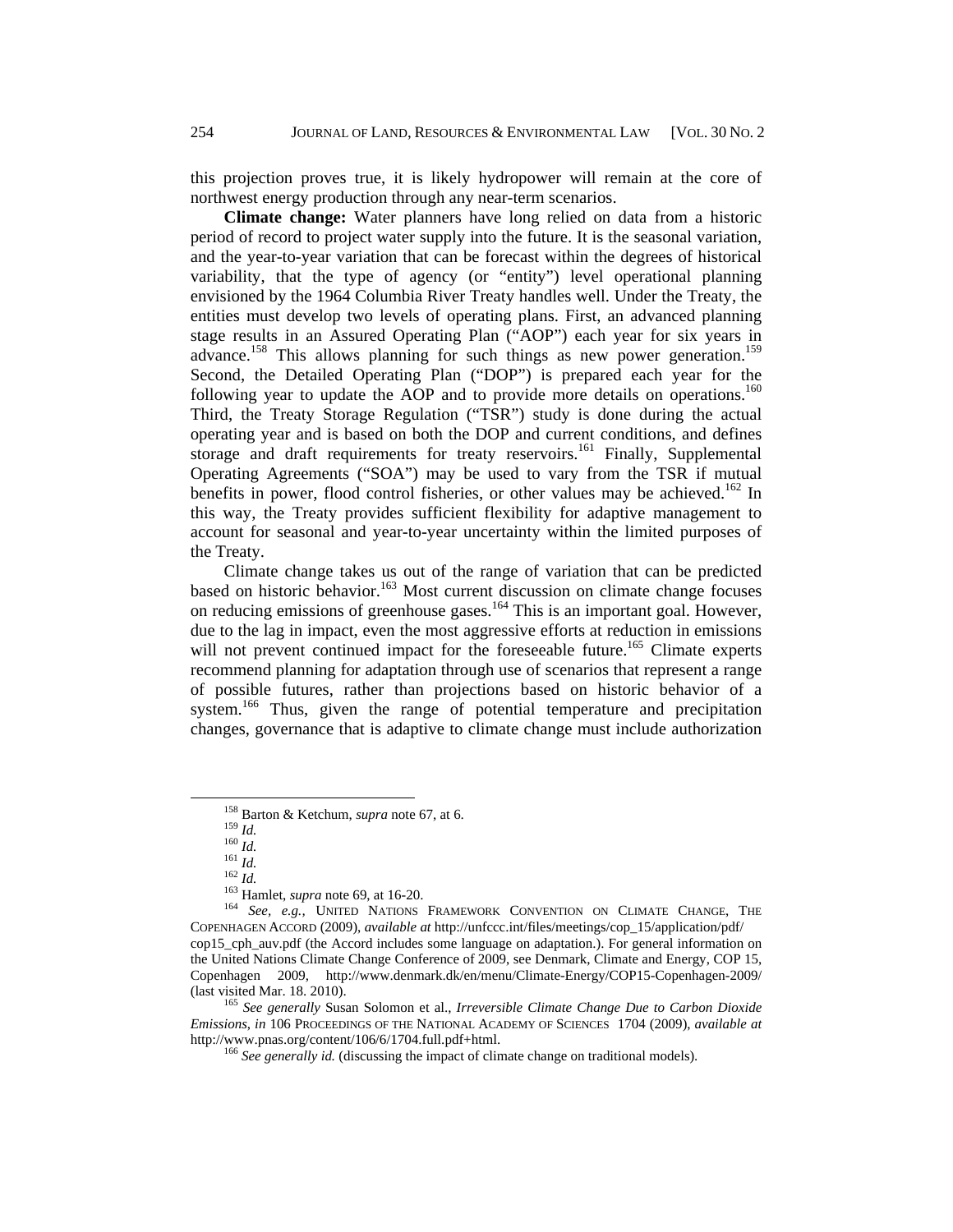this projection proves true, it is likely hydropower will remain at the core of northwest energy production through any near-term scenarios.

**Climate change:** Water planners have long relied on data from a historic period of record to project water supply into the future. It is the seasonal variation, and the year-to-year variation that can be forecast within the degrees of historical variability, that the type of agency (or "entity") level operational planning envisioned by the 1964 Columbia River Treaty handles well. Under the Treaty, the entities must develop two levels of operating plans. First, an advanced planning stage results in an Assured Operating Plan ("AOP") each year for six years in advance.[158] This allows planning for such things as new power generation.[159] Second, the Detailed Operating Plan ("DOP") is prepared each year for the following year to update the AOP and to provide more details on operations.[160] Third, the Treaty Storage Regulation ("TSR") study is done during the actual operating year and is based on both the DOP and current conditions, and defines storage and draft requirements for treaty reservoirs.[161] Finally, Supplemental Operating Agreements ("SOA") may be used to vary from the TSR if mutual benefits in power, flood control fisheries, or other values may be achieved.[162] In this way, the Treaty provides sufficient flexibility for adaptive management to account for seasonal and year-to-year uncertainty within the limited purposes of the Treaty.

Climate change takes us out of the range of variation that can be predicted based on historic behavior.[163] Most current discussion on climate change focuses on reducing emissions of greenhouse gases.[164] This is an important goal. However, due to the lag in impact, even the most aggressive efforts at reduction in emissions will not prevent continued impact for the foreseeable future.[165] Climate experts recommend planning for adaptation through use of scenarios that represent a range of possible futures, rather than projections based on historic behavior of a system.[166] Thus, given the range of potential temperature and precipitation changes, governance that is adaptive to climate change must include authorization

---

[158] Barton & Ketchum, *supra* note 67, at 6.

[159] *Id.*

[160] *Id.*

[161] *Id.*

[162] *Id.*

[163] Hamlet, *supra* note 69, at 16-20.

[164] *See, e.g.*, UNITED NATIONS FRAMEWORK CONVENTION ON CLIMATE CHANGE, THE COPENHAGEN ACCORD (2009), *available at* http://unfccc.int/files/meetings/cop_15/application/pdf/cop15_cph_auv.pdf (the Accord includes some language on adaptation.). For general information on the United Nations Climate Change Conference of 2009, see Denmark, Climate and Energy, COP 15, Copenhagen 2009, http://www.denmark.dk/en/menu/Climate-Energy/COP15-Copenhagen-2009/ (last visited Mar. 18. 2010).

[165] *See generally* Susan Solomon et al., *Irreversible Climate Change Due to Carbon Dioxide Emissions*, *in* 106 PROCEEDINGS OF THE NATIONAL ACADEMY OF SCIENCES 1704 (2009), *available at* http://www.pnas.org/content/106/6/1704.full.pdf+html.

[166] *See generally id.* (discussing the impact of climate change on traditional models).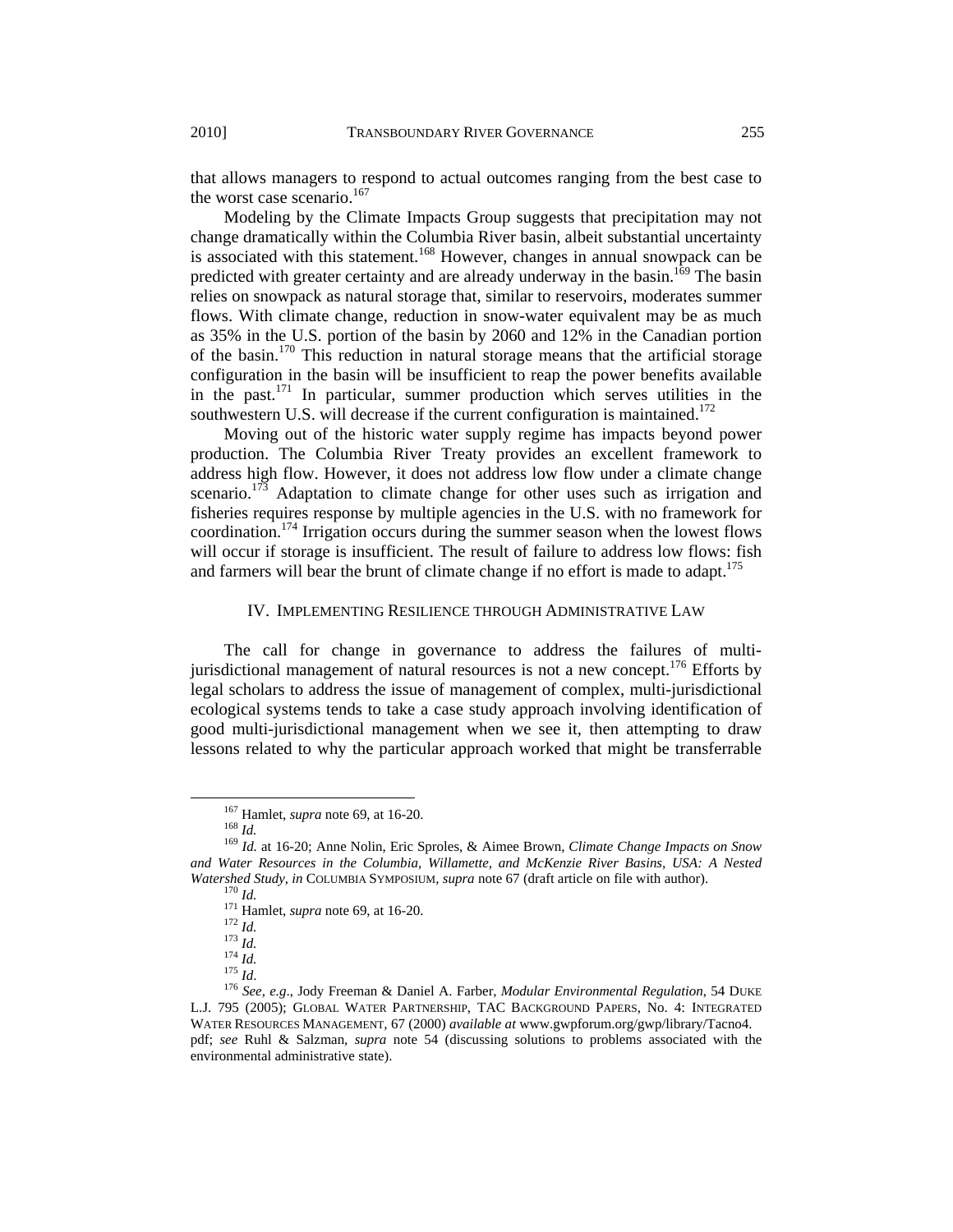that allows managers to respond to actual outcomes ranging from the best case to the worst case scenario.[167]

Modeling by the Climate Impacts Group suggests that precipitation may not change dramatically within the Columbia River basin, albeit substantial uncertainty is associated with this statement.[168] However, changes in annual snowpack can be predicted with greater certainty and are already underway in the basin.[169] The basin relies on snowpack as natural storage that, similar to reservoirs, moderates summer flows. With climate change, reduction in snow-water equivalent may be as much as 35% in the U.S. portion of the basin by 2060 and 12% in the Canadian portion of the basin.[170] This reduction in natural storage means that the artificial storage configuration in the basin will be insufficient to reap the power benefits available in the past.[171] In particular, summer production which serves utilities in the southwestern U.S. will decrease if the current configuration is maintained.[172]

Moving out of the historic water supply regime has impacts beyond power production. The Columbia River Treaty provides an excellent framework to address high flow. However, it does not address low flow under a climate change scenario.[173] Adaptation to climate change for other uses such as irrigation and fisheries requires response by multiple agencies in the U.S. with no framework for coordination.[174] Irrigation occurs during the summer season when the lowest flows will occur if storage is insufficient. The result of failure to address low flows: fish and farmers will bear the brunt of climate change if no effort is made to adapt.[175]

## IV. IMPLEMENTING RESILIENCE THROUGH ADMINISTRATIVE LAW

The call for change in governance to address the failures of multi-jurisdictional management of natural resources is not a new concept.[176] Efforts by legal scholars to address the issue of management of complex, multi-jurisdictional ecological systems tends to take a case study approach involving identification of good multi-jurisdictional management when we see it, then attempting to draw lessons related to why the particular approach worked that might be transferrable

---

[167] Hamlet, *supra* note 69, at 16-20.

[168] *Id.*

[169] *Id.* at 16-20; Anne Nolin, Eric Sproles, & Aimee Brown, *Climate Change Impacts on Snow and Water Resources in the Columbia, Willamette, and McKenzie River Basins, USA: A Nested Watershed Study*, *in* COLUMBIA SYMPOSIUM, *supra* note 67 (draft article on file with author).

[170] *Id.*

[171] Hamlet, *supra* note 69, at 16-20.

[172] *Id.*

[173] *Id.*

[174] *Id.*

[175] *Id*.

[176] *See, e.g*., Jody Freeman & Daniel A. Farber, *Modular Environmental Regulation*, 54 DUKE L.J. 795 (2005); GLOBAL WATER PARTNERSHIP, TAC BACKGROUND PAPERS, No. 4: INTEGRATED WATER RESOURCES MANAGEMENT, 67 (2000) *available at* www.gwpforum.org/gwp/library/Tacno4.pdf; *see* Ruhl & Salzman, *supra* note 54 (discussing solutions to problems associated with the environmental administrative state).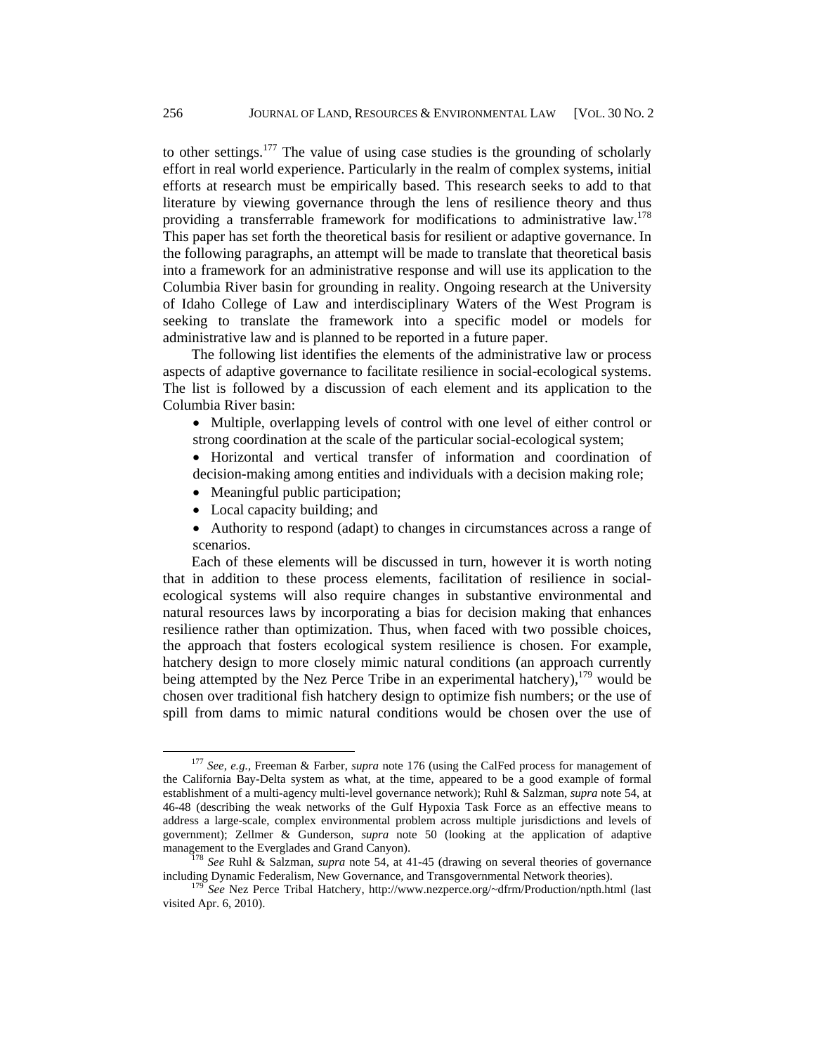to other settings.[177] The value of using case studies is the grounding of scholarly effort in real world experience. Particularly in the realm of complex systems, initial efforts at research must be empirically based. This research seeks to add to that literature by viewing governance through the lens of resilience theory and thus providing a transferrable framework for modifications to administrative law.[178] This paper has set forth the theoretical basis for resilient or adaptive governance. In the following paragraphs, an attempt will be made to translate that theoretical basis into a framework for an administrative response and will use its application to the Columbia River basin for grounding in reality. Ongoing research at the University of Idaho College of Law and interdisciplinary Waters of the West Program is seeking to translate the framework into a specific model or models for administrative law and is planned to be reported in a future paper.

The following list identifies the elements of the administrative law or process aspects of adaptive governance to facilitate resilience in social-ecological systems. The list is followed by a discussion of each element and its application to the Columbia River basin:

- Multiple, overlapping levels of control with one level of either control or strong coordination at the scale of the particular social-ecological system;
- Horizontal and vertical transfer of information and coordination of decision-making among entities and individuals with a decision making role;
- Meaningful public participation;
- Local capacity building; and
- Authority to respond (adapt) to changes in circumstances across a range of scenarios.

Each of these elements will be discussed in turn, however it is worth noting that in addition to these process elements, facilitation of resilience in social-ecological systems will also require changes in substantive environmental and natural resources laws by incorporating a bias for decision making that enhances resilience rather than optimization. Thus, when faced with two possible choices, the approach that fosters ecological system resilience is chosen. For example, hatchery design to more closely mimic natural conditions (an approach currently being attempted by the Nez Perce Tribe in an experimental hatchery),[179] would be chosen over traditional fish hatchery design to optimize fish numbers; or the use of spill from dams to mimic natural conditions would be chosen over the use of

---

[177] *See, e.g.*, Freeman & Farber, *supra* note 176 (using the CalFed process for management of the California Bay-Delta system as what, at the time, appeared to be a good example of formal establishment of a multi-agency multi-level governance network); Ruhl & Salzman, *supra* note 54, at 46-48 (describing the weak networks of the Gulf Hypoxia Task Force as an effective means to address a large-scale, complex environmental problem across multiple jurisdictions and levels of government); Zellmer & Gunderson, *supra* note 50 (looking at the application of adaptive management to the Everglades and Grand Canyon).

[178] *See* Ruhl & Salzman, *supra* note 54, at 41-45 (drawing on several theories of governance including Dynamic Federalism, New Governance, and Transgovernmental Network theories).

[179] *See* Nez Perce Tribal Hatchery, http://www.nezperce.org/~dfrm/Production/npth.html (last visited Apr. 6, 2010).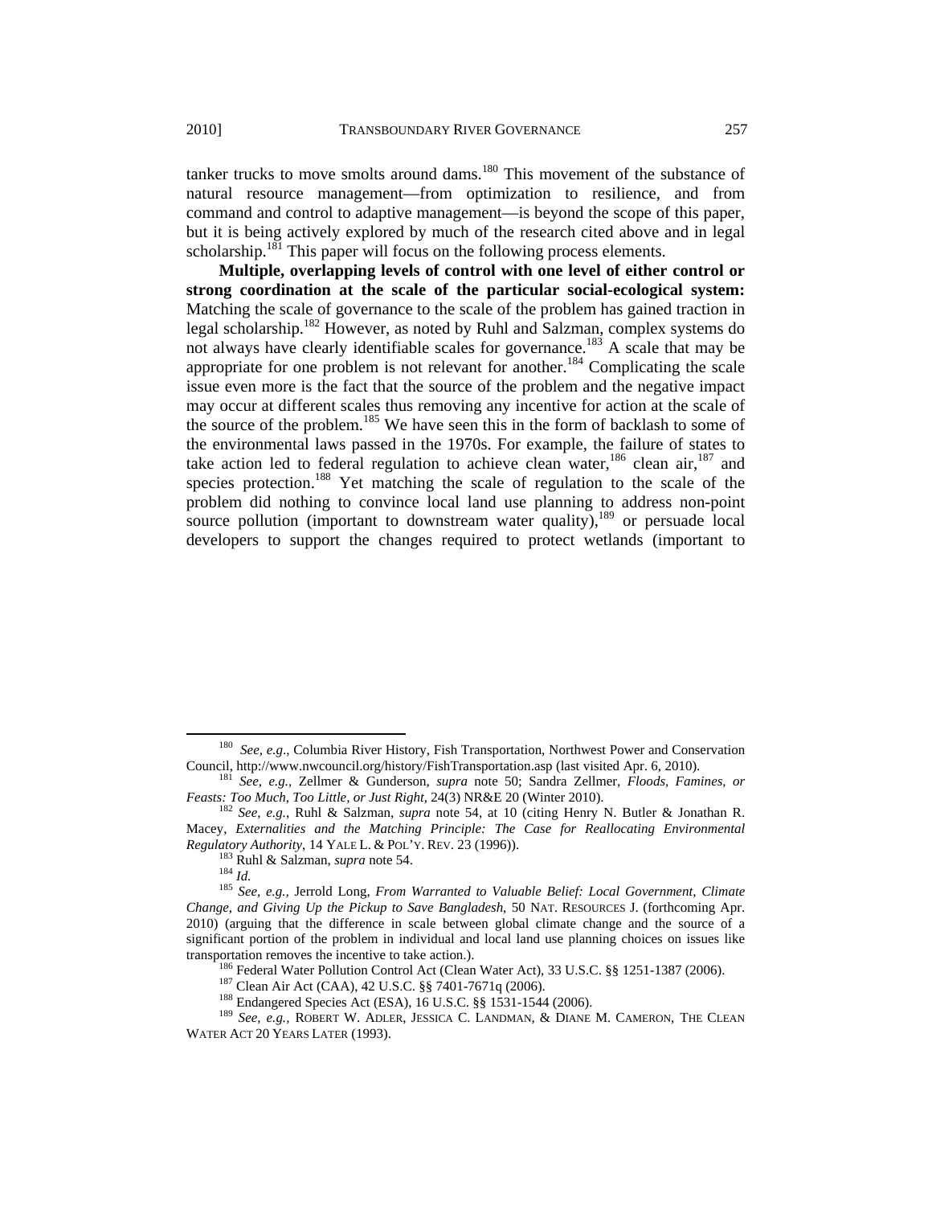tanker trucks to move smolts around dams.[180] This movement of the substance of natural resource management—from optimization to resilience, and from command and control to adaptive management—is beyond the scope of this paper, but it is being actively explored by much of the research cited above and in legal scholarship.[181] This paper will focus on the following process elements.

**Multiple, overlapping levels of control with one level of either control or strong coordination at the scale of the particular social-ecological system:** Matching the scale of governance to the scale of the problem has gained traction in legal scholarship.[182] However, as noted by Ruhl and Salzman, complex systems do not always have clearly identifiable scales for governance.[183] A scale that may be appropriate for one problem is not relevant for another.[184] Complicating the scale issue even more is the fact that the source of the problem and the negative impact may occur at different scales thus removing any incentive for action at the scale of the source of the problem.[185] We have seen this in the form of backlash to some of the environmental laws passed in the 1970s. For example, the failure of states to take action led to federal regulation to achieve clean water,[186] clean air,[187] and species protection.[188] Yet matching the scale of regulation to the scale of the problem did nothing to convince local land use planning to address non-point source pollution (important to downstream water quality),[189] or persuade local developers to support the changes required to protect wetlands (important to

---

[180] *See, e.g.*, Columbia River History, Fish Transportation, Northwest Power and Conservation Council, http://www.nwcouncil.org/history/FishTransportation.asp (last visited Apr. 6, 2010).

[181] *See, e.g.*, Zellmer & Gunderson, *supra* note 50; Sandra Zellmer, *Floods, Famines, or Feasts: Too Much, Too Little, or Just Right*, 24(3) NR&E 20 (Winter 2010).

[182] *See, e.g.*, Ruhl & Salzman, *supra* note 54, at 10 (citing Henry N. Butler & Jonathan R. Macey, *Externalities and the Matching Principle: The Case for Reallocating Environmental Regulatory Authority*, 14 YALE L. & POL'Y. REV. 23 (1996)).

[183] Ruhl & Salzman, *supra* note 54.

[184] *Id.*

[185] *See, e.g.*, Jerrold Long, *From Warranted to Valuable Belief: Local Government, Climate Change, and Giving Up the Pickup to Save Bangladesh*, 50 NAT. RESOURCES J. (forthcoming Apr. 2010) (arguing that the difference in scale between global climate change and the source of a significant portion of the problem in individual and local land use planning choices on issues like transportation removes the incentive to take action.).

[186] Federal Water Pollution Control Act (Clean Water Act), 33 U.S.C. §§ 1251-1387 (2006).

[187] Clean Air Act (CAA), 42 U.S.C. §§ 7401-7671q (2006).

[188] Endangered Species Act (ESA), 16 U.S.C. §§ 1531-1544 (2006).

[189] *See, e.g.*, ROBERT W. ADLER, JESSICA C. LANDMAN, & DIANE M. CAMERON, THE CLEAN WATER ACT 20 YEARS LATER (1993).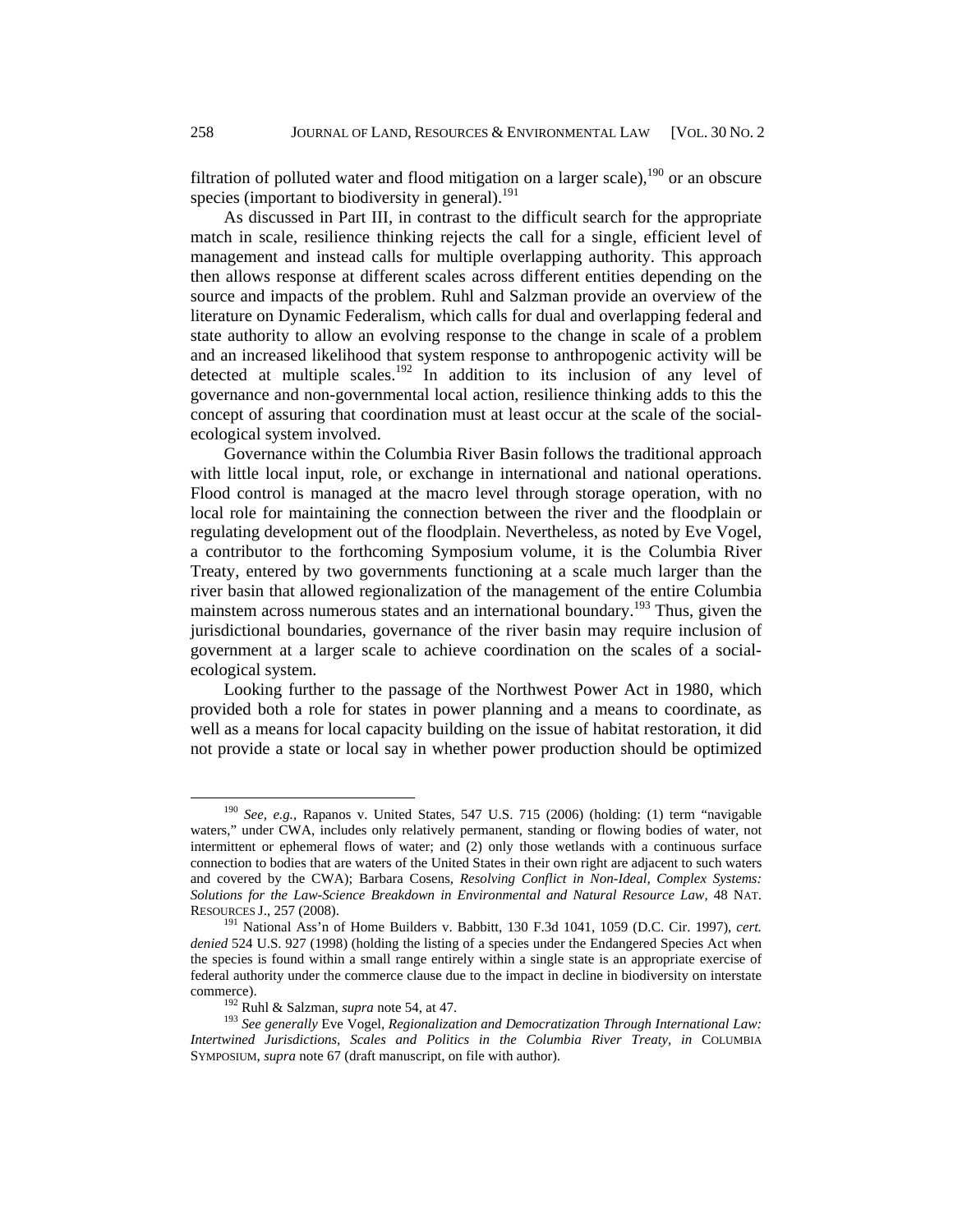filtration of polluted water and flood mitigation on a larger scale),[190] or an obscure species (important to biodiversity in general).[191]

As discussed in Part III, in contrast to the difficult search for the appropriate match in scale, resilience thinking rejects the call for a single, efficient level of management and instead calls for multiple overlapping authority. This approach then allows response at different scales across different entities depending on the source and impacts of the problem. Ruhl and Salzman provide an overview of the literature on Dynamic Federalism, which calls for dual and overlapping federal and state authority to allow an evolving response to the change in scale of a problem and an increased likelihood that system response to anthropogenic activity will be detected at multiple scales.[192] In addition to its inclusion of any level of governance and non-governmental local action, resilience thinking adds to this the concept of assuring that coordination must at least occur at the scale of the social-ecological system involved.

Governance within the Columbia River Basin follows the traditional approach with little local input, role, or exchange in international and national operations. Flood control is managed at the macro level through storage operation, with no local role for maintaining the connection between the river and the floodplain or regulating development out of the floodplain. Nevertheless, as noted by Eve Vogel, a contributor to the forthcoming Symposium volume, it is the Columbia River Treaty, entered by two governments functioning at a scale much larger than the river basin that allowed regionalization of the management of the entire Columbia mainstem across numerous states and an international boundary.[193] Thus, given the jurisdictional boundaries, governance of the river basin may require inclusion of government at a larger scale to achieve coordination on the scales of a social-ecological system.

Looking further to the passage of the Northwest Power Act in 1980, which provided both a role for states in power planning and a means to coordinate, as well as a means for local capacity building on the issue of habitat restoration, it did not provide a state or local say in whether power production should be optimized

---

[190] *See, e.g.*, Rapanos v. United States, 547 U.S. 715 (2006) (holding: (1) term "navigable waters," under CWA, includes only relatively permanent, standing or flowing bodies of water, not intermittent or ephemeral flows of water; and (2) only those wetlands with a continuous surface connection to bodies that are waters of the United States in their own right are adjacent to such waters and covered by the CWA); Barbara Cosens, *Resolving Conflict in Non-Ideal, Complex Systems: Solutions for the Law-Science Breakdown in Environmental and Natural Resource Law*, 48 NAT. RESOURCES J., 257 (2008).

[191] National Ass'n of Home Builders v. Babbitt, 130 F.3d 1041, 1059 (D.C. Cir. 1997), *cert. denied* 524 U.S. 927 (1998) (holding the listing of a species under the Endangered Species Act when the species is found within a small range entirely within a single state is an appropriate exercise of federal authority under the commerce clause due to the impact in decline in biodiversity on interstate commerce).

[192] Ruhl & Salzman, *supra* note 54, at 47.

[193] *See generally* Eve Vogel, *Regionalization and Democratization Through International Law: Intertwined Jurisdictions, Scales and Politics in the Columbia River Treaty*, *in* COLUMBIA SYMPOSIUM, *supra* note 67 (draft manuscript, on file with author).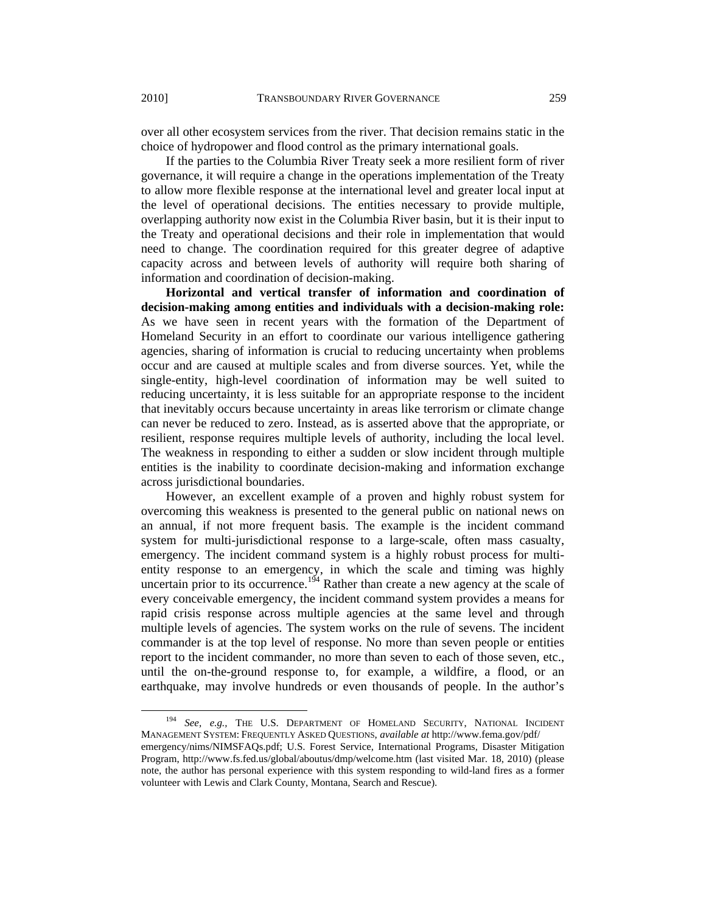over all other ecosystem services from the river. That decision remains static in the choice of hydropower and flood control as the primary international goals.

If the parties to the Columbia River Treaty seek a more resilient form of river governance, it will require a change in the operations implementation of the Treaty to allow more flexible response at the international level and greater local input at the level of operational decisions. The entities necessary to provide multiple, overlapping authority now exist in the Columbia River basin, but it is their input to the Treaty and operational decisions and their role in implementation that would need to change. The coordination required for this greater degree of adaptive capacity across and between levels of authority will require both sharing of information and coordination of decision-making.

**Horizontal and vertical transfer of information and coordination of decision-making among entities and individuals with a decision-making role:** As we have seen in recent years with the formation of the Department of Homeland Security in an effort to coordinate our various intelligence gathering agencies, sharing of information is crucial to reducing uncertainty when problems occur and are caused at multiple scales and from diverse sources. Yet, while the single-entity, high-level coordination of information may be well suited to reducing uncertainty, it is less suitable for an appropriate response to the incident that inevitably occurs because uncertainty in areas like terrorism or climate change can never be reduced to zero. Instead, as is asserted above that the appropriate, or resilient, response requires multiple levels of authority, including the local level. The weakness in responding to either a sudden or slow incident through multiple entities is the inability to coordinate decision-making and information exchange across jurisdictional boundaries.

However, an excellent example of a proven and highly robust system for overcoming this weakness is presented to the general public on national news on an annual, if not more frequent basis. The example is the incident command system for multi-jurisdictional response to a large-scale, often mass casualty, emergency. The incident command system is a highly robust process for multi-entity response to an emergency, in which the scale and timing was highly uncertain prior to its occurrence.[194] Rather than create a new agency at the scale of every conceivable emergency, the incident command system provides a means for rapid crisis response across multiple agencies at the same level and through multiple levels of agencies. The system works on the rule of sevens. The incident commander is at the top level of response. No more than seven people or entities report to the incident commander, no more than seven to each of those seven, etc., until the on-the-ground response to, for example, a wildfire, a flood, or an earthquake, may involve hundreds or even thousands of people. In the author's

---

[194] *See, e.g.*, THE U.S. DEPARTMENT OF HOMELAND SECURITY, NATIONAL INCIDENT MANAGEMENT SYSTEM: FREQUENTLY ASKED QUESTIONS, *available at* http://www.fema.gov/pdf/emergency/nims/NIMSFAQs.pdf; U.S. Forest Service, International Programs, Disaster Mitigation Program, http://www.fs.fed.us/global/aboutus/dmp/welcome.htm (last visited Mar. 18, 2010) (please note, the author has personal experience with this system responding to wild-land fires as a former volunteer with Lewis and Clark County, Montana, Search and Rescue).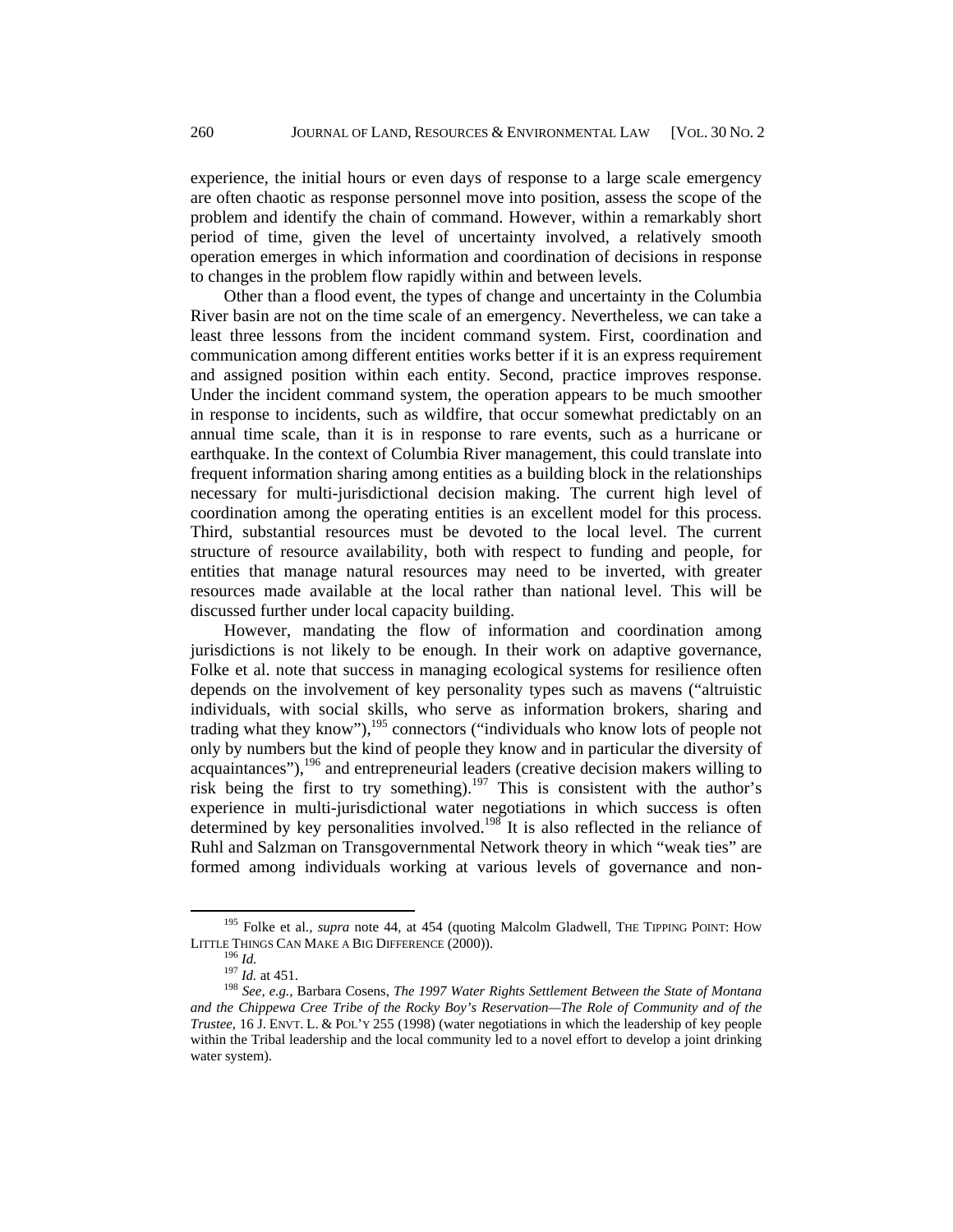experience, the initial hours or even days of response to a large scale emergency are often chaotic as response personnel move into position, assess the scope of the problem and identify the chain of command. However, within a remarkably short period of time, given the level of uncertainty involved, a relatively smooth operation emerges in which information and coordination of decisions in response to changes in the problem flow rapidly within and between levels.

Other than a flood event, the types of change and uncertainty in the Columbia River basin are not on the time scale of an emergency. Nevertheless, we can take a least three lessons from the incident command system. First, coordination and communication among different entities works better if it is an express requirement and assigned position within each entity. Second, practice improves response. Under the incident command system, the operation appears to be much smoother in response to incidents, such as wildfire, that occur somewhat predictably on an annual time scale, than it is in response to rare events, such as a hurricane or earthquake. In the context of Columbia River management, this could translate into frequent information sharing among entities as a building block in the relationships necessary for multi-jurisdictional decision making. The current high level of coordination among the operating entities is an excellent model for this process. Third, substantial resources must be devoted to the local level. The current structure of resource availability, both with respect to funding and people, for entities that manage natural resources may need to be inverted, with greater resources made available at the local rather than national level. This will be discussed further under local capacity building.

However, mandating the flow of information and coordination among jurisdictions is not likely to be enough. In their work on adaptive governance, Folke et al. note that success in managing ecological systems for resilience often depends on the involvement of key personality types such as mavens ("altruistic individuals, with social skills, who serve as information brokers, sharing and trading what they know"),[195] connectors ("individuals who know lots of people not only by numbers but the kind of people they know and in particular the diversity of acquaintances"),[196] and entrepreneurial leaders (creative decision makers willing to risk being the first to try something).[197] This is consistent with the author's experience in multi-jurisdictional water negotiations in which success is often determined by key personalities involved.[198] It is also reflected in the reliance of Ruhl and Salzman on Transgovernmental Network theory in which "weak ties" are formed among individuals working at various levels of governance and non-

---

[195] Folke et al., *supra* note 44, at 454 (quoting Malcolm Gladwell, THE TIPPING POINT: HOW LITTLE THINGS CAN MAKE A BIG DIFFERENCE (2000)).

[196] *Id.*

[197] *Id.* at 451.

[198] *See, e.g.*, Barbara Cosens, *The 1997 Water Rights Settlement Between the State of Montana and the Chippewa Cree Tribe of the Rocky Boy's Reservation—The Role of Community and of the Trustee*, 16 J. ENVT. L. & POL'Y 255 (1998) (water negotiations in which the leadership of key people within the Tribal leadership and the local community led to a novel effort to develop a joint drinking water system).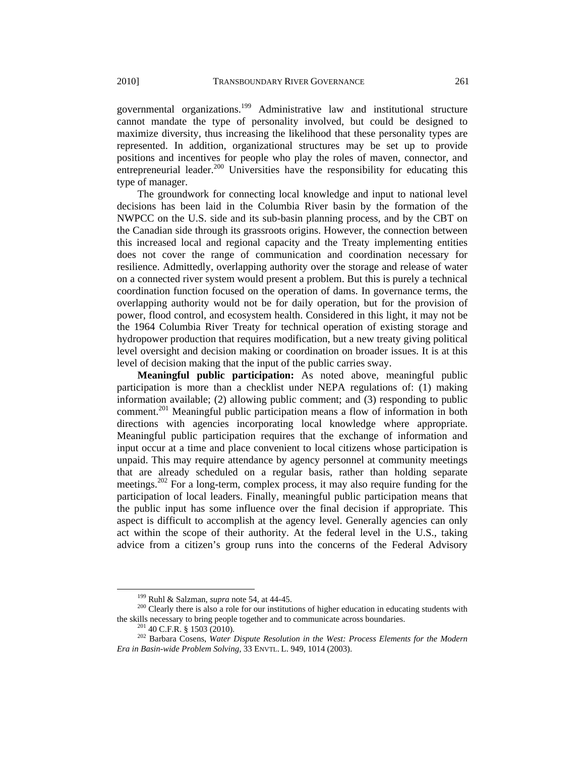governmental organizations.[199] Administrative law and institutional structure cannot mandate the type of personality involved, but could be designed to maximize diversity, thus increasing the likelihood that these personality types are represented. In addition, organizational structures may be set up to provide positions and incentives for people who play the roles of maven, connector, and entrepreneurial leader.[200] Universities have the responsibility for educating this type of manager.

The groundwork for connecting local knowledge and input to national level decisions has been laid in the Columbia River basin by the formation of the NWPCC on the U.S. side and its sub-basin planning process, and by the CBT on the Canadian side through its grassroots origins. However, the connection between this increased local and regional capacity and the Treaty implementing entities does not cover the range of communication and coordination necessary for resilience. Admittedly, overlapping authority over the storage and release of water on a connected river system would present a problem. But this is purely a technical coordination function focused on the operation of dams. In governance terms, the overlapping authority would not be for daily operation, but for the provision of power, flood control, and ecosystem health. Considered in this light, it may not be the 1964 Columbia River Treaty for technical operation of existing storage and hydropower production that requires modification, but a new treaty giving political level oversight and decision making or coordination on broader issues. It is at this level of decision making that the input of the public carries sway.

**Meaningful public participation:** As noted above, meaningful public participation is more than a checklist under NEPA regulations of: (1) making information available; (2) allowing public comment; and (3) responding to public comment.[201] Meaningful public participation means a flow of information in both directions with agencies incorporating local knowledge where appropriate. Meaningful public participation requires that the exchange of information and input occur at a time and place convenient to local citizens whose participation is unpaid. This may require attendance by agency personnel at community meetings that are already scheduled on a regular basis, rather than holding separate meetings.[202] For a long-term, complex process, it may also require funding for the participation of local leaders. Finally, meaningful public participation means that the public input has some influence over the final decision if appropriate. This aspect is difficult to accomplish at the agency level. Generally agencies can only act within the scope of their authority. At the federal level in the U.S., taking advice from a citizen's group runs into the concerns of the Federal Advisory

---

[199] Ruhl & Salzman, *supra* note 54, at 44-45.

[200] Clearly there is also a role for our institutions of higher education in educating students with the skills necessary to bring people together and to communicate across boundaries.

[201] 40 C.F.R. § 1503 (2010).

[202] Barbara Cosens, *Water Dispute Resolution in the West: Process Elements for the Modern Era in Basin-wide Problem Solving*, 33 ENVTL. L. 949, 1014 (2003).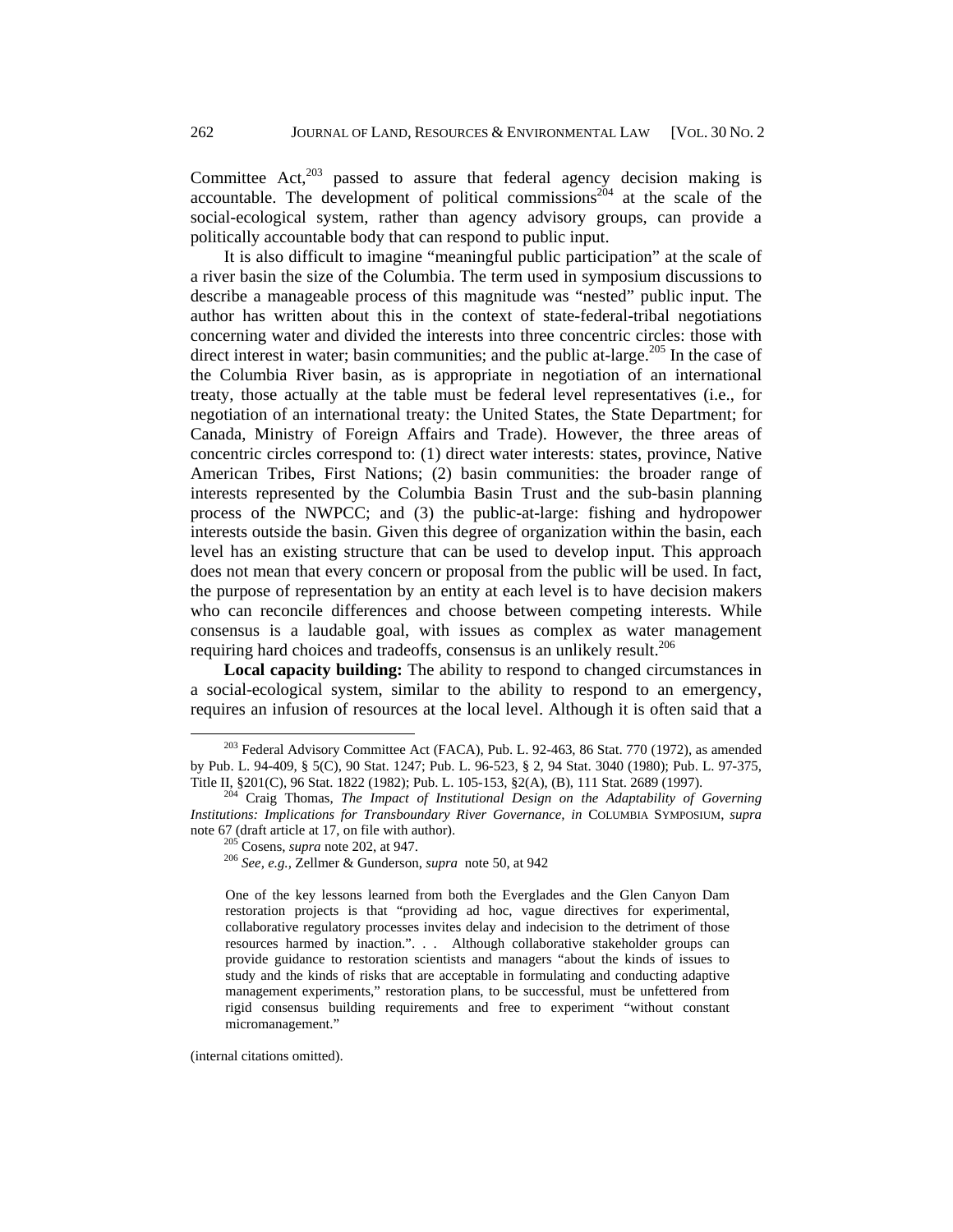Committee Act,[203] passed to assure that federal agency decision making is accountable. The development of political commissions[204] at the scale of the social-ecological system, rather than agency advisory groups, can provide a politically accountable body that can respond to public input.

It is also difficult to imagine "meaningful public participation" at the scale of a river basin the size of the Columbia. The term used in symposium discussions to describe a manageable process of this magnitude was "nested" public input. The author has written about this in the context of state-federal-tribal negotiations concerning water and divided the interests into three concentric circles: those with direct interest in water; basin communities; and the public at-large.[205] In the case of the Columbia River basin, as is appropriate in negotiation of an international treaty, those actually at the table must be federal level representatives (i.e., for negotiation of an international treaty: the United States, the State Department; for Canada, Ministry of Foreign Affairs and Trade). However, the three areas of concentric circles correspond to: (1) direct water interests: states, province, Native American Tribes, First Nations; (2) basin communities: the broader range of interests represented by the Columbia Basin Trust and the sub-basin planning process of the NWPCC; and (3) the public-at-large: fishing and hydropower interests outside the basin. Given this degree of organization within the basin, each level has an existing structure that can be used to develop input. This approach does not mean that every concern or proposal from the public will be used. In fact, the purpose of representation by an entity at each level is to have decision makers who can reconcile differences and choose between competing interests. While consensus is a laudable goal, with issues as complex as water management requiring hard choices and tradeoffs, consensus is an unlikely result.[206]

**Local capacity building:** The ability to respond to changed circumstances in a social-ecological system, similar to the ability to respond to an emergency, requires an infusion of resources at the local level. Although it is often said that a

---

[203] Federal Advisory Committee Act (FACA), Pub. L. 92-463, 86 Stat. 770 (1972), as amended by Pub. L. 94-409, § 5(C), 90 Stat. 1247; Pub. L. 96-523, § 2, 94 Stat. 3040 (1980); Pub. L. 97-375, Title II, §201(C), 96 Stat. 1822 (1982); Pub. L. 105-153, §2(A), (B), 111 Stat. 2689 (1997).

[204] Craig Thomas, *The Impact of Institutional Design on the Adaptability of Governing Institutions: Implications for Transboundary River Governance, in* COLUMBIA SYMPOSIUM, *supra* note 67 (draft article at 17, on file with author).

[205] Cosens, *supra* note 202, at 947.

[206] *See, e.g.,* Zellmer & Gunderson, *supra* note 50, at 942

> One of the key lessons learned from both the Everglades and the Glen Canyon Dam restoration projects is that "providing ad hoc, vague directives for experimental, collaborative regulatory processes invites delay and indecision to the detriment of those resources harmed by inaction.". . . Although collaborative stakeholder groups can provide guidance to restoration scientists and managers "about the kinds of issues to study and the kinds of risks that are acceptable in formulating and conducting adaptive management experiments," restoration plans, to be successful, must be unfettered from rigid consensus building requirements and free to experiment "without constant micromanagement."

(internal citations omitted).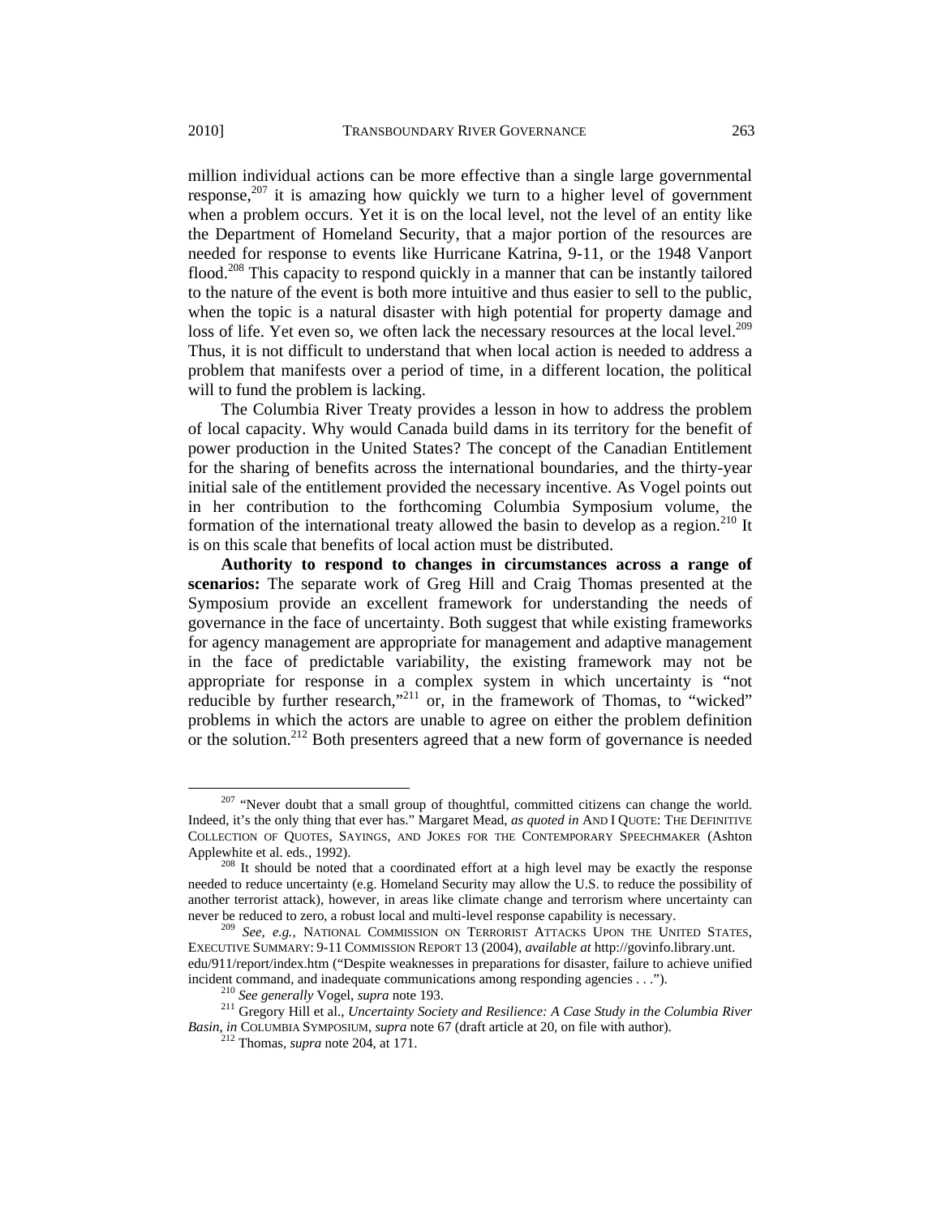million individual actions can be more effective than a single large governmental response,[207] it is amazing how quickly we turn to a higher level of government when a problem occurs. Yet it is on the local level, not the level of an entity like the Department of Homeland Security, that a major portion of the resources are needed for response to events like Hurricane Katrina, 9-11, or the 1948 Vanport flood.[208] This capacity to respond quickly in a manner that can be instantly tailored to the nature of the event is both more intuitive and thus easier to sell to the public, when the topic is a natural disaster with high potential for property damage and loss of life. Yet even so, we often lack the necessary resources at the local level.[209] Thus, it is not difficult to understand that when local action is needed to address a problem that manifests over a period of time, in a different location, the political will to fund the problem is lacking.

The Columbia River Treaty provides a lesson in how to address the problem of local capacity. Why would Canada build dams in its territory for the benefit of power production in the United States? The concept of the Canadian Entitlement for the sharing of benefits across the international boundaries, and the thirty-year initial sale of the entitlement provided the necessary incentive. As Vogel points out in her contribution to the forthcoming Columbia Symposium volume, the formation of the international treaty allowed the basin to develop as a region.[210] It is on this scale that benefits of local action must be distributed.

**Authority to respond to changes in circumstances across a range of scenarios:** The separate work of Greg Hill and Craig Thomas presented at the Symposium provide an excellent framework for understanding the needs of governance in the face of uncertainty. Both suggest that while existing frameworks for agency management are appropriate for management and adaptive management in the face of predictable variability, the existing framework may not be appropriate for response in a complex system in which uncertainty is "not reducible by further research,"[211] or, in the framework of Thomas, to "wicked" problems in which the actors are unable to agree on either the problem definition or the solution.[212] Both presenters agreed that a new form of governance is needed

---

[207] "Never doubt that a small group of thoughtful, committed citizens can change the world. Indeed, it's the only thing that ever has." Margaret Mead, *as quoted in* AND I QUOTE: THE DEFINITIVE COLLECTION OF QUOTES, SAYINGS, AND JOKES FOR THE CONTEMPORARY SPEECHMAKER (Ashton Applewhite et al. eds., 1992).

[208] It should be noted that a coordinated effort at a high level may be exactly the response needed to reduce uncertainty (e.g. Homeland Security may allow the U.S. to reduce the possibility of another terrorist attack), however, in areas like climate change and terrorism where uncertainty can never be reduced to zero, a robust local and multi-level response capability is necessary.

[209] *See, e.g.*, NATIONAL COMMISSION ON TERRORIST ATTACKS UPON THE UNITED STATES, EXECUTIVE SUMMARY: 9-11 COMMISSION REPORT 13 (2004), *available at* http://govinfo.library.unt.edu/911/report/index.htm ("Despite weaknesses in preparations for disaster, failure to achieve unified incident command, and inadequate communications among responding agencies . . .").

[210] *See generally* Vogel, *supra* note 193.

[211] Gregory Hill et al., *Uncertainty Society and Resilience: A Case Study in the Columbia River Basin*, *in* COLUMBIA SYMPOSIUM, *supra* note 67 (draft article at 20, on file with author).

[212] Thomas, *supra* note 204, at 171.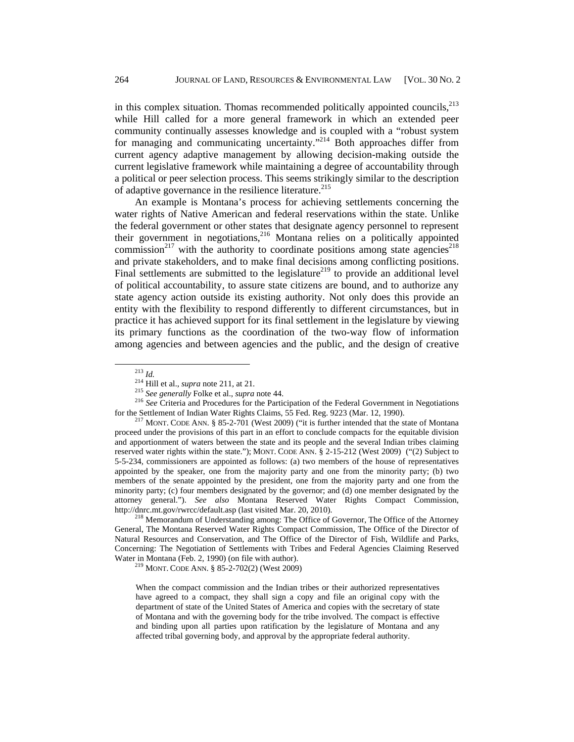in this complex situation. Thomas recommended politically appointed councils,[213] while Hill called for a more general framework in which an extended peer community continually assesses knowledge and is coupled with a "robust system for managing and communicating uncertainty."[214] Both approaches differ from current agency adaptive management by allowing decision-making outside the current legislative framework while maintaining a degree of accountability through a political or peer selection process. This seems strikingly similar to the description of adaptive governance in the resilience literature.[215]

An example is Montana's process for achieving settlements concerning the water rights of Native American and federal reservations within the state. Unlike the federal government or other states that designate agency personnel to represent their government in negotiations,[216] Montana relies on a politically appointed commission[217] with the authority to coordinate positions among state agencies[218] and private stakeholders, and to make final decisions among conflicting positions. Final settlements are submitted to the legislature[219] to provide an additional level of political accountability, to assure state citizens are bound, and to authorize any state agency action outside its existing authority. Not only does this provide an entity with the flexibility to respond differently to different circumstances, but in practice it has achieved support for its final settlement in the legislature by viewing its primary functions as the coordination of the two-way flow of information among agencies and between agencies and the public, and the design of creative

---

[213] *Id.*

[214] Hill et al., *supra* note 211, at 21.

[215] *See generally* Folke et al., *supra* note 44.

[216] *See* Criteria and Procedures for the Participation of the Federal Government in Negotiations for the Settlement of Indian Water Rights Claims, 55 Fed. Reg. 9223 (Mar. 12, 1990).

[217] MONT. CODE ANN. § 85-2-701 (West 2009) ("it is further intended that the state of Montana proceed under the provisions of this part in an effort to conclude compacts for the equitable division and apportionment of waters between the state and its people and the several Indian tribes claiming reserved water rights within the state."); MONT. CODE ANN. § 2-15-212 (West 2009) ("(2) Subject to 5-5-234, commissioners are appointed as follows: (a) two members of the house of representatives appointed by the speaker, one from the majority party and one from the minority party; (b) two members of the senate appointed by the president, one from the majority party and one from the minority party; (c) four members designated by the governor; and (d) one member designated by the attorney general."). *See also* Montana Reserved Water Rights Compact Commission, http://dnrc.mt.gov/rwrcc/default.asp (last visited Mar. 20, 2010).

[218] Memorandum of Understanding among: The Office of Governor, The Office of the Attorney General, The Montana Reserved Water Rights Compact Commission, The Office of the Director of Natural Resources and Conservation, and The Office of the Director of Fish, Wildlife and Parks, Concerning: The Negotiation of Settlements with Tribes and Federal Agencies Claiming Reserved Water in Montana (Feb. 2, 1990) (on file with author).

[219] MONT. CODE ANN. § 85-2-702(2) (West 2009)

> When the compact commission and the Indian tribes or their authorized representatives have agreed to a compact, they shall sign a copy and file an original copy with the department of state of the United States of America and copies with the secretary of state of Montana and with the governing body for the tribe involved. The compact is effective and binding upon all parties upon ratification by the legislature of Montana and any affected tribal governing body, and approval by the appropriate federal authority.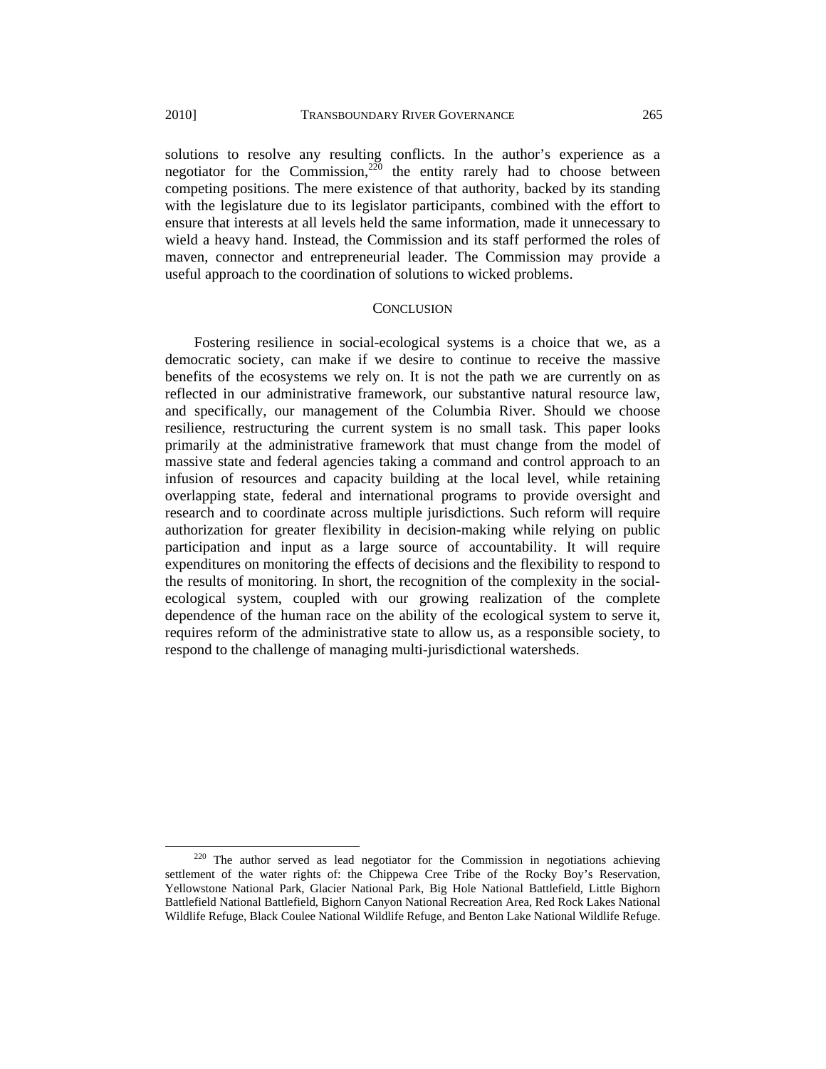solutions to resolve any resulting conflicts. In the author's experience as a negotiator for the Commission,[220] the entity rarely had to choose between competing positions. The mere existence of that authority, backed by its standing with the legislature due to its legislator participants, combined with the effort to ensure that interests at all levels held the same information, made it unnecessary to wield a heavy hand. Instead, the Commission and its staff performed the roles of maven, connector and entrepreneurial leader. The Commission may provide a useful approach to the coordination of solutions to wicked problems.

## CONCLUSION

Fostering resilience in social-ecological systems is a choice that we, as a democratic society, can make if we desire to continue to receive the massive benefits of the ecosystems we rely on. It is not the path we are currently on as reflected in our administrative framework, our substantive natural resource law, and specifically, our management of the Columbia River. Should we choose resilience, restructuring the current system is no small task. This paper looks primarily at the administrative framework that must change from the model of massive state and federal agencies taking a command and control approach to an infusion of resources and capacity building at the local level, while retaining overlapping state, federal and international programs to provide oversight and research and to coordinate across multiple jurisdictions. Such reform will require authorization for greater flexibility in decision-making while relying on public participation and input as a large source of accountability. It will require expenditures on monitoring the effects of decisions and the flexibility to respond to the results of monitoring. In short, the recognition of the complexity in the social-ecological system, coupled with our growing realization of the complete dependence of the human race on the ability of the ecological system to serve it, requires reform of the administrative state to allow us, as a responsible society, to respond to the challenge of managing multi-jurisdictional watersheds.

---

[220] The author served as lead negotiator for the Commission in negotiations achieving settlement of the water rights of: the Chippewa Cree Tribe of the Rocky Boy's Reservation, Yellowstone National Park, Glacier National Park, Big Hole National Battlefield, Little Bighorn Battlefield National Battlefield, Bighorn Canyon National Recreation Area, Red Rock Lakes National Wildlife Refuge, Black Coulee National Wildlife Refuge, and Benton Lake National Wildlife Refuge.